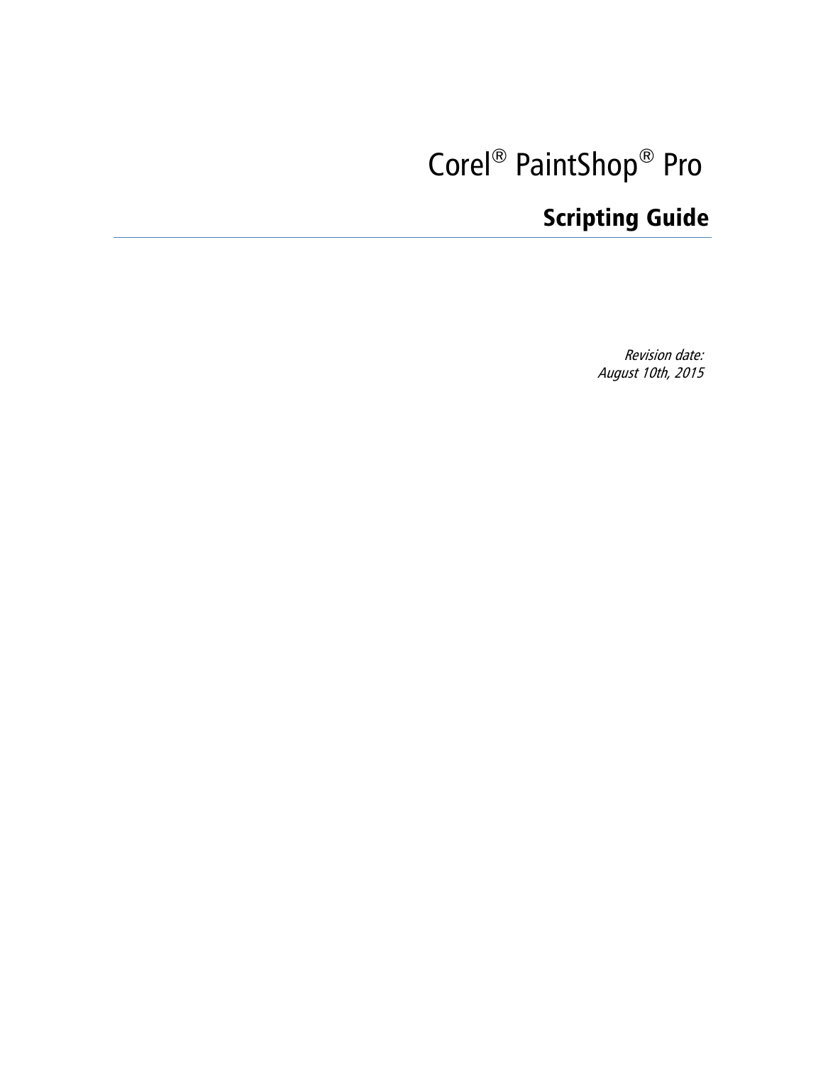# Corel® PaintShop® Pro

## Scripting Guide

*Revision date:*
*August 10th, 2015*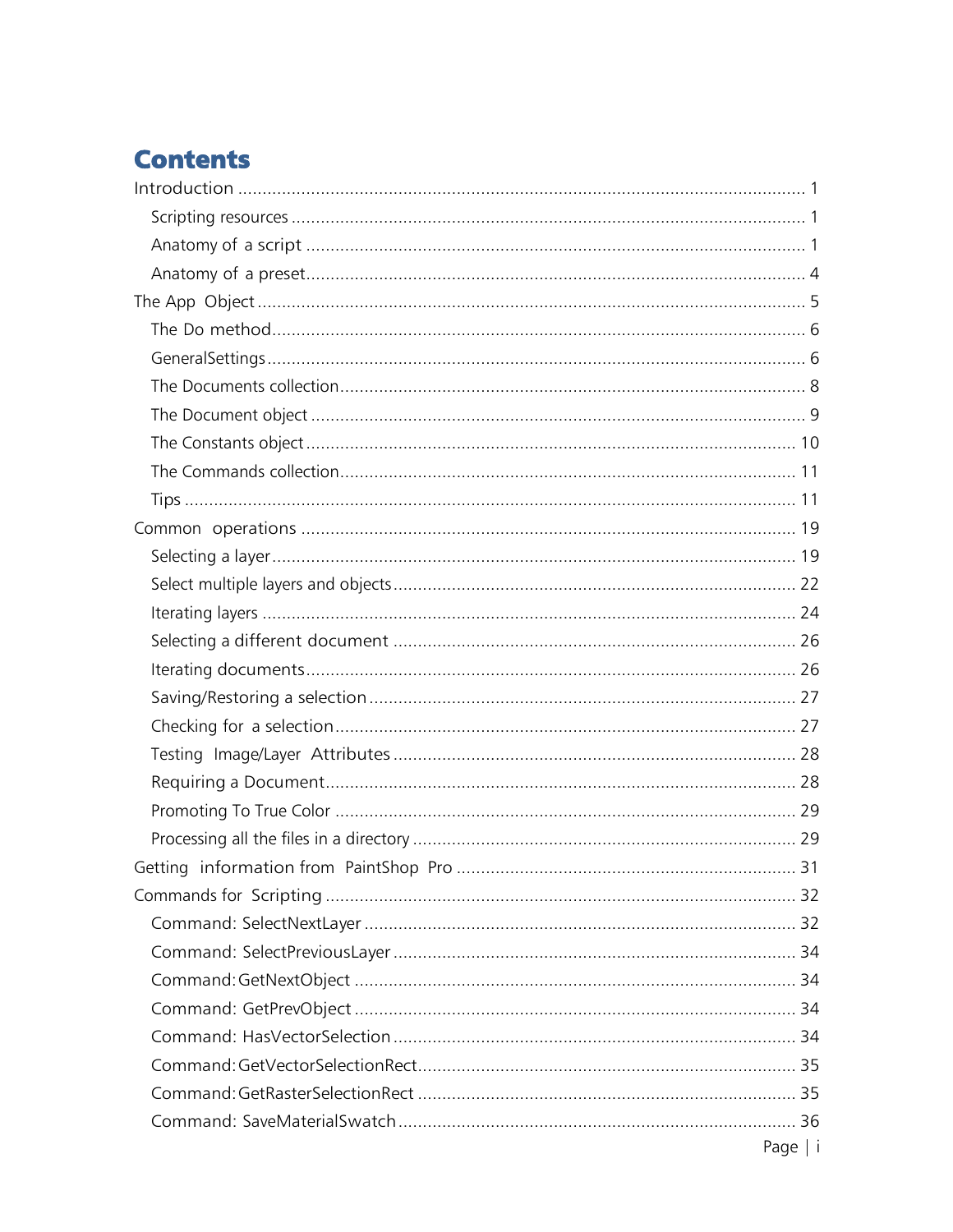# Contents

Introduction ........................................................................................................ 1
- Scripting resources ........................................................................................ 1
- Anatomy of a script ....................................................................................... 1
- Anatomy of a preset........................................................................................ 4

The App Object ..................................................................................................... 5
- The Do method................................................................................................ 6
- GeneralSettings................................................................................................. 6
- The Documents collection............................................................................... 8
- The Document object ...................................................................................... 9
- The Constants object ..................................................................................... 10
- The Commands collection.............................................................................. 11
- Tips ................................................................................................................. 11

Common operations ........................................................................................... 19
- Selecting a layer.............................................................................................. 19
- Select multiple layers and objects.................................................................. 22
- Iterating layers ............................................................................................... 24
- Selecting a different document ..................................................................... 26
- Iterating documents........................................................................................ 26
- Saving/Restoring a selection .......................................................................... 27
- Checking for a selection................................................................................. 27
- Testing Image/Layer Attributes ..................................................................... 28
- Requiring a Document.................................................................................... 28
- Promoting To True Color ............................................................................... 29
- Processing all the files in a directory ............................................................. 29

Getting information from PaintShop Pro ........................................................ 31

Commands for Scripting ..................................................................................... 32
- Command: SelectNextLayer ........................................................................... 32
- Command: SelectPreviousLayer .................................................................... 34
- Command: GetNextObject ............................................................................. 34
- Command: GetPrevObject ............................................................................. 34
- Command: HasVectorSelection ..................................................................... 34
- Command: GetVectorSelectionRect............................................................... 35
- Command: GetRasterSelectionRect ............................................................... 35
- Command: SaveMaterialSwatch .................................................................... 36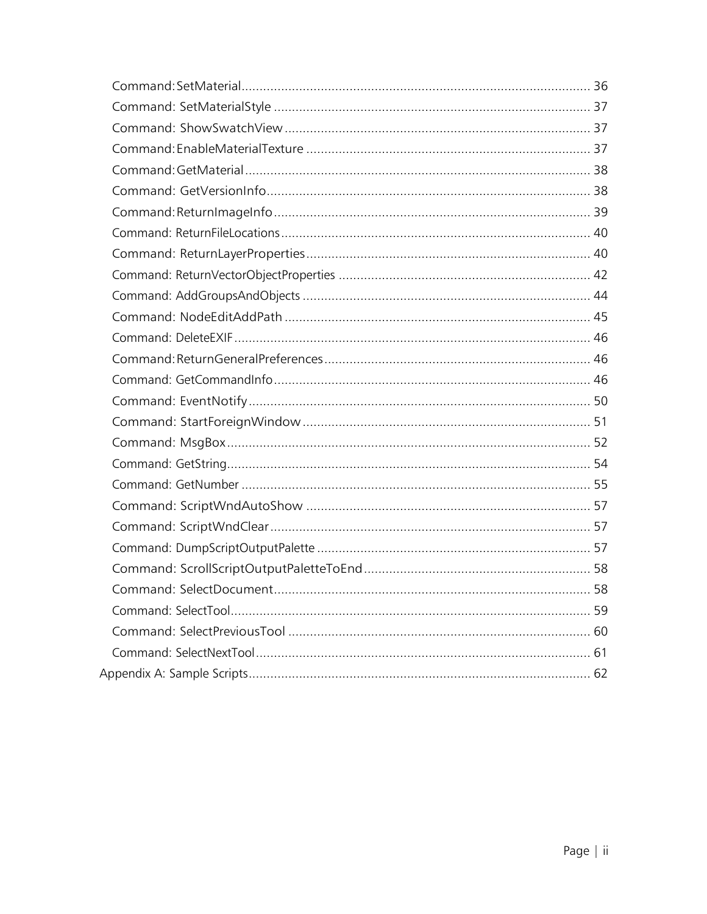Command: SetMaterial ........................................................................................ 36
Command: SetMaterialStyle ................................................................................ 37
Command: ShowSwatchView ............................................................................... 37
Command: EnableMaterialTexture ........................................................................ 37
Command: GetMaterial ....................................................................................... 38
Command: GetVersionInfo .................................................................................. 38
Command: ReturnImageInfo ................................................................................ 39
Command: ReturnFileLocations ............................................................................ 40
Command: ReturnLayerProperties ........................................................................ 40
Command: ReturnVectorObjectProperties .............................................................. 42
Command: AddGroupsAndObjects ......................................................................... 44
Command: NodeEditAddPath ............................................................................... 45
Command: DeleteEXIF ......................................................................................... 46
Command: ReturnGeneralPreferences ................................................................... 46
Command: GetCommandInfo ................................................................................ 46
Command: EventNotify ........................................................................................ 50
Command: StartForeignWindow ........................................................................... 51
Command: MsgBox ............................................................................................. 52
Command: GetString ........................................................................................... 54
Command: GetNumber ........................................................................................ 55
Command: ScriptWndAutoShow ........................................................................... 57
Command: ScriptWndClear ................................................................................... 57
Command: DumpScriptOutputPalette ..................................................................... 57
Command: ScrollScriptOutputPaletteToEnd ............................................................ 58
Command: SelectDocument .................................................................................. 58
Command: SelectTool ........................................................................................... 59
Command: SelectPreviousTool ............................................................................... 60
Command: SelectNextTool ..................................................................................... 61
Appendix A: Sample Scripts ...................................................................................... 62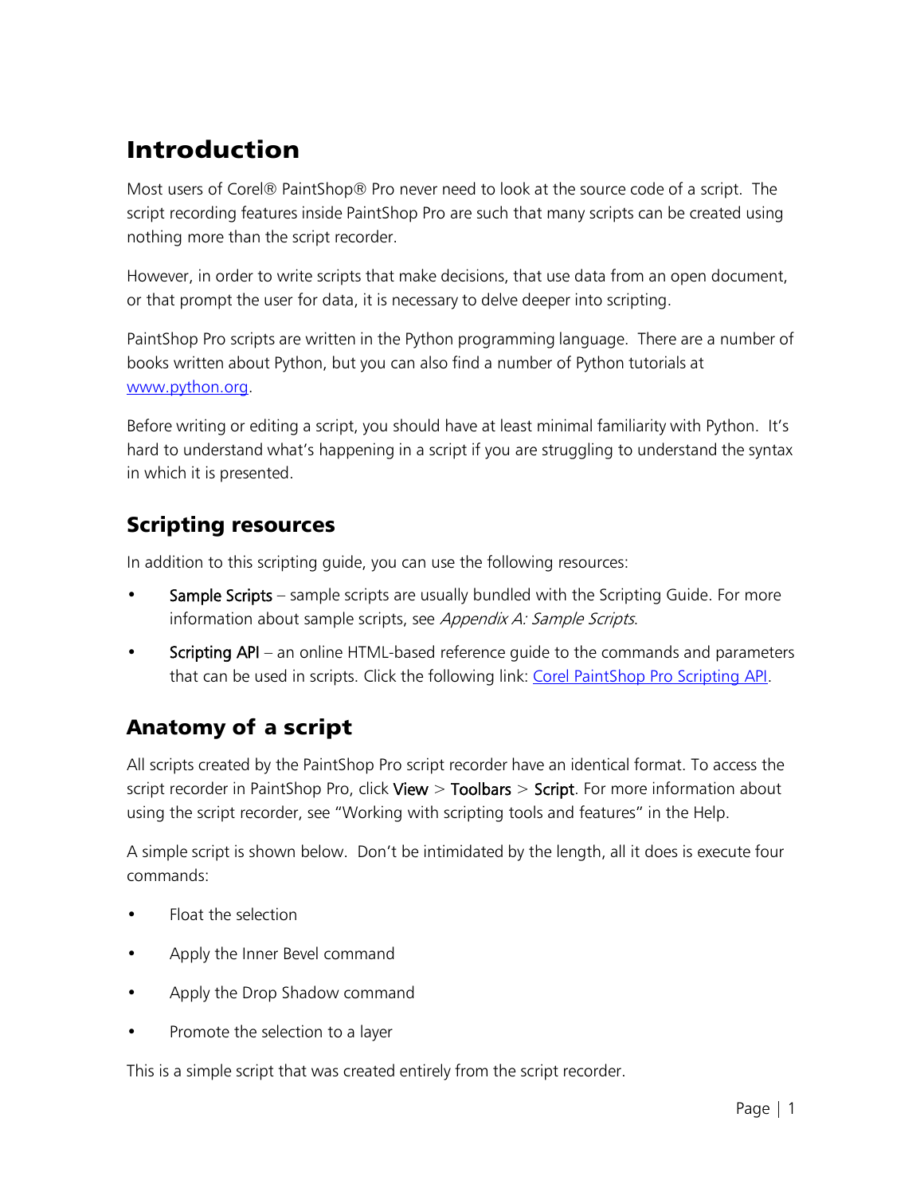# Introduction

Most users of Corel® PaintShop® Pro never need to look at the source code of a script. The script recording features inside PaintShop Pro are such that many scripts can be created using nothing more than the script recorder.

However, in order to write scripts that make decisions, that use data from an open document, or that prompt the user for data, it is necessary to delve deeper into scripting.

PaintShop Pro scripts are written in the Python programming language. There are a number of books written about Python, but you can also find a number of Python tutorials at [www.python.org](http://www.python.org).

Before writing or editing a script, you should have at least minimal familiarity with Python. It's hard to understand what's happening in a script if you are struggling to understand the syntax in which it is presented.

## Scripting resources

In addition to this scripting guide, you can use the following resources:

- **Sample Scripts** – sample scripts are usually bundled with the Scripting Guide. For more information about sample scripts, see *Appendix A: Sample Scripts*.
- **Scripting API** – an online HTML-based reference guide to the commands and parameters that can be used in scripts. Click the following link: Corel PaintShop Pro Scripting API.

## Anatomy of a script

All scripts created by the PaintShop Pro script recorder have an identical format. To access the script recorder in PaintShop Pro, click **View** > **Toolbars** > **Script**. For more information about using the script recorder, see "Working with scripting tools and features" in the Help.

A simple script is shown below. Don't be intimidated by the length, all it does is execute four commands:

- Float the selection
- Apply the Inner Bevel command
- Apply the Drop Shadow command
- Promote the selection to a layer

This is a simple script that was created entirely from the script recorder.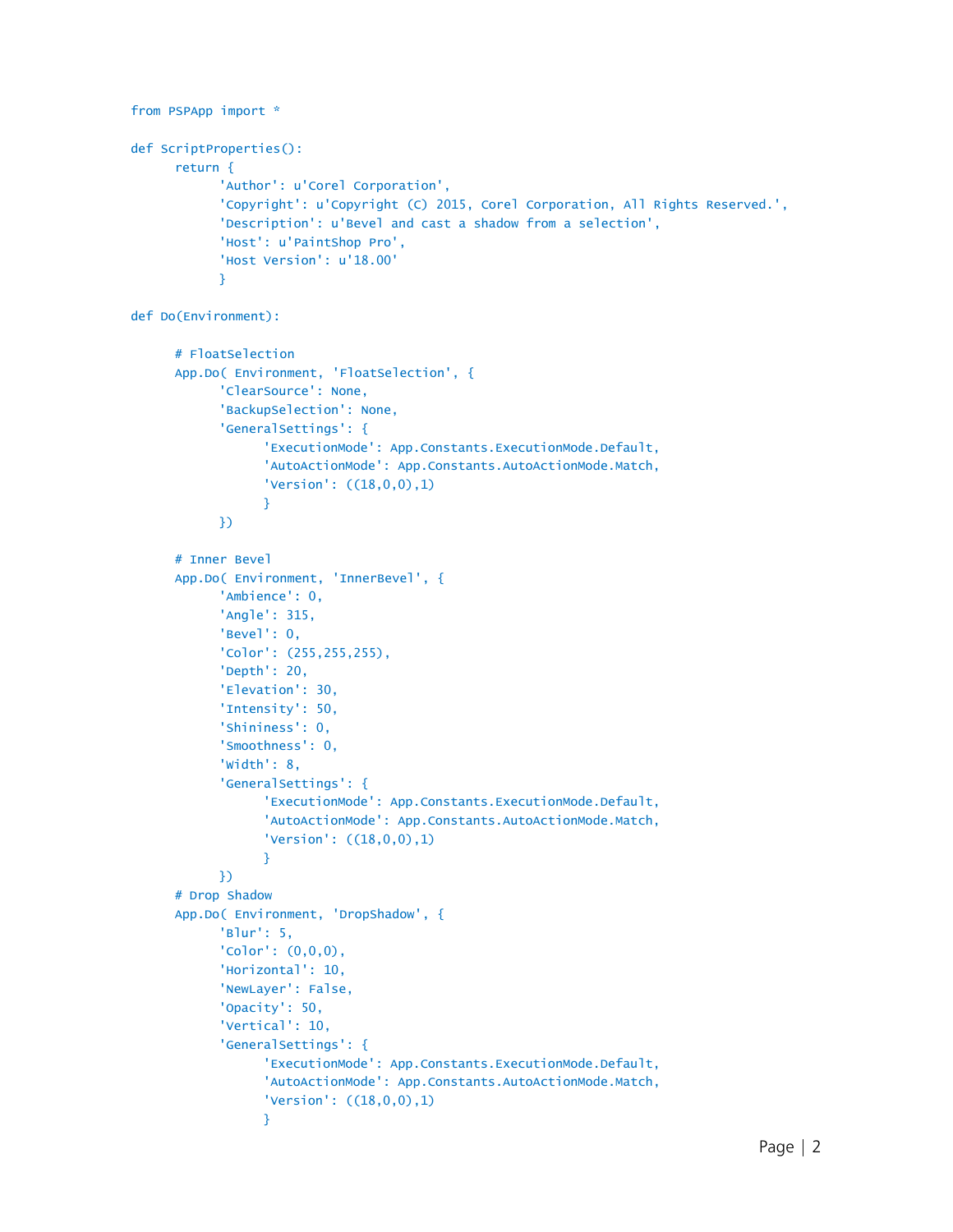```
from PSPApp import *

def ScriptProperties():
      return {
            'Author': u'Corel Corporation',
            'Copyright': u'Copyright (C) 2015, Corel Corporation, All Rights Reserved.',
            'Description': u'Bevel and cast a shadow from a selection',
            'Host': u'PaintShop Pro',
            'Host Version': u'18.00'
            }

def Do(Environment):

      # FloatSelection
      App.Do( Environment, 'FloatSelection', {
            'ClearSource': None,
            'BackupSelection': None,
            'GeneralSettings': {
                  'ExecutionMode': App.Constants.ExecutionMode.Default,
                  'AutoActionMode': App.Constants.AutoActionMode.Match,
                  'Version': ((18,0,0),1)
                  }
            })

      # Inner Bevel
      App.Do( Environment, 'InnerBevel', {
            'Ambience': 0,
            'Angle': 315,
            'Bevel': 0,
            'Color': (255,255,255),
            'Depth': 20,
            'Elevation': 30,
            'Intensity': 50,
            'Shininess': 0,
            'Smoothness': 0,
            'Width': 8,
            'GeneralSettings': {
                  'ExecutionMode': App.Constants.ExecutionMode.Default,
                  'AutoActionMode': App.Constants.AutoActionMode.Match,
                  'Version': ((18,0,0),1)
                  }
            })
      # Drop Shadow
      App.Do( Environment, 'DropShadow', {
            'Blur': 5,
            'Color': (0,0,0),
            'Horizontal': 10,
            'NewLayer': False,
            'Opacity': 50,
            'Vertical': 10,
            'GeneralSettings': {
                  'ExecutionMode': App.Constants.ExecutionMode.Default,
                  'AutoActionMode': App.Constants.AutoActionMode.Match,
                  'Version': ((18,0,0),1)
                  }
```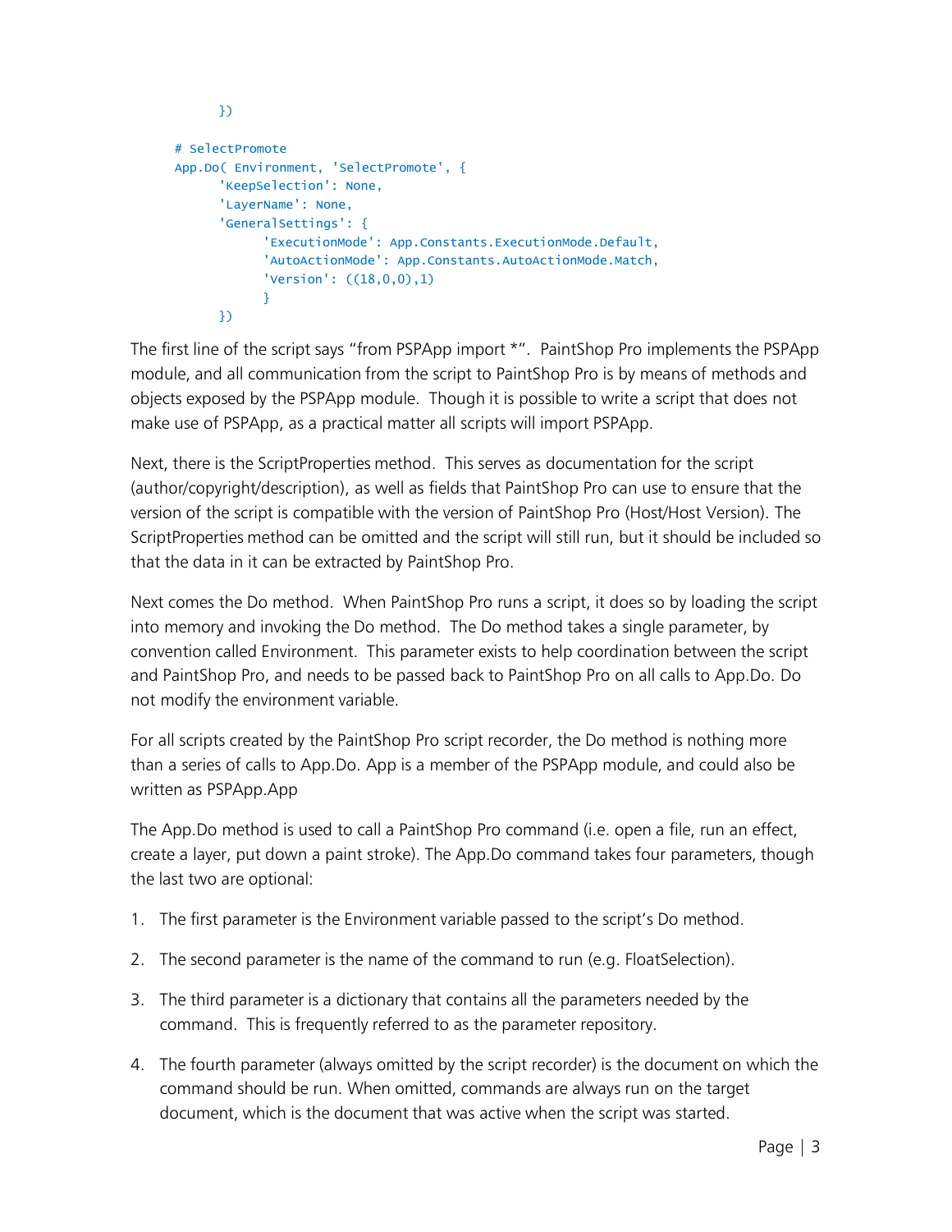```
        })

    # SelectPromote
    App.Do( Environment, 'SelectPromote', {
            'KeepSelection': None,
            'LayerName': None,
            'GeneralSettings': {
                'ExecutionMode': App.Constants.ExecutionMode.Default,
                'AutoActionMode': App.Constants.AutoActionMode.Match,
                'Version': ((18,0,0),1)
                }
            })
```

The first line of the script says "from PSPApp import *". PaintShop Pro implements the PSPApp module, and all communication from the script to PaintShop Pro is by means of methods and objects exposed by the PSPApp module. Though it is possible to write a script that does not make use of PSPApp, as a practical matter all scripts will import PSPApp.

Next, there is the ScriptProperties method. This serves as documentation for the script (author/copyright/description), as well as fields that PaintShop Pro can use to ensure that the version of the script is compatible with the version of PaintShop Pro (Host/Host Version). The ScriptProperties method can be omitted and the script will still run, but it should be included so that the data in it can be extracted by PaintShop Pro.

Next comes the Do method. When PaintShop Pro runs a script, it does so by loading the script into memory and invoking the Do method. The Do method takes a single parameter, by convention called Environment. This parameter exists to help coordination between the script and PaintShop Pro, and needs to be passed back to PaintShop Pro on all calls to App.Do. Do not modify the environment variable.

For all scripts created by the PaintShop Pro script recorder, the Do method is nothing more than a series of calls to App.Do. App is a member of the PSPApp module, and could also be written as PSPApp.App

The App.Do method is used to call a PaintShop Pro command (i.e. open a file, run an effect, create a layer, put down a paint stroke). The App.Do command takes four parameters, though the last two are optional:

1. The first parameter is the Environment variable passed to the script's Do method.
2. The second parameter is the name of the command to run (e.g. FloatSelection).
3. The third parameter is a dictionary that contains all the parameters needed by the command. This is frequently referred to as the parameter repository.
4. The fourth parameter (always omitted by the script recorder) is the document on which the command should be run. When omitted, commands are always run on the target document, which is the document that was active when the script was started.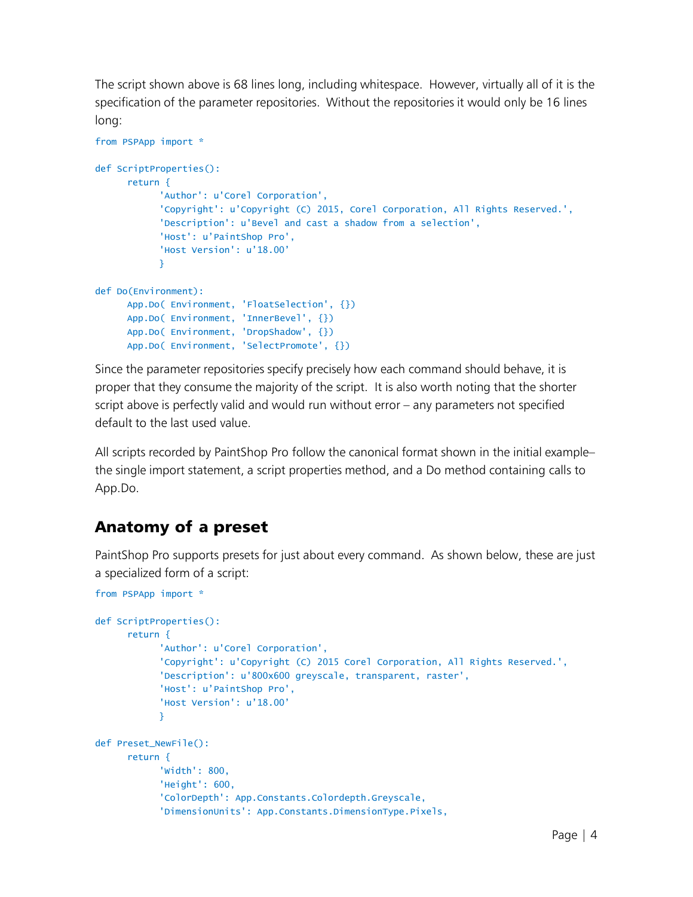The script shown above is 68 lines long, including whitespace. However, virtually all of it is the specification of the parameter repositories. Without the repositories it would only be 16 lines long:

```
from PSPApp import *

def ScriptProperties():
      return {
            'Author': u'Corel Corporation',
            'Copyright': u'Copyright (C) 2015, Corel Corporation, All Rights Reserved.',
            'Description': u'Bevel and cast a shadow from a selection',
            'Host': u'PaintShop Pro',
            'Host Version': u'18.00'
            }

def Do(Environment):
      App.Do( Environment, 'FloatSelection', {})
      App.Do( Environment, 'InnerBevel', {})
      App.Do( Environment, 'DropShadow', {})
      App.Do( Environment, 'SelectPromote', {})
```

Since the parameter repositories specify precisely how each command should behave, it is proper that they consume the majority of the script. It is also worth noting that the shorter script above is perfectly valid and would run without error – any parameters not specified default to the last used value.

All scripts recorded by PaintShop Pro follow the canonical format shown in the initial example– the single import statement, a script properties method, and a Do method containing calls to App.Do.

## Anatomy of a preset

PaintShop Pro supports presets for just about every command. As shown below, these are just a specialized form of a script:

```
from PSPApp import *

def ScriptProperties():
      return {
            'Author': u'Corel Corporation',
            'Copyright': u'Copyright (C) 2015 Corel Corporation, All Rights Reserved.',
            'Description': u'800x600 greyscale, transparent, raster',
            'Host': u'PaintShop Pro',
            'Host Version': u'18.00'
            }

def Preset_NewFile():
      return {
            'Width': 800,
            'Height': 600,
            'ColorDepth': App.Constants.Colordepth.Greyscale,
            'DimensionUnits': App.Constants.DimensionType.Pixels,
```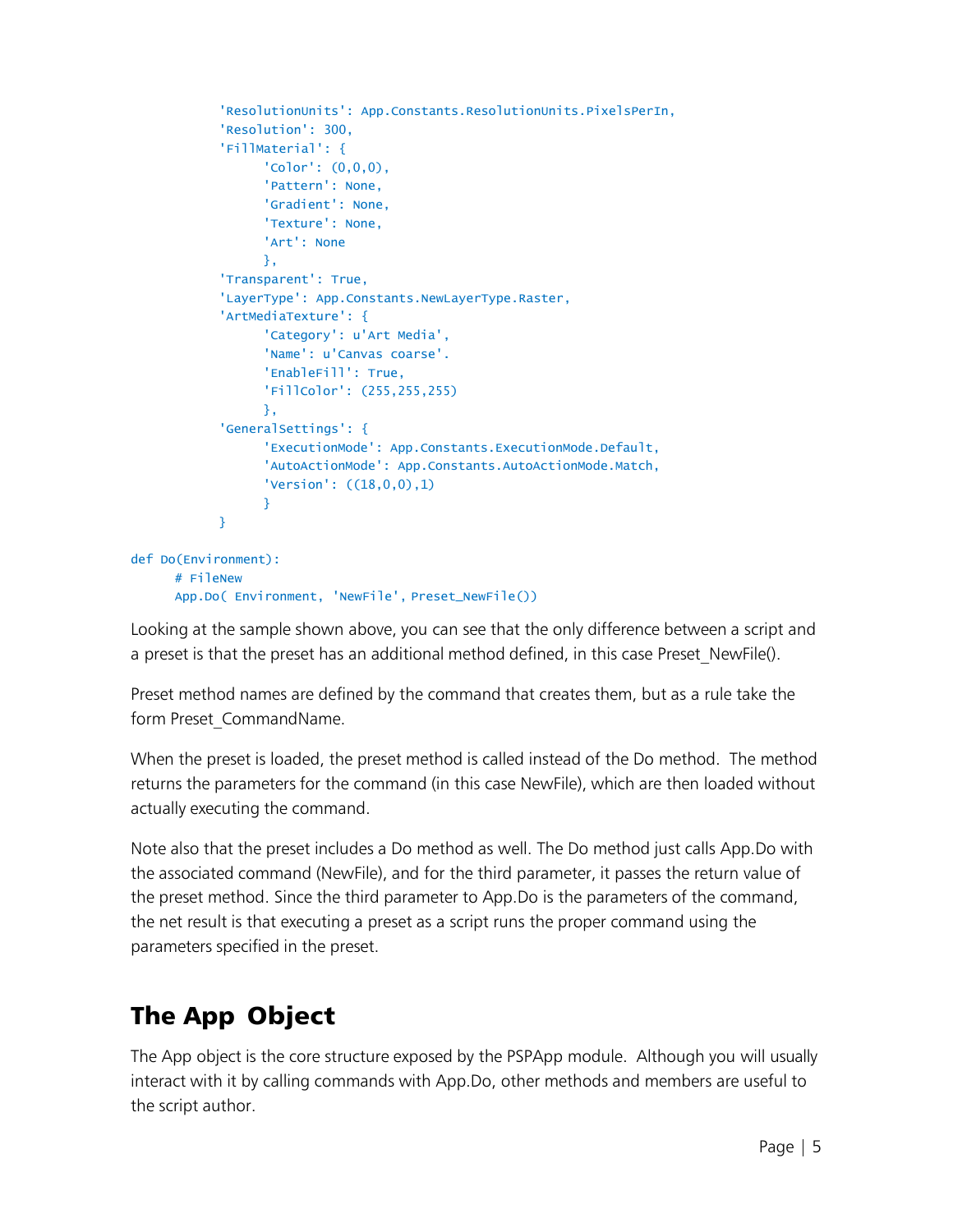```
            'ResolutionUnits': App.Constants.ResolutionUnits.PixelsPerIn,
            'Resolution': 300,
            'FillMaterial': {
                  'Color': (0,0,0),
                  'Pattern': None,
                  'Gradient': None,
                  'Texture': None,
                  'Art': None
                  },
            'Transparent': True,
            'LayerType': App.Constants.NewLayerType.Raster,
            'ArtMediaTexture': {
                  'Category': u'Art Media',
                  'Name': u'Canvas coarse'.
                  'EnableFill': True,
                  'FillColor': (255,255,255)
                  },
            'GeneralSettings': {
                  'ExecutionMode': App.Constants.ExecutionMode.Default,
                  'AutoActionMode': App.Constants.AutoActionMode.Match,
                  'Version': ((18,0,0),1)
                  }
            }

def Do(Environment):
      # FileNew
      App.Do( Environment, 'NewFile', Preset_NewFile())
```

Looking at the sample shown above, you can see that the only difference between a script and a preset is that the preset has an additional method defined, in this case Preset_NewFile().

Preset method names are defined by the command that creates them, but as a rule take the form Preset_CommandName.

When the preset is loaded, the preset method is called instead of the Do method. The method returns the parameters for the command (in this case NewFile), which are then loaded without actually executing the command.

Note also that the preset includes a Do method as well. The Do method just calls App.Do with the associated command (NewFile), and for the third parameter, it passes the return value of the preset method. Since the third parameter to App.Do is the parameters of the command, the net result is that executing a preset as a script runs the proper command using the parameters specified in the preset.

## The App Object

The App object is the core structure exposed by the PSPApp module. Although you will usually interact with it by calling commands with App.Do, other methods and members are useful to the script author.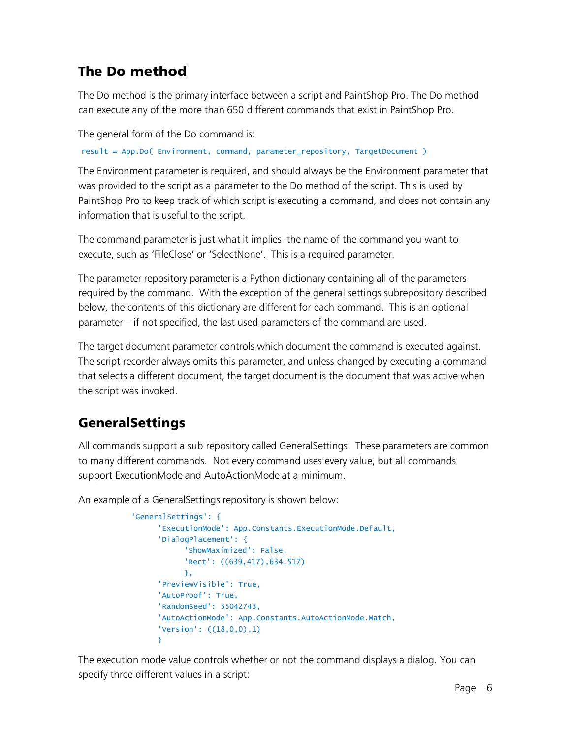## The Do method

The Do method is the primary interface between a script and PaintShop Pro. The Do method can execute any of the more than 650 different commands that exist in PaintShop Pro.

The general form of the Do command is:

```
result = App.Do( Environment, command, parameter_repository, TargetDocument )
```

The Environment parameter is required, and should always be the Environment parameter that was provided to the script as a parameter to the Do method of the script. This is used by PaintShop Pro to keep track of which script is executing a command, and does not contain any information that is useful to the script.

The command parameter is just what it implies–the name of the command you want to execute, such as 'FileClose' or 'SelectNone'. This is a required parameter.

The parameter repository parameter is a Python dictionary containing all of the parameters required by the command. With the exception of the general settings subrepository described below, the contents of this dictionary are different for each command. This is an optional parameter – if not specified, the last used parameters of the command are used.

The target document parameter controls which document the command is executed against. The script recorder always omits this parameter, and unless changed by executing a command that selects a different document, the target document is the document that was active when the script was invoked.

## GeneralSettings

All commands support a sub repository called GeneralSettings. These parameters are common to many different commands. Not every command uses every value, but all commands support ExecutionMode and AutoActionMode at a minimum.

An example of a GeneralSettings repository is shown below:

```
'GeneralSettings': {
      'ExecutionMode': App.Constants.ExecutionMode.Default,
      'DialogPlacement': {
            'ShowMaximized': False,
            'Rect': ((639,417),634,517)
            },
      'PreviewVisible': True,
      'AutoProof': True,
      'RandomSeed': 55042743,
      'AutoActionMode': App.Constants.AutoActionMode.Match,
      'Version': ((18,0,0),1)
      }
```

The execution mode value controls whether or not the command displays a dialog. You can specify three different values in a script: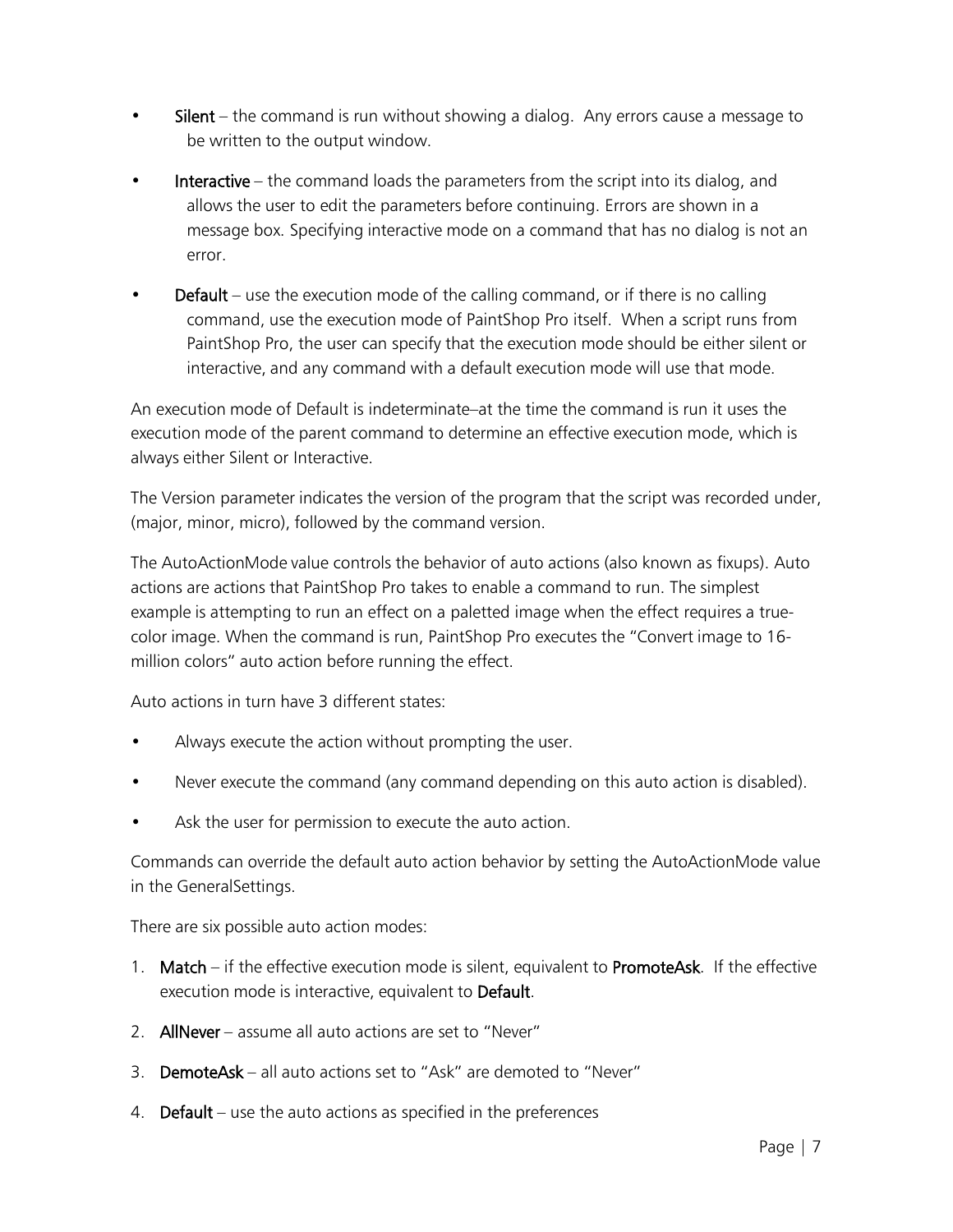- **Silent** – the command is run without showing a dialog. Any errors cause a message to be written to the output window.
- **Interactive** – the command loads the parameters from the script into its dialog, and allows the user to edit the parameters before continuing. Errors are shown in a message box. Specifying interactive mode on a command that has no dialog is not an error.
- **Default** – use the execution mode of the calling command, or if there is no calling command, use the execution mode of PaintShop Pro itself. When a script runs from PaintShop Pro, the user can specify that the execution mode should be either silent or interactive, and any command with a default execution mode will use that mode.

An execution mode of Default is indeterminate–at the time the command is run it uses the execution mode of the parent command to determine an effective execution mode, which is always either Silent or Interactive.

The Version parameter indicates the version of the program that the script was recorded under, (major, minor, micro), followed by the command version.

The AutoActionMode value controls the behavior of auto actions (also known as fixups). Auto actions are actions that PaintShop Pro takes to enable a command to run. The simplest example is attempting to run an effect on a paletted image when the effect requires a true-color image. When the command is run, PaintShop Pro executes the "Convert image to 16-million colors" auto action before running the effect.

Auto actions in turn have 3 different states:

- Always execute the action without prompting the user.
- Never execute the command (any command depending on this auto action is disabled).
- Ask the user for permission to execute the auto action.

Commands can override the default auto action behavior by setting the AutoActionMode value in the GeneralSettings.

There are six possible auto action modes:

1. **Match** – if the effective execution mode is silent, equivalent to **PromoteAsk**. If the effective execution mode is interactive, equivalent to **Default**.
2. **AllNever** – assume all auto actions are set to "Never"
3. **DemoteAsk** – all auto actions set to "Ask" are demoted to "Never"
4. **Default** – use the auto actions as specified in the preferences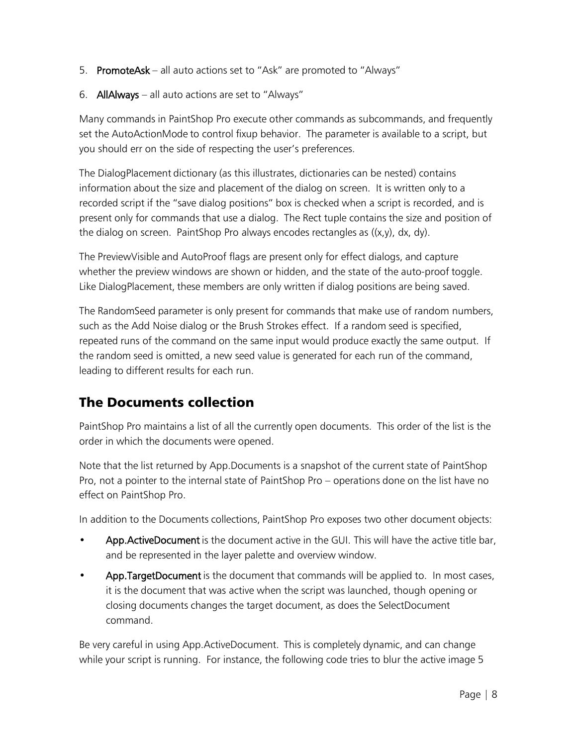5. **PromoteAsk** – all auto actions set to "Ask" are promoted to "Always"

6. **AllAlways** – all auto actions are set to "Always"

Many commands in PaintShop Pro execute other commands as subcommands, and frequently set the AutoActionMode to control fixup behavior. The parameter is available to a script, but you should err on the side of respecting the user's preferences.

The DialogPlacement dictionary (as this illustrates, dictionaries can be nested) contains information about the size and placement of the dialog on screen. It is written only to a recorded script if the "save dialog positions" box is checked when a script is recorded, and is present only for commands that use a dialog. The Rect tuple contains the size and position of the dialog on screen. PaintShop Pro always encodes rectangles as ((x,y), dx, dy).

The PreviewVisible and AutoProof flags are present only for effect dialogs, and capture whether the preview windows are shown or hidden, and the state of the auto-proof toggle. Like DialogPlacement, these members are only written if dialog positions are being saved.

The RandomSeed parameter is only present for commands that make use of random numbers, such as the Add Noise dialog or the Brush Strokes effect. If a random seed is specified, repeated runs of the command on the same input would produce exactly the same output. If the random seed is omitted, a new seed value is generated for each run of the command, leading to different results for each run.

## The Documents collection

PaintShop Pro maintains a list of all the currently open documents. This order of the list is the order in which the documents were opened.

Note that the list returned by App.Documents is a snapshot of the current state of PaintShop Pro, not a pointer to the internal state of PaintShop Pro – operations done on the list have no effect on PaintShop Pro.

In addition to the Documents collections, PaintShop Pro exposes two other document objects:

- **App.ActiveDocument** is the document active in the GUI. This will have the active title bar, and be represented in the layer palette and overview window.
- **App.TargetDocument** is the document that commands will be applied to. In most cases, it is the document that was active when the script was launched, though opening or closing documents changes the target document, as does the SelectDocument command.

Be very careful in using App.ActiveDocument. This is completely dynamic, and can change while your script is running. For instance, the following code tries to blur the active image 5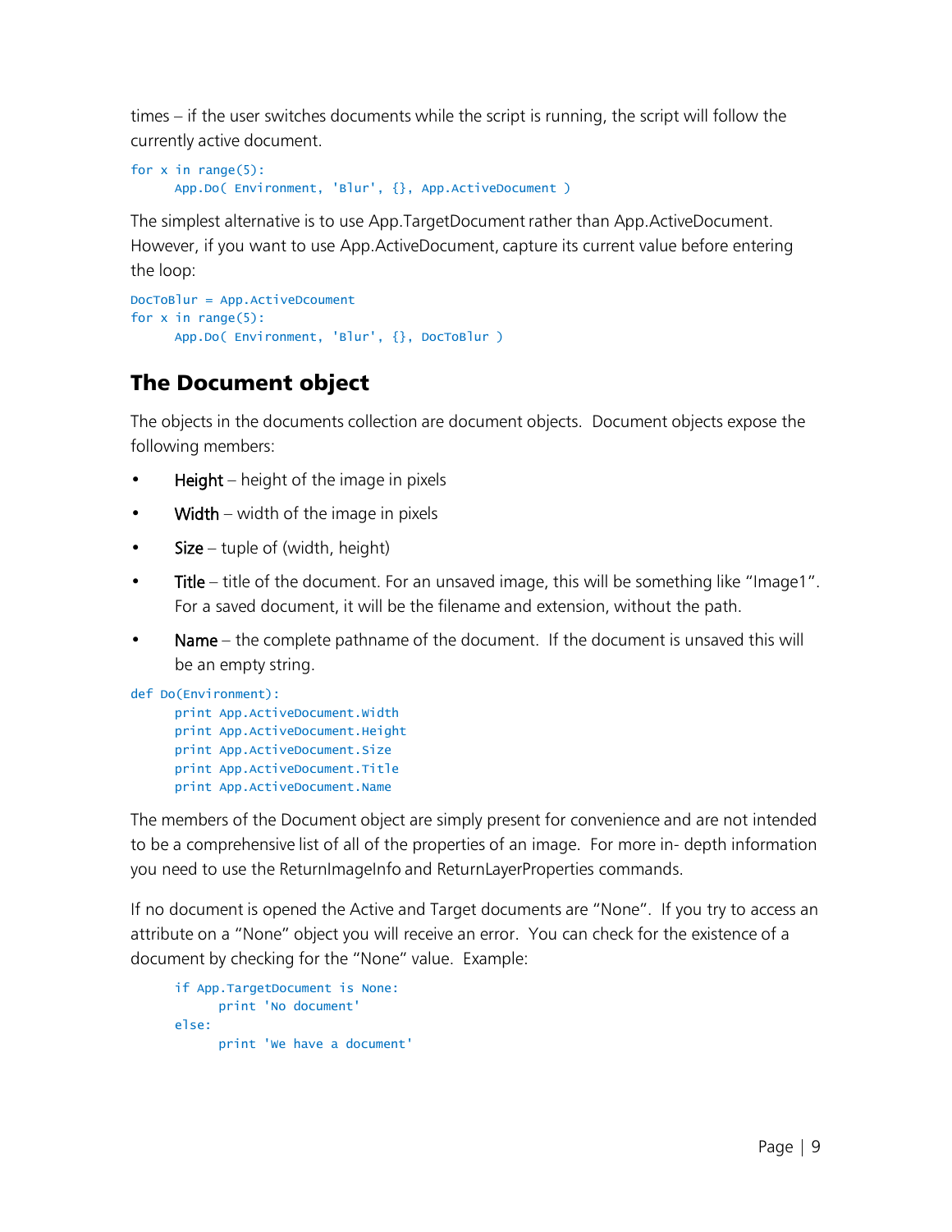times – if the user switches documents while the script is running, the script will follow the currently active document.

```
for x in range(5):
      App.Do( Environment, 'Blur', {}, App.ActiveDocument )
```

The simplest alternative is to use App.TargetDocument rather than App.ActiveDocument. However, if you want to use App.ActiveDocument, capture its current value before entering the loop:

```
DocToBlur = App.ActiveDcoument
for x in range(5):
      App.Do( Environment, 'Blur', {}, DocToBlur )
```

## The Document object

The objects in the documents collection are document objects. Document objects expose the following members:

- **Height** – height of the image in pixels
- **Width** – width of the image in pixels
- **Size** – tuple of (width, height)
- **Title** – title of the document. For an unsaved image, this will be something like "Image1". For a saved document, it will be the filename and extension, without the path.
- **Name** – the complete pathname of the document. If the document is unsaved this will be an empty string.

```
def Do(Environment):
      print App.ActiveDocument.Width
      print App.ActiveDocument.Height
      print App.ActiveDocument.Size
      print App.ActiveDocument.Title
      print App.ActiveDocument.Name
```

The members of the Document object are simply present for convenience and are not intended to be a comprehensive list of all of the properties of an image. For more in- depth information you need to use the ReturnImageInfo and ReturnLayerProperties commands.

If no document is opened the Active and Target documents are "None". If you try to access an attribute on a "None" object you will receive an error. You can check for the existence of a document by checking for the "None" value. Example:

```
      if App.TargetDocument is None:
            print 'No document'
      else:
            print 'We have a document'
```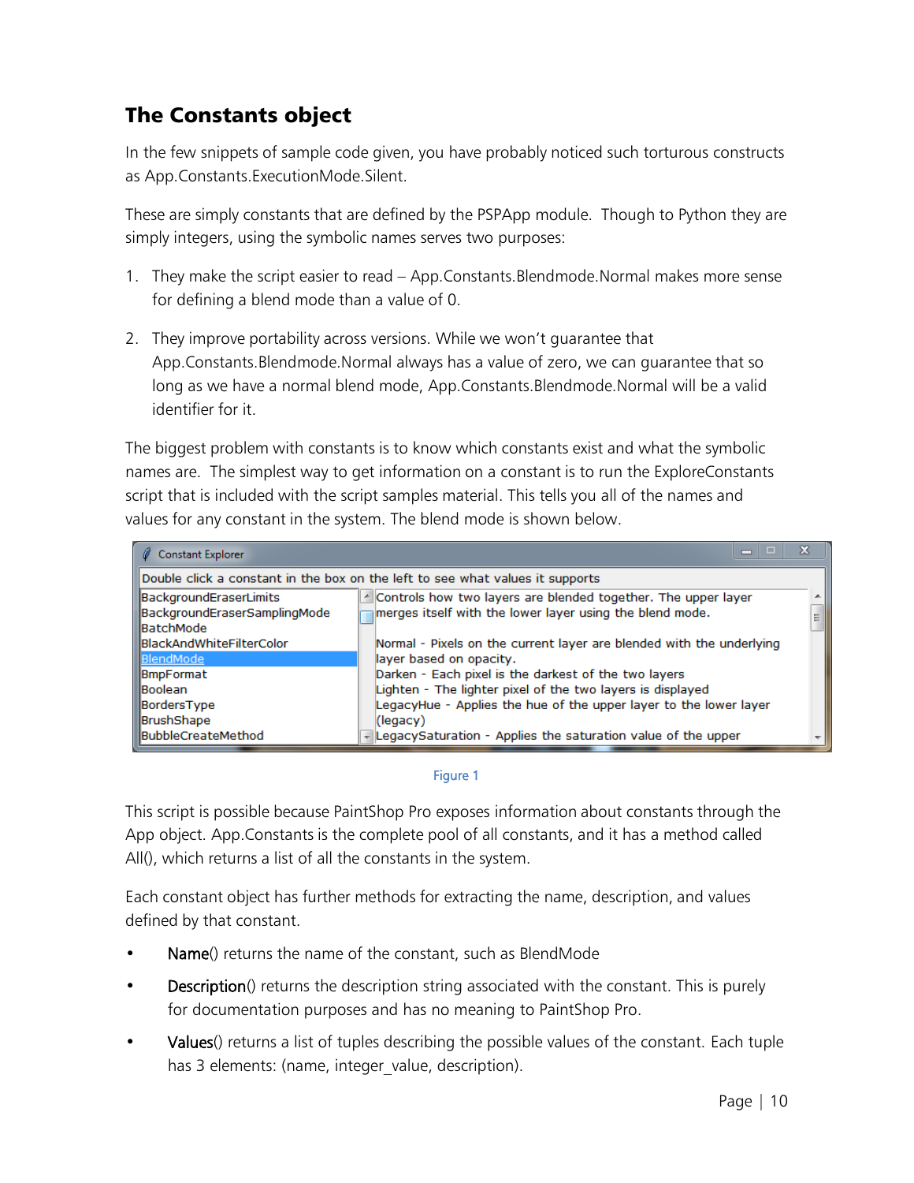## The Constants object

In the few snippets of sample code given, you have probably noticed such torturous constructs as App.Constants.ExecutionMode.Silent.

These are simply constants that are defined by the PSPApp module. Though to Python they are simply integers, using the symbolic names serves two purposes:

1. They make the script easier to read – App.Constants.Blendmode.Normal makes more sense for defining a blend mode than a value of 0.

2. They improve portability across versions. While we won't guarantee that App.Constants.Blendmode.Normal always has a value of zero, we can guarantee that so long as we have a normal blend mode, App.Constants.Blendmode.Normal will be a valid identifier for it.

The biggest problem with constants is to know which constants exist and what the symbolic names are. The simplest way to get information on a constant is to run the ExploreConstants script that is included with the script samples material. This tells you all of the names and values for any constant in the system. The blend mode is shown below.

Figure 1

This script is possible because PaintShop Pro exposes information about constants through the App object. App.Constants is the complete pool of all constants, and it has a method called All(), which returns a list of all the constants in the system.

Each constant object has further methods for extracting the name, description, and values defined by that constant.

- Name() returns the name of the constant, such as BlendMode
- Description() returns the description string associated with the constant. This is purely for documentation purposes and has no meaning to PaintShop Pro.
- Values() returns a list of tuples describing the possible values of the constant. Each tuple has 3 elements: (name, integer_value, description).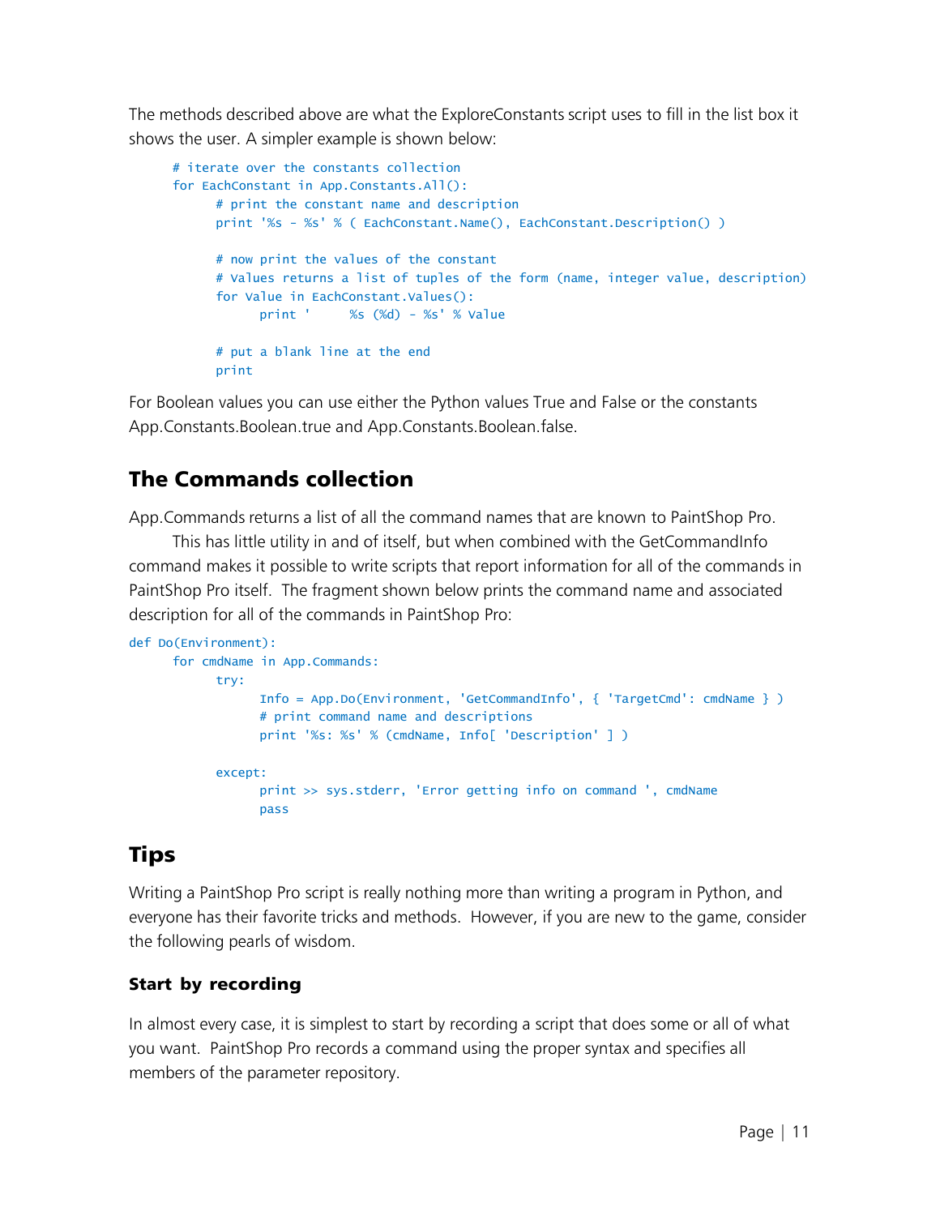The methods described above are what the ExploreConstants script uses to fill in the list box it shows the user. A simpler example is shown below:

```
# iterate over the constants collection
for EachConstant in App.Constants.All():
    # print the constant name and description
    print '%s - %s' % ( EachConstant.Name(), EachConstant.Description() )

    # now print the values of the constant
    # Values returns a list of tuples of the form (name, integer value, description)
    for Value in EachConstant.Values():
        print '     %s (%d) - %s' % Value

    # put a blank line at the end
    print
```

For Boolean values you can use either the Python values True and False or the constants App.Constants.Boolean.true and App.Constants.Boolean.false.

## The Commands collection

App.Commands returns a list of all the command names that are known to PaintShop Pro. This has little utility in and of itself, but when combined with the GetCommandInfo command makes it possible to write scripts that report information for all of the commands in PaintShop Pro itself. The fragment shown below prints the command name and associated description for all of the commands in PaintShop Pro:

```
def Do(Environment):
    for cmdName in App.Commands:
        try:
            Info = App.Do(Environment, 'GetCommandInfo', { 'TargetCmd': cmdName } )
            # print command name and descriptions
            print '%s: %s' % (cmdName, Info[ 'Description' ] )

        except:
            print >> sys.stderr, 'Error getting info on command ', cmdName
            pass
```

## Tips

Writing a PaintShop Pro script is really nothing more than writing a program in Python, and everyone has their favorite tricks and methods. However, if you are new to the game, consider the following pearls of wisdom.

### Start by recording

In almost every case, it is simplest to start by recording a script that does some or all of what you want. PaintShop Pro records a command using the proper syntax and specifies all members of the parameter repository.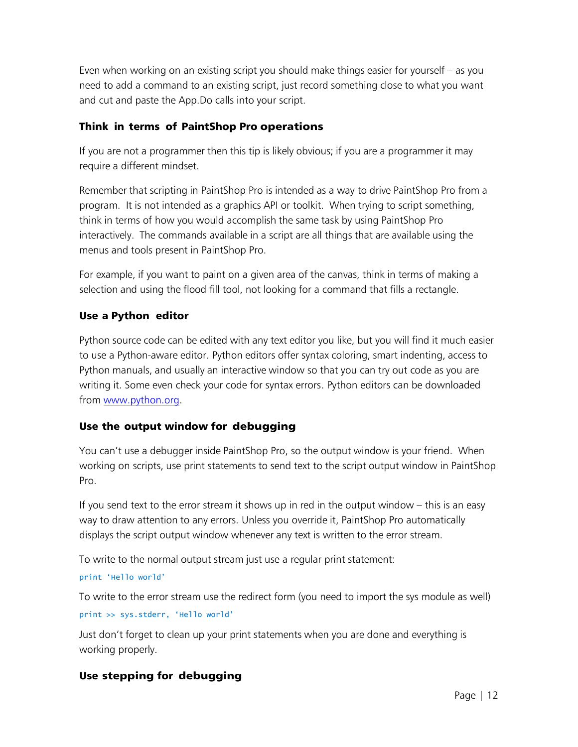Even when working on an existing script you should make things easier for yourself – as you need to add a command to an existing script, just record something close to what you want and cut and paste the App.Do calls into your script.

### Think in terms of PaintShop Pro operations

If you are not a programmer then this tip is likely obvious; if you are a programmer it may require a different mindset.

Remember that scripting in PaintShop Pro is intended as a way to drive PaintShop Pro from a program. It is not intended as a graphics API or toolkit. When trying to script something, think in terms of how you would accomplish the same task by using PaintShop Pro interactively. The commands available in a script are all things that are available using the menus and tools present in PaintShop Pro.

For example, if you want to paint on a given area of the canvas, think in terms of making a selection and using the flood fill tool, not looking for a command that fills a rectangle.

### Use a Python editor

Python source code can be edited with any text editor you like, but you will find it much easier to use a Python-aware editor. Python editors offer syntax coloring, smart indenting, access to Python manuals, and usually an interactive window so that you can try out code as you are writing it. Some even check your code for syntax errors. Python editors can be downloaded from [www.python.org](www.python.org).

### Use the output window for debugging

You can't use a debugger inside PaintShop Pro, so the output window is your friend. When working on scripts, use print statements to send text to the script output window in PaintShop Pro.

If you send text to the error stream it shows up in red in the output window – this is an easy way to draw attention to any errors. Unless you override it, PaintShop Pro automatically displays the script output window whenever any text is written to the error stream.

To write to the normal output stream just use a regular print statement:

```
print 'Hello world'
```

To write to the error stream use the redirect form (you need to import the sys module as well)

```
print >> sys.stderr, 'Hello world'
```

Just don't forget to clean up your print statements when you are done and everything is working properly.

### Use stepping for debugging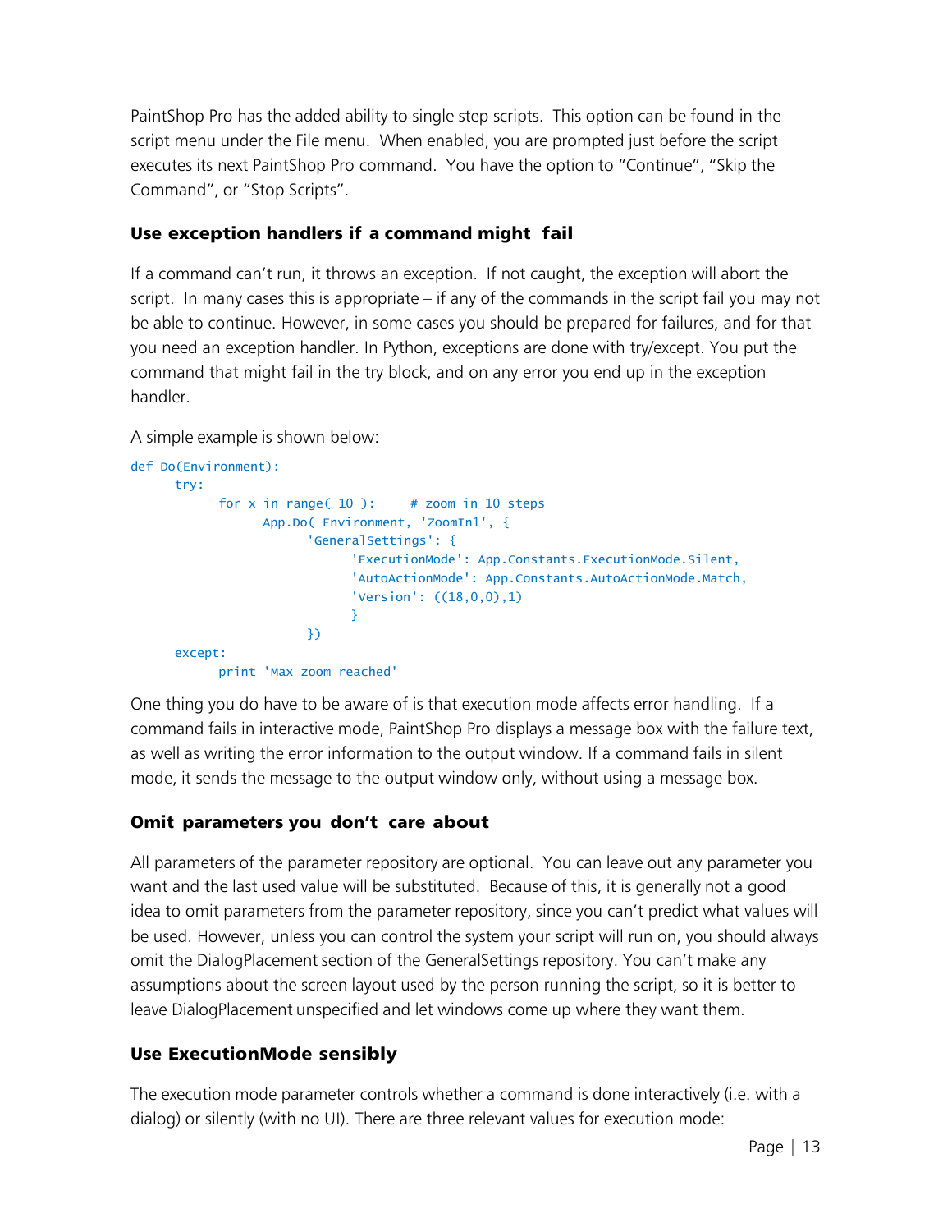PaintShop Pro has the added ability to single step scripts. This option can be found in the script menu under the File menu. When enabled, you are prompted just before the script executes its next PaintShop Pro command. You have the option to "Continue", "Skip the Command", or "Stop Scripts".

### Use exception handlers if a command might fail

If a command can't run, it throws an exception. If not caught, the exception will abort the script. In many cases this is appropriate – if any of the commands in the script fail you may not be able to continue. However, in some cases you should be prepared for failures, and for that you need an exception handler. In Python, exceptions are done with try/except. You put the command that might fail in the try block, and on any error you end up in the exception handler.

A simple example is shown below:

```
def Do(Environment):
    try:
        for x in range( 10 ):    # zoom in 10 steps
            App.Do( Environment, 'ZoomIn1', {
                'GeneralSettings': {
                    'ExecutionMode': App.Constants.ExecutionMode.Silent,
                    'AutoActionMode': App.Constants.AutoActionMode.Match,
                    'Version': ((18,0,0),1)
                    }
                })
    except:
        print 'Max zoom reached'
```

One thing you do have to be aware of is that execution mode affects error handling. If a command fails in interactive mode, PaintShop Pro displays a message box with the failure text, as well as writing the error information to the output window. If a command fails in silent mode, it sends the message to the output window only, without using a message box.

### Omit parameters you don't care about

All parameters of the parameter repository are optional. You can leave out any parameter you want and the last used value will be substituted. Because of this, it is generally not a good idea to omit parameters from the parameter repository, since you can't predict what values will be used. However, unless you can control the system your script will run on, you should always omit the DialogPlacement section of the GeneralSettings repository. You can't make any assumptions about the screen layout used by the person running the script, so it is better to leave DialogPlacement unspecified and let windows come up where they want them.

### Use ExecutionMode sensibly

The execution mode parameter controls whether a command is done interactively (i.e. with a dialog) or silently (with no UI). There are three relevant values for execution mode: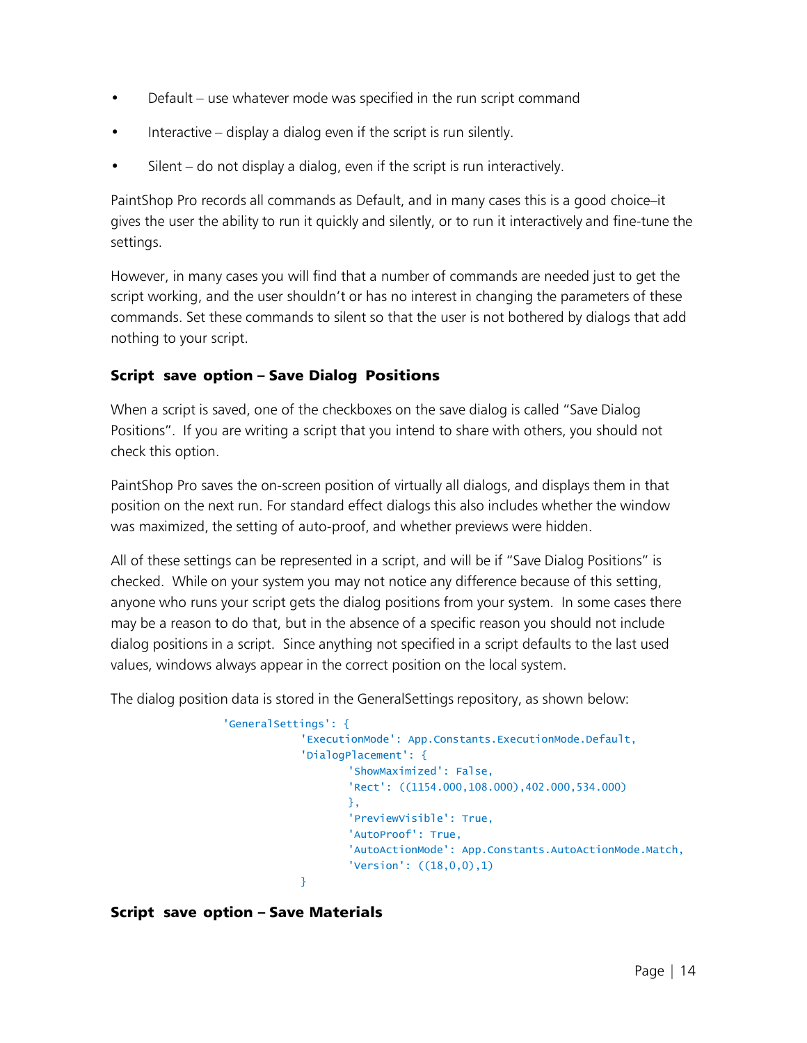- Default – use whatever mode was specified in the run script command
- Interactive – display a dialog even if the script is run silently.
- Silent – do not display a dialog, even if the script is run interactively.

PaintShop Pro records all commands as Default, and in many cases this is a good choice–it gives the user the ability to run it quickly and silently, or to run it interactively and fine-tune the settings.

However, in many cases you will find that a number of commands are needed just to get the script working, and the user shouldn't or has no interest in changing the parameters of these commands. Set these commands to silent so that the user is not bothered by dialogs that add nothing to your script.

### Script save option – Save Dialog Positions

When a script is saved, one of the checkboxes on the save dialog is called "Save Dialog Positions". If you are writing a script that you intend to share with others, you should not check this option.

PaintShop Pro saves the on-screen position of virtually all dialogs, and displays them in that position on the next run. For standard effect dialogs this also includes whether the window was maximized, the setting of auto-proof, and whether previews were hidden.

All of these settings can be represented in a script, and will be if "Save Dialog Positions" is checked. While on your system you may not notice any difference because of this setting, anyone who runs your script gets the dialog positions from your system. In some cases there may be a reason to do that, but in the absence of a specific reason you should not include dialog positions in a script. Since anything not specified in a script defaults to the last used values, windows always appear in the correct position on the local system.

The dialog position data is stored in the GeneralSettings repository, as shown below:

```
'GeneralSettings': {
            'ExecutionMode': App.Constants.ExecutionMode.Default,
            'DialogPlacement': {
                  'ShowMaximized': False,
                  'Rect': ((1154.000,108.000),402.000,534.000)
                  },
                  'PreviewVisible': True,
                  'AutoProof': True,
                  'AutoActionMode': App.Constants.AutoActionMode.Match,
                  'Version': ((18,0,0),1)
            }
```

### Script save option – Save Materials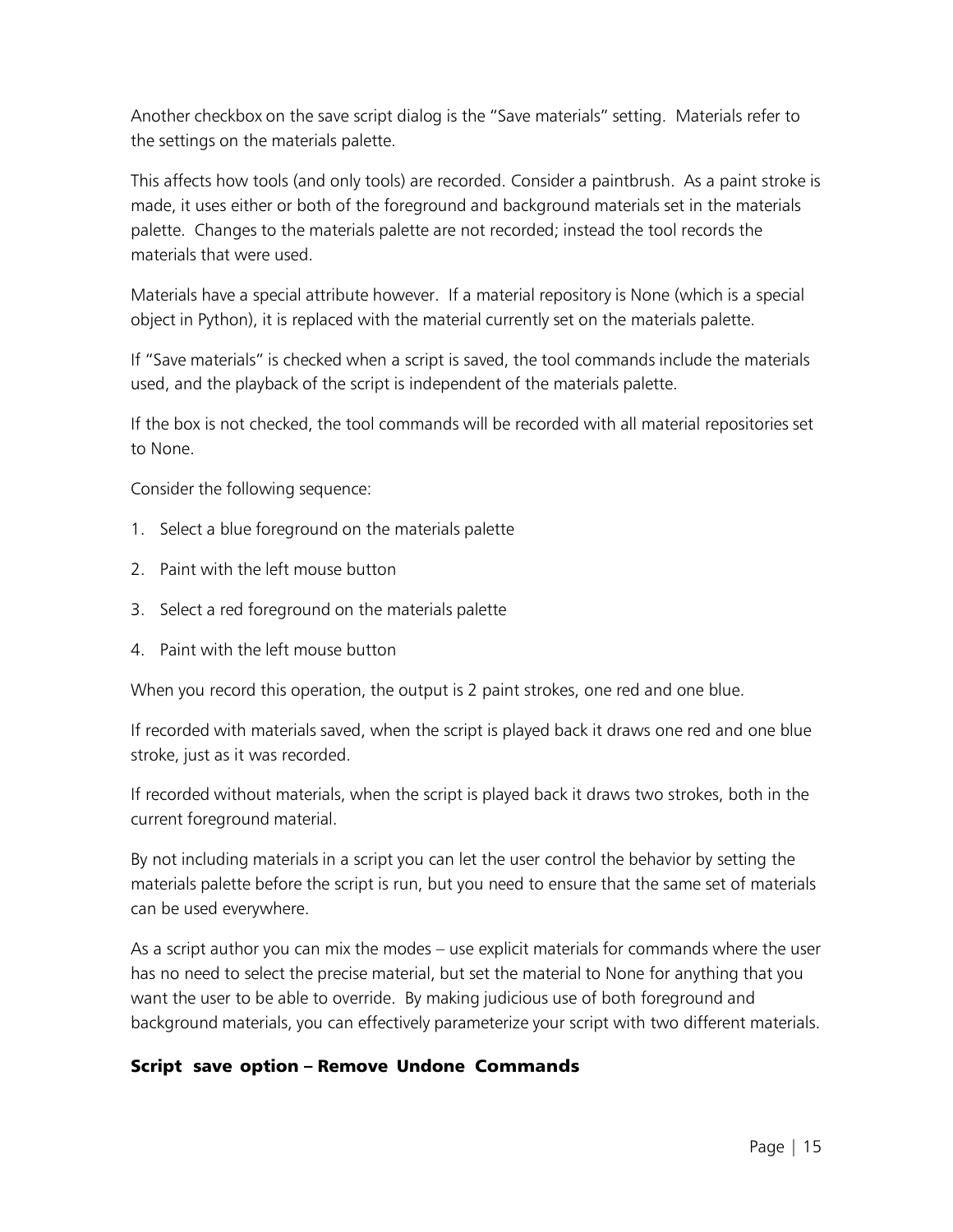Another checkbox on the save script dialog is the "Save materials" setting. Materials refer to the settings on the materials palette.

This affects how tools (and only tools) are recorded. Consider a paintbrush. As a paint stroke is made, it uses either or both of the foreground and background materials set in the materials palette. Changes to the materials palette are not recorded; instead the tool records the materials that were used.

Materials have a special attribute however. If a material repository is None (which is a special object in Python), it is replaced with the material currently set on the materials palette.

If "Save materials" is checked when a script is saved, the tool commands include the materials used, and the playback of the script is independent of the materials palette.

If the box is not checked, the tool commands will be recorded with all material repositories set to None.

Consider the following sequence:

1. Select a blue foreground on the materials palette
2. Paint with the left mouse button
3. Select a red foreground on the materials palette
4. Paint with the left mouse button

When you record this operation, the output is 2 paint strokes, one red and one blue.

If recorded with materials saved, when the script is played back it draws one red and one blue stroke, just as it was recorded.

If recorded without materials, when the script is played back it draws two strokes, both in the current foreground material.

By not including materials in a script you can let the user control the behavior by setting the materials palette before the script is run, but you need to ensure that the same set of materials can be used everywhere.

As a script author you can mix the modes – use explicit materials for commands where the user has no need to select the precise material, but set the material to None for anything that you want the user to be able to override. By making judicious use of both foreground and background materials, you can effectively parameterize your script with two different materials.

### Script save option – Remove Undone Commands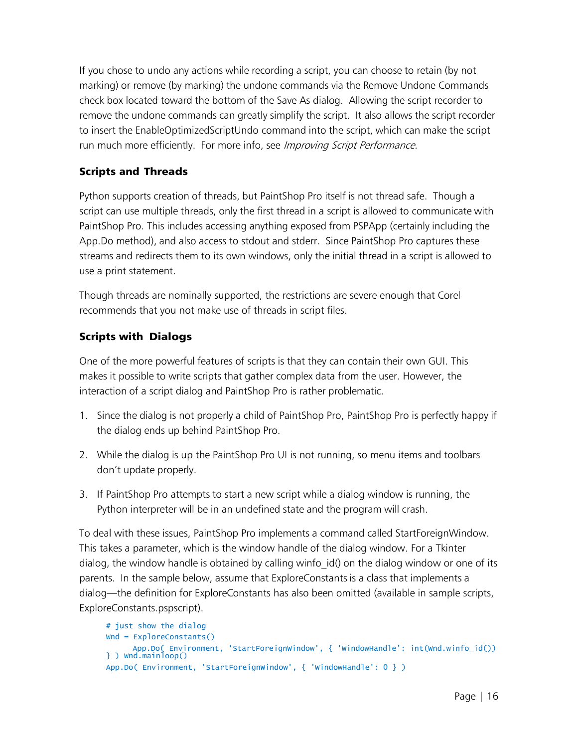If you chose to undo any actions while recording a script, you can choose to retain (by not marking) or remove (by marking) the undone commands via the Remove Undone Commands check box located toward the bottom of the Save As dialog. Allowing the script recorder to remove the undone commands can greatly simplify the script. It also allows the script recorder to insert the EnableOptimizedScriptUndo command into the script, which can make the script run much more efficiently. For more info, see *Improving Script Performance.*

### Scripts and Threads

Python supports creation of threads, but PaintShop Pro itself is not thread safe. Though a script can use multiple threads, only the first thread in a script is allowed to communicate with PaintShop Pro. This includes accessing anything exposed from PSPApp (certainly including the App.Do method), and also access to stdout and stderr. Since PaintShop Pro captures these streams and redirects them to its own windows, only the initial thread in a script is allowed to use a print statement.

Though threads are nominally supported, the restrictions are severe enough that Corel recommends that you not make use of threads in script files.

### Scripts with Dialogs

One of the more powerful features of scripts is that they can contain their own GUI. This makes it possible to write scripts that gather complex data from the user. However, the interaction of a script dialog and PaintShop Pro is rather problematic.

1. Since the dialog is not properly a child of PaintShop Pro, PaintShop Pro is perfectly happy if the dialog ends up behind PaintShop Pro.
2. While the dialog is up the PaintShop Pro UI is not running, so menu items and toolbars don't update properly.
3. If PaintShop Pro attempts to start a new script while a dialog window is running, the Python interpreter will be in an undefined state and the program will crash.

To deal with these issues, PaintShop Pro implements a command called StartForeignWindow. This takes a parameter, which is the window handle of the dialog window. For a Tkinter dialog, the window handle is obtained by calling winfo_id() on the dialog window or one of its parents. In the sample below, assume that ExploreConstants is a class that implements a dialog—the definition for ExploreConstants has also been omitted (available in sample scripts, ExploreConstants.pspscript).

```
# just show the dialog
Wnd = ExploreConstants()
App.Do( Environment, 'StartForeignWindow', { 'WindowHandle': int(Wnd.winfo_id()) } )
Wnd.mainloop()
App.Do( Environment, 'StartForeignWindow', { 'WindowHandle': 0 } )
```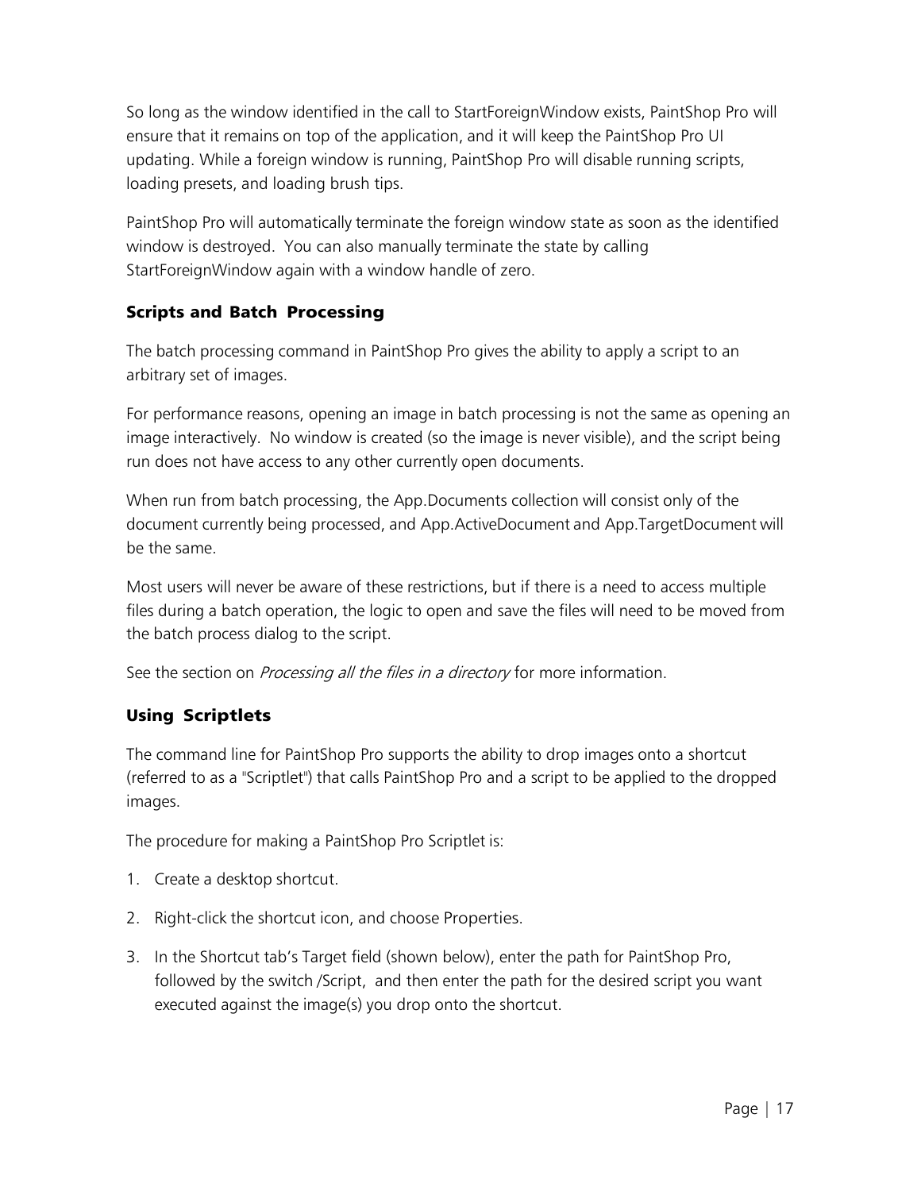So long as the window identified in the call to StartForeignWindow exists, PaintShop Pro will ensure that it remains on top of the application, and it will keep the PaintShop Pro UI updating. While a foreign window is running, PaintShop Pro will disable running scripts, loading presets, and loading brush tips.

PaintShop Pro will automatically terminate the foreign window state as soon as the identified window is destroyed. You can also manually terminate the state by calling StartForeignWindow again with a window handle of zero.

### Scripts and Batch Processing

The batch processing command in PaintShop Pro gives the ability to apply a script to an arbitrary set of images.

For performance reasons, opening an image in batch processing is not the same as opening an image interactively. No window is created (so the image is never visible), and the script being run does not have access to any other currently open documents.

When run from batch processing, the App.Documents collection will consist only of the document currently being processed, and App.ActiveDocument and App.TargetDocument will be the same.

Most users will never be aware of these restrictions, but if there is a need to access multiple files during a batch operation, the logic to open and save the files will need to be moved from the batch process dialog to the script.

See the section on *Processing all the files in a directory* for more information.

### Using Scriptlets

The command line for PaintShop Pro supports the ability to drop images onto a shortcut (referred to as a "Scriptlet") that calls PaintShop Pro and a script to be applied to the dropped images.

The procedure for making a PaintShop Pro Scriptlet is:

1. Create a desktop shortcut.
2. Right-click the shortcut icon, and choose Properties.
3. In the Shortcut tab's Target field (shown below), enter the path for PaintShop Pro, followed by the switch /Script, and then enter the path for the desired script you want executed against the image(s) you drop onto the shortcut.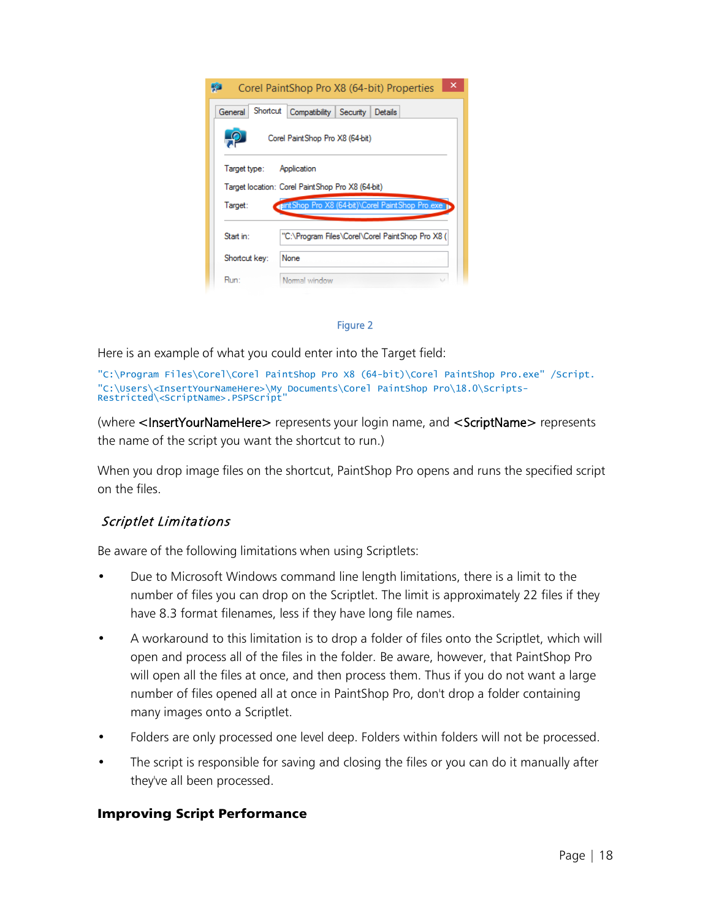Figure 2

Here is an example of what you could enter into the Target field:

```
"C:\Program Files\Corel\Corel PaintShop Pro X8 (64-bit)\Corel PaintShop Pro.exe" /Script.
"C:\Users\<InsertYourNameHere>\My Documents\Corel PaintShop Pro\18.0\Scripts-
Restricted\<ScriptName>.PSPScript"
```

(where <InsertYourNameHere> represents your login name, and <ScriptName> represents the name of the script you want the shortcut to run.)

When you drop image files on the shortcut, PaintShop Pro opens and runs the specified script on the files.

### *Scriptlet Limitations*

Be aware of the following limitations when using Scriptlets:

- Due to Microsoft Windows command line length limitations, there is a limit to the number of files you can drop on the Scriptlet. The limit is approximately 22 files if they have 8.3 format filenames, less if they have long file names.
- A workaround to this limitation is to drop a folder of files onto the Scriptlet, which will open and process all of the files in the folder. Be aware, however, that PaintShop Pro will open all the files at once, and then process them. Thus if you do not want a large number of files opened all at once in PaintShop Pro, don't drop a folder containing many images onto a Scriptlet.
- Folders are only processed one level deep. Folders within folders will not be processed.
- The script is responsible for saving and closing the files or you can do it manually after they've all been processed.

## Improving Script Performance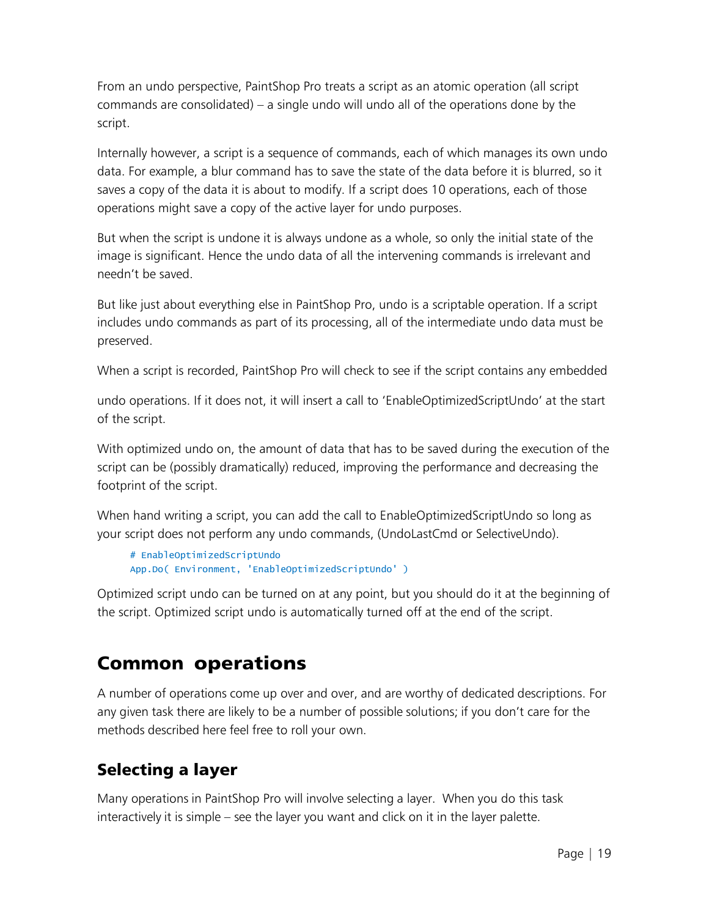From an undo perspective, PaintShop Pro treats a script as an atomic operation (all script commands are consolidated) – a single undo will undo all of the operations done by the script.

Internally however, a script is a sequence of commands, each of which manages its own undo data. For example, a blur command has to save the state of the data before it is blurred, so it saves a copy of the data it is about to modify. If a script does 10 operations, each of those operations might save a copy of the active layer for undo purposes.

But when the script is undone it is always undone as a whole, so only the initial state of the image is significant. Hence the undo data of all the intervening commands is irrelevant and needn't be saved.

But like just about everything else in PaintShop Pro, undo is a scriptable operation. If a script includes undo commands as part of its processing, all of the intermediate undo data must be preserved.

When a script is recorded, PaintShop Pro will check to see if the script contains any embedded undo operations. If it does not, it will insert a call to 'EnableOptimizedScriptUndo' at the start of the script.

With optimized undo on, the amount of data that has to be saved during the execution of the script can be (possibly dramatically) reduced, improving the performance and decreasing the footprint of the script.

When hand writing a script, you can add the call to EnableOptimizedScriptUndo so long as your script does not perform any undo commands, (UndoLastCmd or SelectiveUndo).

```
# EnableOptimizedScriptUndo
App.Do( Environment, 'EnableOptimizedScriptUndo' )
```

Optimized script undo can be turned on at any point, but you should do it at the beginning of the script. Optimized script undo is automatically turned off at the end of the script.

# Common operations

A number of operations come up over and over, and are worthy of dedicated descriptions. For any given task there are likely to be a number of possible solutions; if you don't care for the methods described here feel free to roll your own.

## Selecting a layer

Many operations in PaintShop Pro will involve selecting a layer. When you do this task interactively it is simple – see the layer you want and click on it in the layer palette.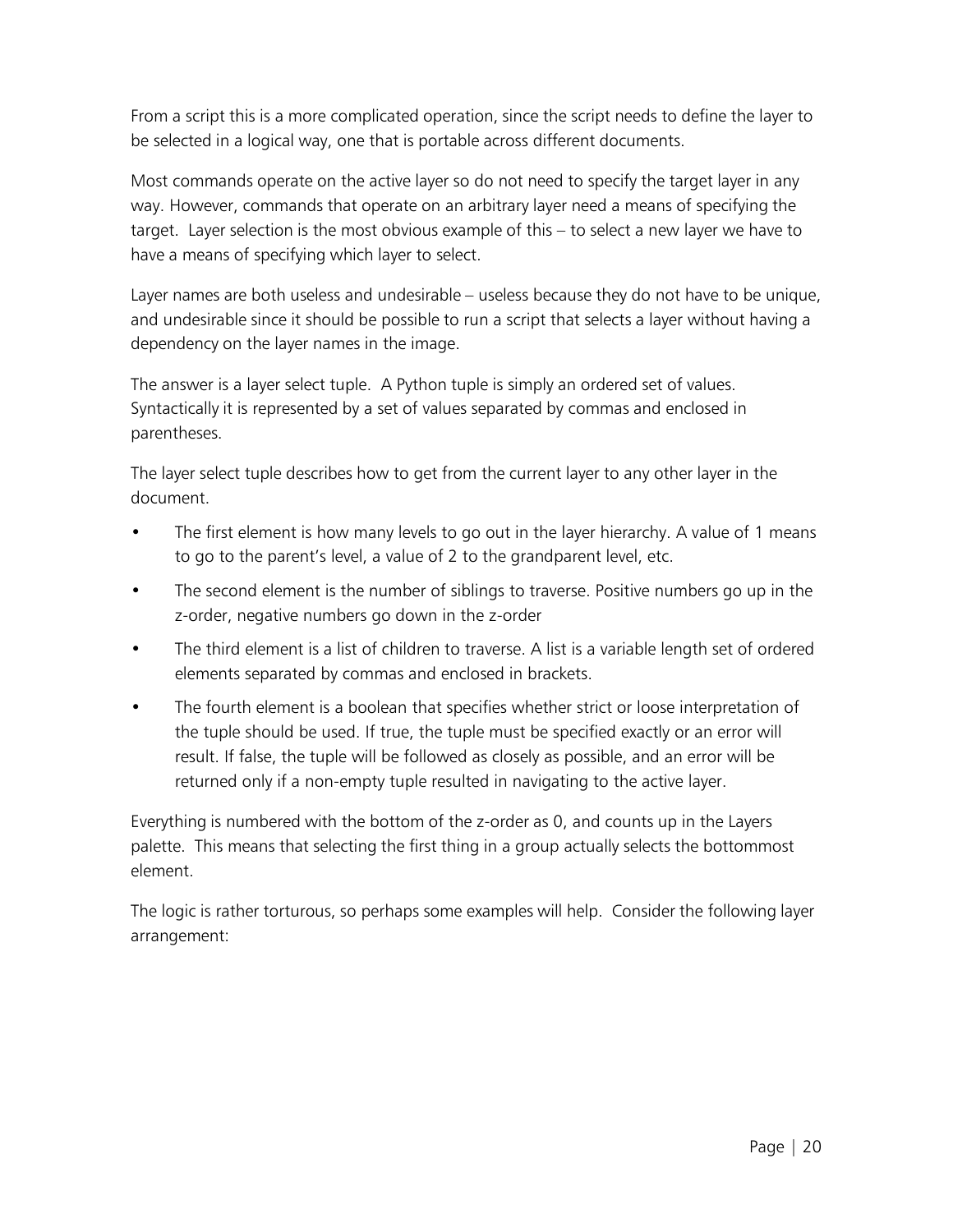From a script this is a more complicated operation, since the script needs to define the layer to be selected in a logical way, one that is portable across different documents.

Most commands operate on the active layer so do not need to specify the target layer in any way. However, commands that operate on an arbitrary layer need a means of specifying the target. Layer selection is the most obvious example of this – to select a new layer we have to have a means of specifying which layer to select.

Layer names are both useless and undesirable – useless because they do not have to be unique, and undesirable since it should be possible to run a script that selects a layer without having a dependency on the layer names in the image.

The answer is a layer select tuple. A Python tuple is simply an ordered set of values. Syntactically it is represented by a set of values separated by commas and enclosed in parentheses.

The layer select tuple describes how to get from the current layer to any other layer in the document.

- The first element is how many levels to go out in the layer hierarchy. A value of 1 means to go to the parent's level, a value of 2 to the grandparent level, etc.
- The second element is the number of siblings to traverse. Positive numbers go up in the z-order, negative numbers go down in the z-order
- The third element is a list of children to traverse. A list is a variable length set of ordered elements separated by commas and enclosed in brackets.
- The fourth element is a boolean that specifies whether strict or loose interpretation of the tuple should be used. If true, the tuple must be specified exactly or an error will result. If false, the tuple will be followed as closely as possible, and an error will be returned only if a non-empty tuple resulted in navigating to the active layer.

Everything is numbered with the bottom of the z-order as 0, and counts up in the Layers palette. This means that selecting the first thing in a group actually selects the bottommost element.

The logic is rather torturous, so perhaps some examples will help. Consider the following layer arrangement: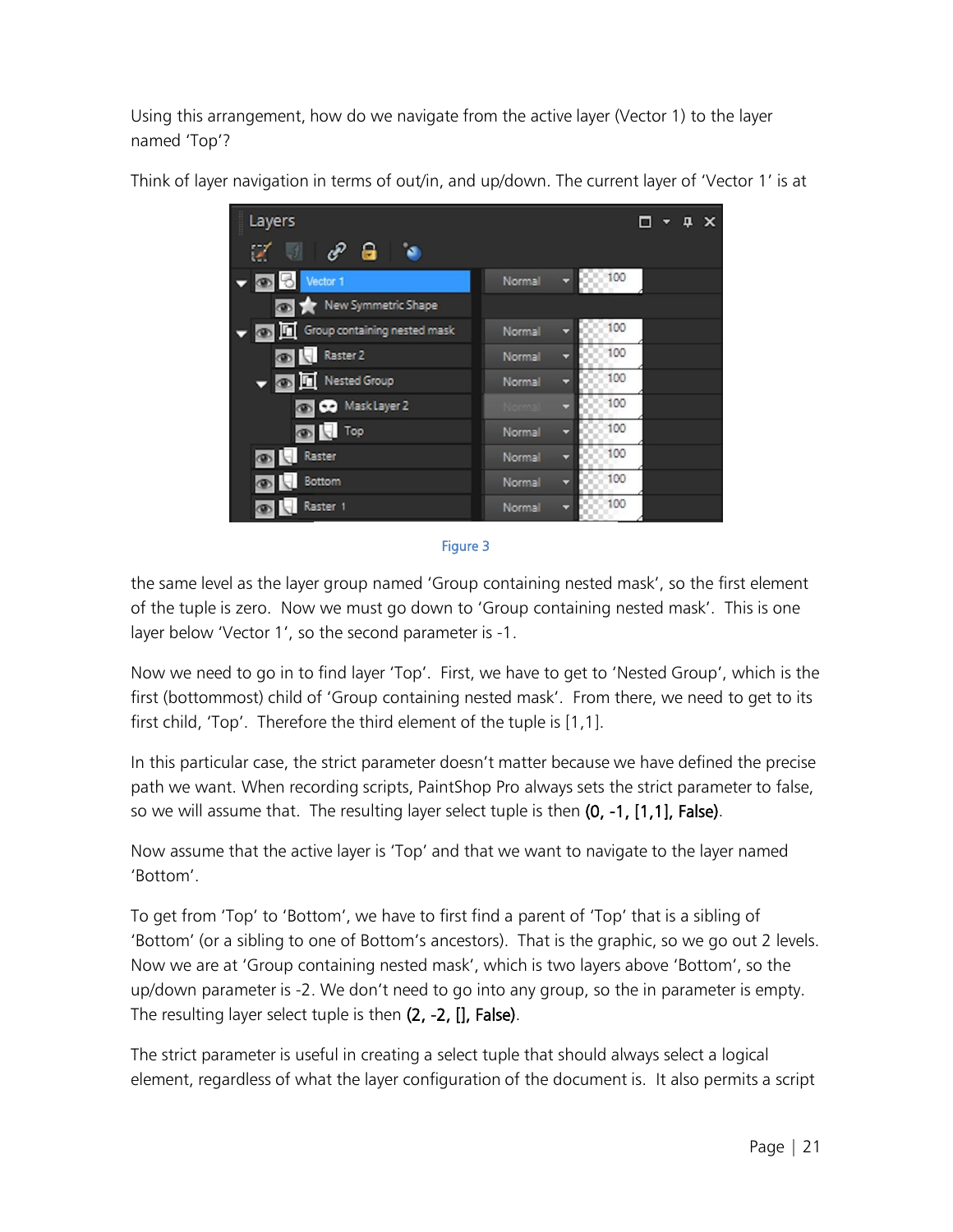Using this arrangement, how do we navigate from the active layer (Vector 1) to the layer named 'Top'?

Think of layer navigation in terms of out/in, and up/down. The current layer of 'Vector 1' is at

Figure 3

the same level as the layer group named 'Group containing nested mask', so the first element of the tuple is zero. Now we must go down to 'Group containing nested mask'. This is one layer below 'Vector 1', so the second parameter is -1.

Now we need to go in to find layer 'Top'. First, we have to get to 'Nested Group', which is the first (bottommost) child of 'Group containing nested mask'. From there, we need to get to its first child, 'Top'. Therefore the third element of the tuple is [1,1].

In this particular case, the strict parameter doesn't matter because we have defined the precise path we want. When recording scripts, PaintShop Pro always sets the strict parameter to false, so we will assume that. The resulting layer select tuple is then **(0, -1, [1,1], False)**.

Now assume that the active layer is 'Top' and that we want to navigate to the layer named 'Bottom'.

To get from 'Top' to 'Bottom', we have to first find a parent of 'Top' that is a sibling of 'Bottom' (or a sibling to one of Bottom's ancestors). That is the graphic, so we go out 2 levels. Now we are at 'Group containing nested mask', which is two layers above 'Bottom', so the up/down parameter is -2. We don't need to go into any group, so the in parameter is empty. The resulting layer select tuple is then **(2, -2, [], False)**.

The strict parameter is useful in creating a select tuple that should always select a logical element, regardless of what the layer configuration of the document is. It also permits a script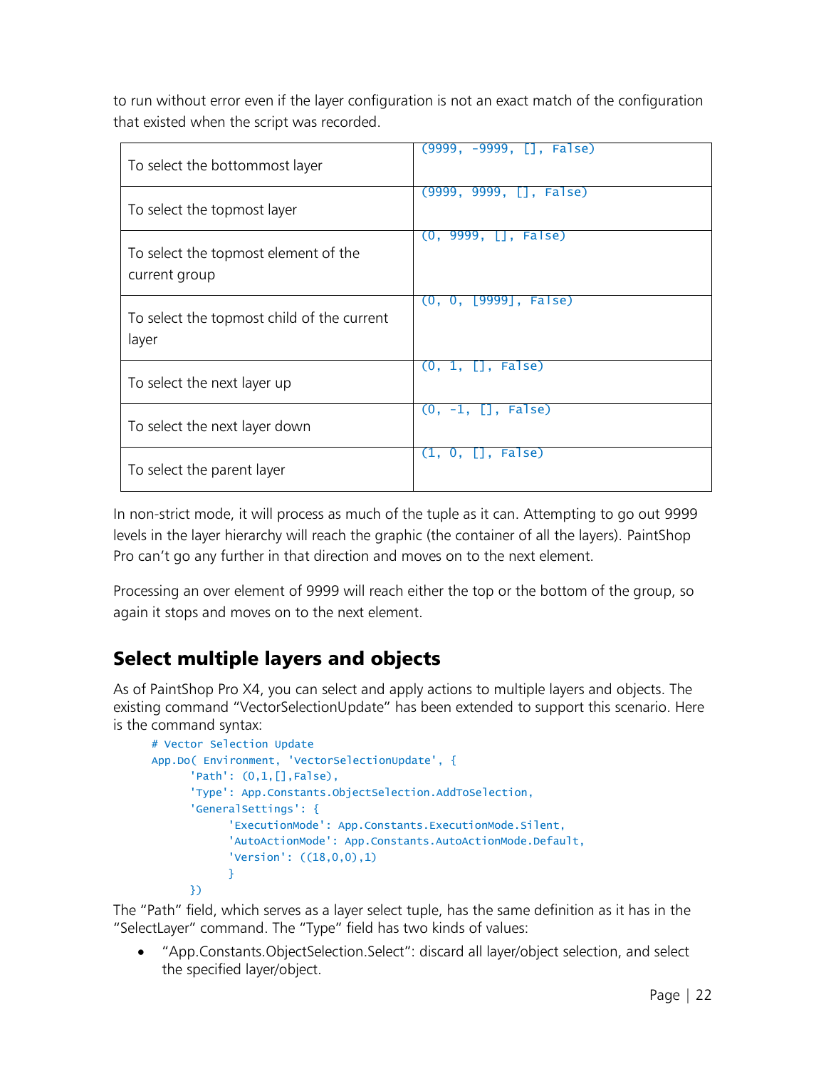to run without error even if the layer configuration is not an exact match of the configuration that existed when the script was recorded.

| | |
|---|---|
| To select the bottommost layer | `(9999, -9999, [], False)` |
| To select the topmost layer | `(9999, 9999, [], False)` |
| To select the topmost element of the current group | `(0, 9999, [], False)` |
| To select the topmost child of the current layer | `(0, 0, [9999], False)` |
| To select the next layer up | `(0, 1, [], False)` |
| To select the next layer down | `(0, -1, [], False)` |
| To select the parent layer | `(1, 0, [], False)` |

In non-strict mode, it will process as much of the tuple as it can. Attempting to go out 9999 levels in the layer hierarchy will reach the graphic (the container of all the layers). PaintShop Pro can't go any further in that direction and moves on to the next element.

Processing an over element of 9999 will reach either the top or the bottom of the group, so again it stops and moves on to the next element.

## Select multiple layers and objects

As of PaintShop Pro X4, you can select and apply actions to multiple layers and objects. The existing command "VectorSelectionUpdate" has been extended to support this scenario. Here is the command syntax:

```
# Vector Selection Update
App.Do( Environment, 'VectorSelectionUpdate', {
      'Path': (0,1,[],False),
      'Type': App.Constants.ObjectSelection.AddToSelection,
      'GeneralSettings': {
            'ExecutionMode': App.Constants.ExecutionMode.Silent,
            'AutoActionMode': App.Constants.AutoActionMode.Default,
            'Version': ((18,0,0),1)
            }
      })
```

The "Path" field, which serves as a layer select tuple, has the same definition as it has in the "SelectLayer" command. The "Type" field has two kinds of values:

- "App.Constants.ObjectSelection.Select": discard all layer/object selection, and select the specified layer/object.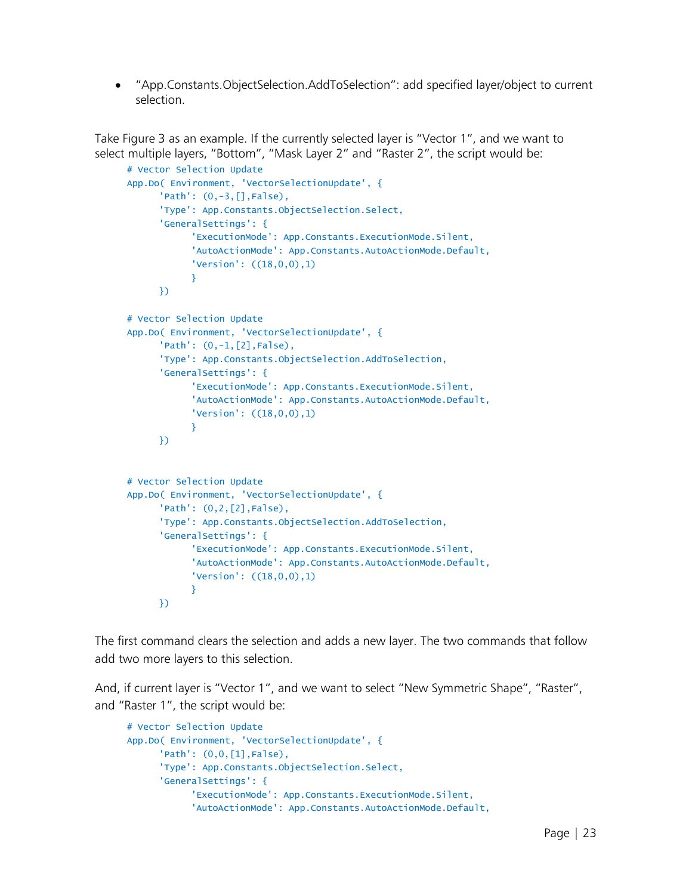- “App.Constants.ObjectSelection.AddToSelection”: add specified layer/object to current selection.

Take Figure 3 as an example. If the currently selected layer is “Vector 1”, and we want to select multiple layers, “Bottom”, “Mask Layer 2” and “Raster 2”, the script would be:

```
# Vector Selection Update
App.Do( Environment, 'VectorSelectionUpdate', {
      'Path': (0,-3,[],False),
      'Type': App.Constants.ObjectSelection.Select,
      'GeneralSettings': {
            'ExecutionMode': App.Constants.ExecutionMode.Silent,
            'AutoActionMode': App.Constants.AutoActionMode.Default,
            'Version': ((18,0,0),1)
            }
      })

# Vector Selection Update
App.Do( Environment, 'VectorSelectionUpdate', {
      'Path': (0,-1,[2],False),
      'Type': App.Constants.ObjectSelection.AddToSelection,
      'GeneralSettings': {
            'ExecutionMode': App.Constants.ExecutionMode.Silent,
            'AutoActionMode': App.Constants.AutoActionMode.Default,
            'Version': ((18,0,0),1)
            }
      })


# Vector Selection Update
App.Do( Environment, 'VectorSelectionUpdate', {
      'Path': (0,2,[2],False),
      'Type': App.Constants.ObjectSelection.AddToSelection,
      'GeneralSettings': {
            'ExecutionMode': App.Constants.ExecutionMode.Silent,
            'AutoActionMode': App.Constants.AutoActionMode.Default,
            'Version': ((18,0,0),1)
            }
      })
```

The first command clears the selection and adds a new layer. The two commands that follow add two more layers to this selection.

And, if current layer is “Vector 1”, and we want to select “New Symmetric Shape”, “Raster”, and “Raster 1”, the script would be:

```
# Vector Selection Update
App.Do( Environment, 'VectorSelectionUpdate', {
      'Path': (0,0,[1],False),
      'Type': App.Constants.ObjectSelection.Select,
      'GeneralSettings': {
            'ExecutionMode': App.Constants.ExecutionMode.Silent,
            'AutoActionMode': App.Constants.AutoActionMode.Default,
```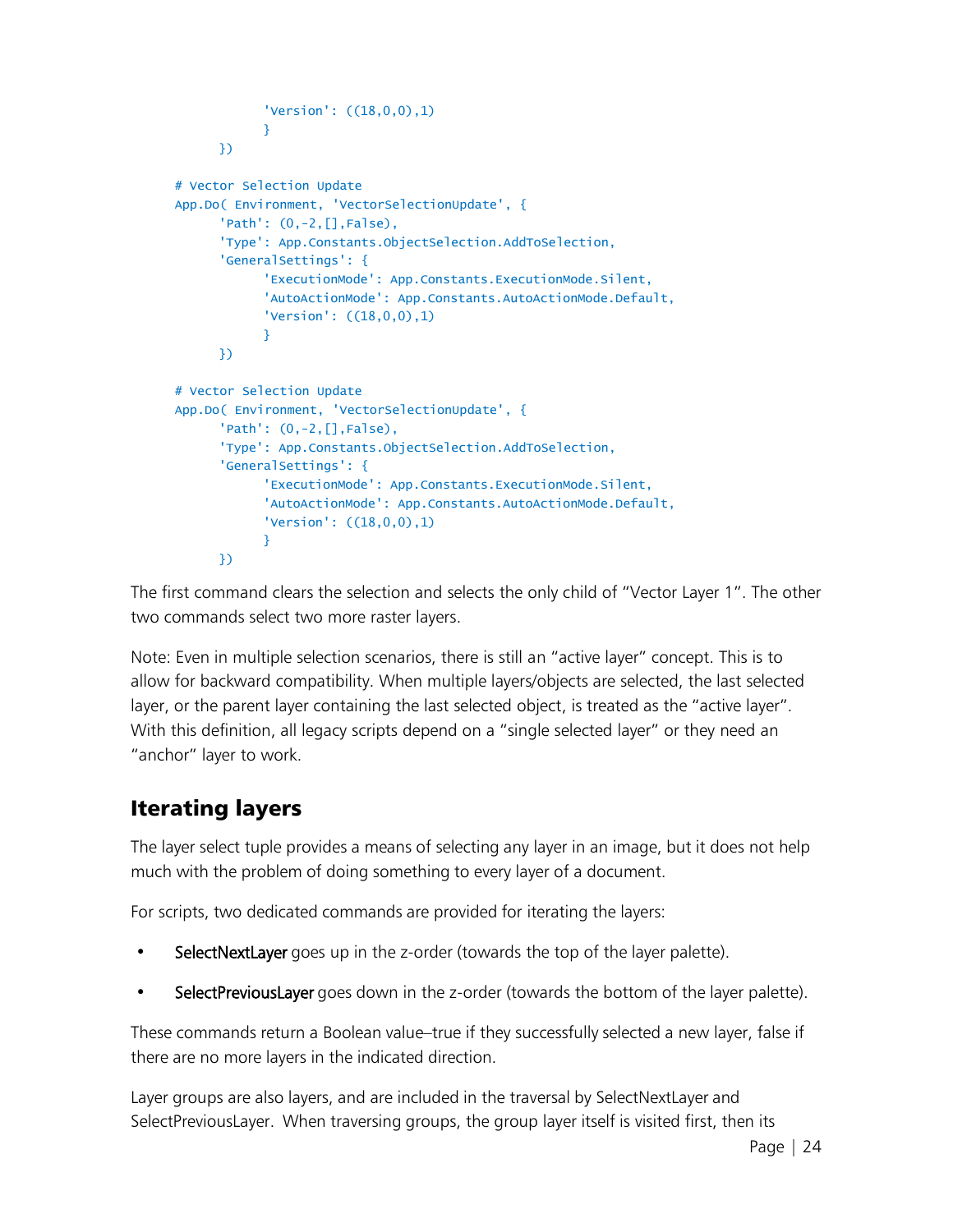```
            'Version': ((18,0,0),1)
            }
      })

# Vector Selection Update
App.Do( Environment, 'VectorSelectionUpdate', {
      'Path': (0,-2,[],False),
      'Type': App.Constants.ObjectSelection.AddToSelection,
      'GeneralSettings': {
            'ExecutionMode': App.Constants.ExecutionMode.Silent,
            'AutoActionMode': App.Constants.AutoActionMode.Default,
            'Version': ((18,0,0),1)
            }
      })

# Vector Selection Update
App.Do( Environment, 'VectorSelectionUpdate', {
      'Path': (0,-2,[],False),
      'Type': App.Constants.ObjectSelection.AddToSelection,
      'GeneralSettings': {
            'ExecutionMode': App.Constants.ExecutionMode.Silent,
            'AutoActionMode': App.Constants.AutoActionMode.Default,
            'Version': ((18,0,0),1)
            }
      })
```

The first command clears the selection and selects the only child of “Vector Layer 1”. The other two commands select two more raster layers.

Note: Even in multiple selection scenarios, there is still an “active layer” concept. This is to allow for backward compatibility. When multiple layers/objects are selected, the last selected layer, or the parent layer containing the last selected object, is treated as the “active layer”. With this definition, all legacy scripts depend on a “single selected layer” or they need an “anchor” layer to work.

## Iterating layers

The layer select tuple provides a means of selecting any layer in an image, but it does not help much with the problem of doing something to every layer of a document.

For scripts, two dedicated commands are provided for iterating the layers:

- SelectNextLayer goes up in the z-order (towards the top of the layer palette).
- SelectPreviousLayer goes down in the z-order (towards the bottom of the layer palette).

These commands return a Boolean value–true if they successfully selected a new layer, false if there are no more layers in the indicated direction.

Layer groups are also layers, and are included in the traversal by SelectNextLayer and SelectPreviousLayer. When traversing groups, the group layer itself is visited first, then its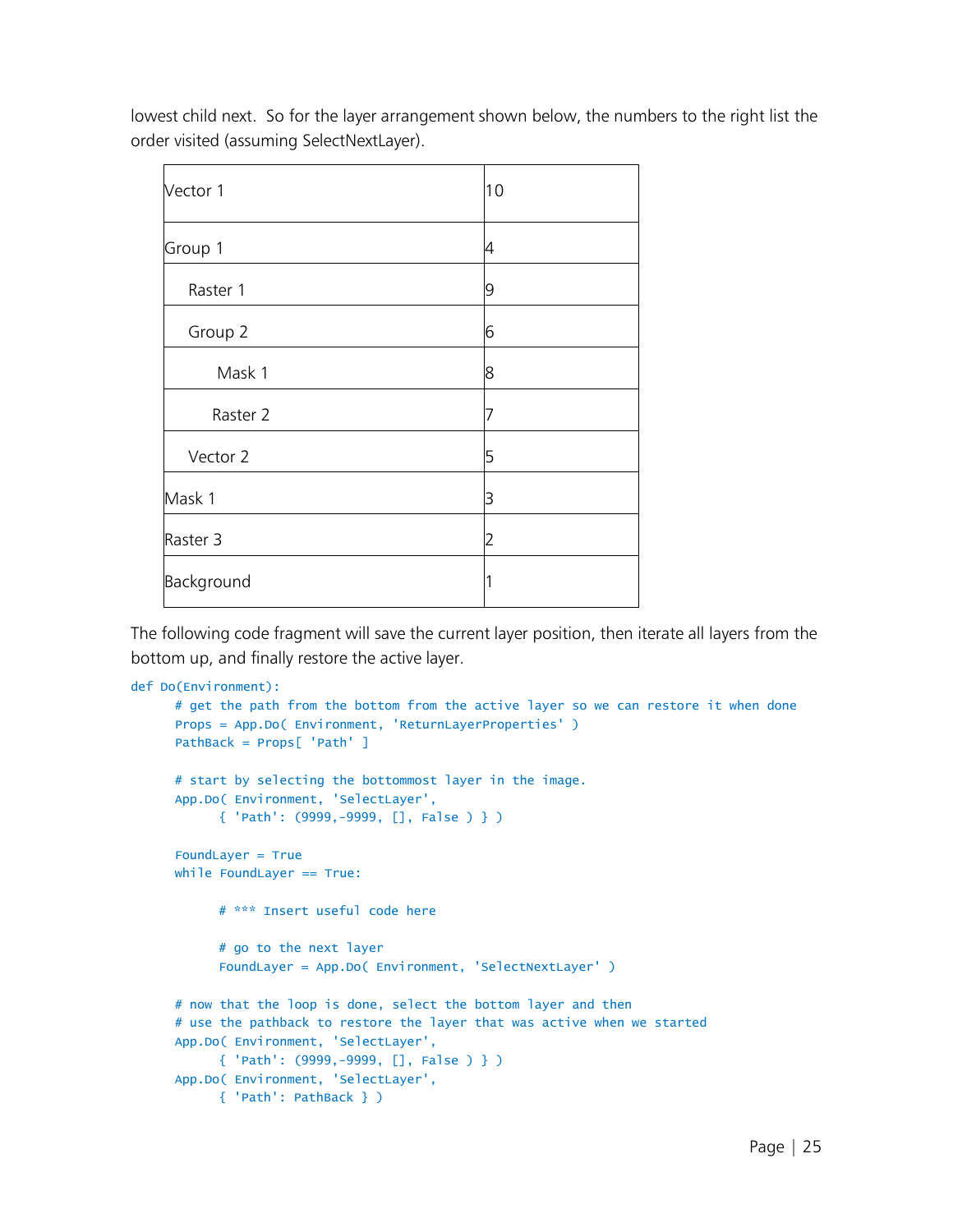lowest child next. So for the layer arrangement shown below, the numbers to the right list the order visited (assuming SelectNextLayer).

| | |
|---|---|
| Vector 1 | 10 |
| Group 1 | 4 |
| &nbsp;&nbsp;&nbsp;&nbsp;Raster 1 | 9 |
| &nbsp;&nbsp;&nbsp;&nbsp;Group 2 | 6 |
| &nbsp;&nbsp;&nbsp;&nbsp;&nbsp;&nbsp;&nbsp;&nbsp;Mask 1 | 8 |
| &nbsp;&nbsp;&nbsp;&nbsp;&nbsp;&nbsp;&nbsp;&nbsp;Raster 2 | 7 |
| &nbsp;&nbsp;&nbsp;&nbsp;Vector 2 | 5 |
| Mask 1 | 3 |
| Raster 3 | 2 |
| Background | 1 |

The following code fragment will save the current layer position, then iterate all layers from the bottom up, and finally restore the active layer.

```
def Do(Environment):
      # get the path from the bottom from the active layer so we can restore it when done
      Props = App.Do( Environment, 'ReturnLayerProperties' )
      PathBack = Props[ 'Path' ]

      # start by selecting the bottommost layer in the image.
      App.Do( Environment, 'SelectLayer',
            { 'Path': (9999,-9999, [], False ) } )

      FoundLayer = True
      while FoundLayer == True:

            # *** Insert useful code here

            # go to the next layer
            FoundLayer = App.Do( Environment, 'SelectNextLayer' )

      # now that the loop is done, select the bottom layer and then
      # use the pathback to restore the layer that was active when we started
      App.Do( Environment, 'SelectLayer',
            { 'Path': (9999,-9999, [], False ) } )
      App.Do( Environment, 'SelectLayer',
            { 'Path': PathBack } )
```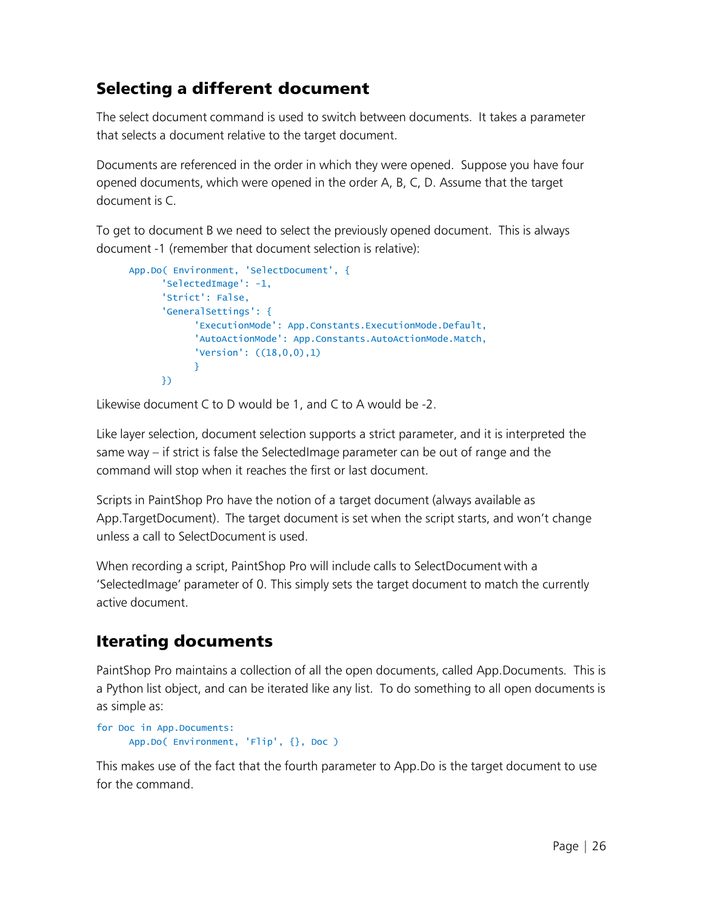## Selecting a different document

The select document command is used to switch between documents. It takes a parameter that selects a document relative to the target document.

Documents are referenced in the order in which they were opened. Suppose you have four opened documents, which were opened in the order A, B, C, D. Assume that the target document is C.

To get to document B we need to select the previously opened document. This is always document -1 (remember that document selection is relative):

```
App.Do( Environment, 'SelectDocument', {
      'SelectedImage': -1,
      'Strict': False,
      'GeneralSettings': {
            'ExecutionMode': App.Constants.ExecutionMode.Default,
            'AutoActionMode': App.Constants.AutoActionMode.Match,
            'Version': ((18,0,0),1)
            }
      })
```

Likewise document C to D would be 1, and C to A would be -2.

Like layer selection, document selection supports a strict parameter, and it is interpreted the same way – if strict is false the SelectedImage parameter can be out of range and the command will stop when it reaches the first or last document.

Scripts in PaintShop Pro have the notion of a target document (always available as App.TargetDocument). The target document is set when the script starts, and won't change unless a call to SelectDocument is used.

When recording a script, PaintShop Pro will include calls to SelectDocument with a 'SelectedImage' parameter of 0. This simply sets the target document to match the currently active document.

## Iterating documents

PaintShop Pro maintains a collection of all the open documents, called App.Documents. This is a Python list object, and can be iterated like any list. To do something to all open documents is as simple as:

```
for Doc in App.Documents:
      App.Do( Environment, 'Flip', {}, Doc )
```

This makes use of the fact that the fourth parameter to App.Do is the target document to use for the command.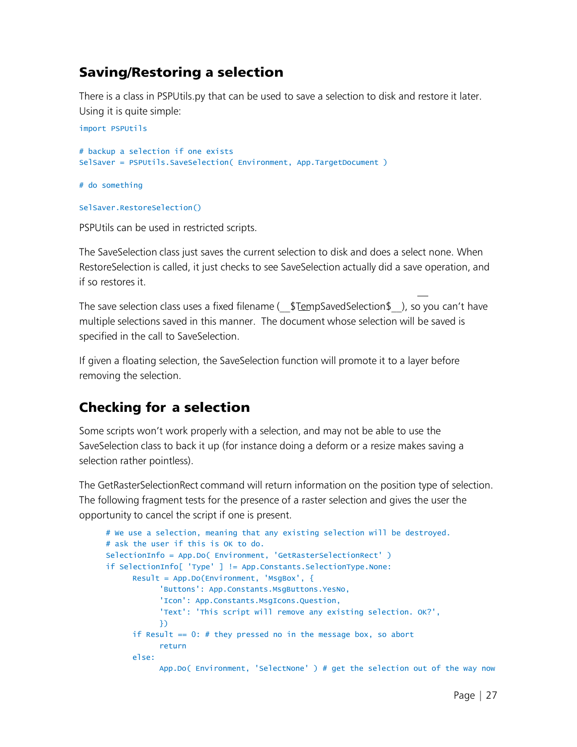## Saving/Restoring a selection

There is a class in PSPUtils.py that can be used to save a selection to disk and restore it later. Using it is quite simple:

```
import PSPUtils

# backup a selection if one exists
SelSaver = PSPUtils.SaveSelection( Environment, App.TargetDocument )

# do something

SelSaver.RestoreSelection()
```

PSPUtils can be used in restricted scripts.

The SaveSelection class just saves the current selection to disk and does a select none. When RestoreSelection is called, it just checks to see SaveSelection actually did a save operation, and if so restores it.

The save selection class uses a fixed filename (__$TempSavedSelection$__), so you can't have multiple selections saved in this manner. The document whose selection will be saved is specified in the call to SaveSelection.

If given a floating selection, the SaveSelection function will promote it to a layer before removing the selection.

## Checking for a selection

Some scripts won't work properly with a selection, and may not be able to use the SaveSelection class to back it up (for instance doing a deform or a resize makes saving a selection rather pointless).

The GetRasterSelectionRect command will return information on the position type of selection. The following fragment tests for the presence of a raster selection and gives the user the opportunity to cancel the script if one is present.

```
    # We use a selection, meaning that any existing selection will be destroyed.
    # ask the user if this is OK to do.
    SelectionInfo = App.Do( Environment, 'GetRasterSelectionRect' )
    if SelectionInfo[ 'Type' ] != App.Constants.SelectionType.None:
        Result = App.Do(Environment, 'MsgBox', {
            'Buttons': App.Constants.MsgButtons.YesNo,
            'Icon': App.Constants.MsgIcons.Question,
            'Text': 'This script will remove any existing selection. OK?',
            })
        if Result == 0: # they pressed no in the message box, so abort
            return
        else:
            App.Do( Environment, 'SelectNone' ) # get the selection out of the way now
```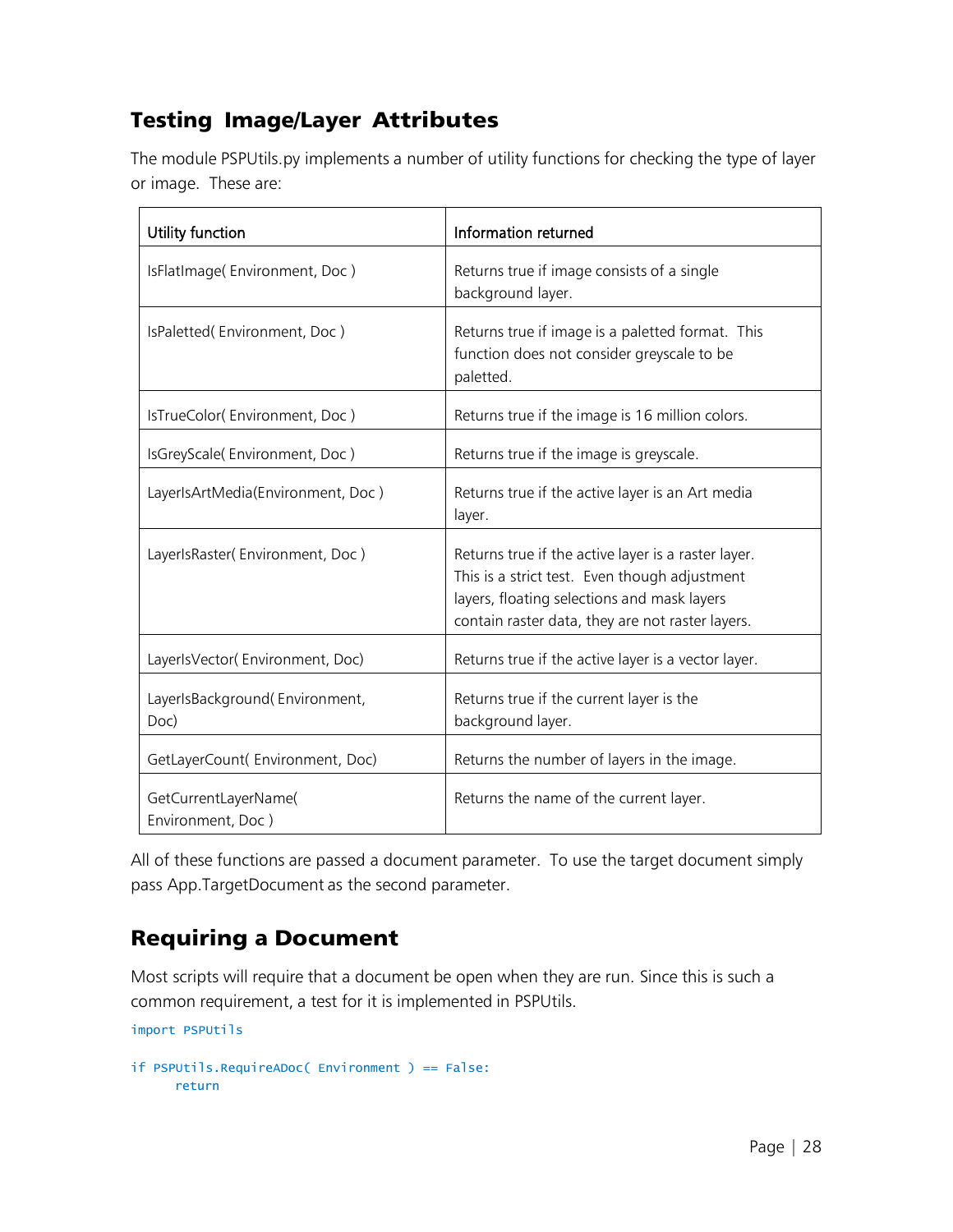## Testing Image/Layer Attributes

The module PSPUtils.py implements a number of utility functions for checking the type of layer or image. These are:

| Utility function | Information returned |
|---|---|
| IsFlatImage( Environment, Doc ) | Returns true if image consists of a single background layer. |
| IsPaletted( Environment, Doc ) | Returns true if image is a paletted format. This function does not consider greyscale to be paletted. |
| IsTrueColor( Environment, Doc ) | Returns true if the image is 16 million colors. |
| IsGreyScale( Environment, Doc ) | Returns true if the image is greyscale. |
| LayerIsArtMedia(Environment, Doc ) | Returns true if the active layer is an Art media layer. |
| LayerIsRaster( Environment, Doc ) | Returns true if the active layer is a raster layer. This is a strict test. Even though adjustment layers, floating selections and mask layers contain raster data, they are not raster layers. |
| LayerIsVector( Environment, Doc) | Returns true if the active layer is a vector layer. |
| LayerIsBackground( Environment, Doc) | Returns true if the current layer is the background layer. |
| GetLayerCount( Environment, Doc) | Returns the number of layers in the image. |
| GetCurrentLayerName( Environment, Doc ) | Returns the name of the current layer. |

All of these functions are passed a document parameter. To use the target document simply pass App.TargetDocument as the second parameter.

## Requiring a Document

Most scripts will require that a document be open when they are run. Since this is such a common requirement, a test for it is implemented in PSPUtils.

```
import PSPUtils

if PSPUtils.RequireADoc( Environment ) == False:
    return
```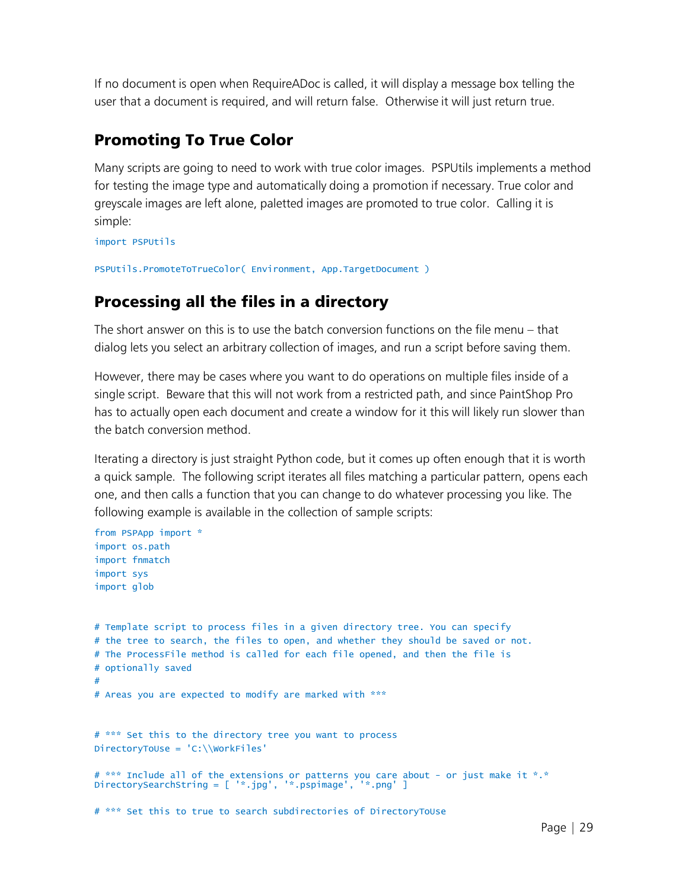If no document is open when RequireADoc is called, it will display a message box telling the user that a document is required, and will return false.  Otherwise it will just return true.

## Promoting To True Color

Many scripts are going to need to work with true color images.  PSPUtils implements a method for testing the image type and automatically doing a promotion if necessary. True color and greyscale images are left alone, paletted images are promoted to true color.  Calling it is simple:

```
import PSPUtils

PSPUtils.PromoteToTrueColor( Environment, App.TargetDocument )
```

## Processing all the files in a directory

The short answer on this is to use the batch conversion functions on the file menu – that dialog lets you select an arbitrary collection of images, and run a script before saving them.

However, there may be cases where you want to do operations on multiple files inside of a single script.  Beware that this will not work from a restricted path, and since PaintShop Pro has to actually open each document and create a window for it this will likely run slower than the batch conversion method.

Iterating a directory is just straight Python code, but it comes up often enough that it is worth a quick sample.  The following script iterates all files matching a particular pattern, opens each one, and then calls a function that you can change to do whatever processing you like. The following example is available in the collection of sample scripts:

```
from PSPApp import *
import os.path
import fnmatch
import sys
import glob


# Template script to process files in a given directory tree. You can specify
# the tree to search, the files to open, and whether they should be saved or not.
# The ProcessFile method is called for each file opened, and then the file is
# optionally saved
#
# Areas you are expected to modify are marked with ***


# *** Set this to the directory tree you want to process
DirectoryToUse = 'C:\\WorkFiles'

# *** Include all of the extensions or patterns you care about - or just make it *.*
DirectorySearchString = [ '*.jpg', '*.pspimage', '*.png' ]

# *** Set this to true to search subdirectories of DirectoryToUse
```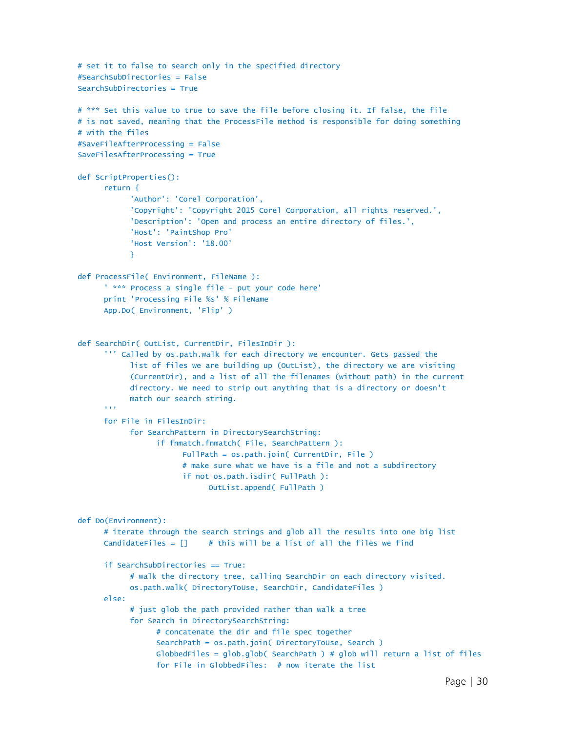```
# set it to false to search only in the specified directory
#SearchSubDirectories = False
SearchSubDirectories = True

# *** Set this value to true to save the file before closing it. If false, the file
# is not saved, meaning that the ProcessFile method is responsible for doing something
# with the files
#SaveFileAfterProcessing = False
SaveFilesAfterProcessing = True

def ScriptProperties():
      return {
            'Author': 'Corel Corporation',
            'Copyright': 'Copyright 2015 Corel Corporation, all rights reserved.',
            'Description': 'Open and process an entire directory of files.',
            'Host': 'PaintShop Pro'
            'Host Version': '18.00'
            }

def ProcessFile( Environment, FileName ):
      ' *** Process a single file - put your code here'
      print 'Processing File %s' % FileName
      App.Do( Environment, 'Flip' )


def SearchDir( OutList, CurrentDir, FilesInDir ):
      ''' Called by os.path.walk for each directory we encounter. Gets passed the
            list of files we are building up (OutList), the directory we are visiting
            (CurrentDir), and a list of all the filenames (without path) in the current
            directory. We need to strip out anything that is a directory or doesn't
            match our search string.
      '''
      for File in FilesInDir:
            for SearchPattern in DirectorySearchString:
                  if fnmatch.fnmatch( File, SearchPattern ):
                        FullPath = os.path.join( CurrentDir, File )
                        # make sure what we have is a file and not a subdirectory
                        if not os.path.isdir( FullPath ):
                              OutList.append( FullPath )


def Do(Environment):
      # iterate through the search strings and glob all the results into one big list
      CandidateFiles = []     # this will be a list of all the files we find

      if SearchSubDirectories == True:
            # walk the directory tree, calling SearchDir on each directory visited.
            os.path.walk( DirectoryToUse, SearchDir, CandidateFiles )
      else:
            # just glob the path provided rather than walk a tree
            for Search in DirectorySearchString:
                  # concatenate the dir and file spec together
                  SearchPath = os.path.join( DirectoryToUse, Search )
                  GlobbedFiles = glob.glob( SearchPath ) # glob will return a list of files
                  for File in GlobbedFiles:  # now iterate the list
```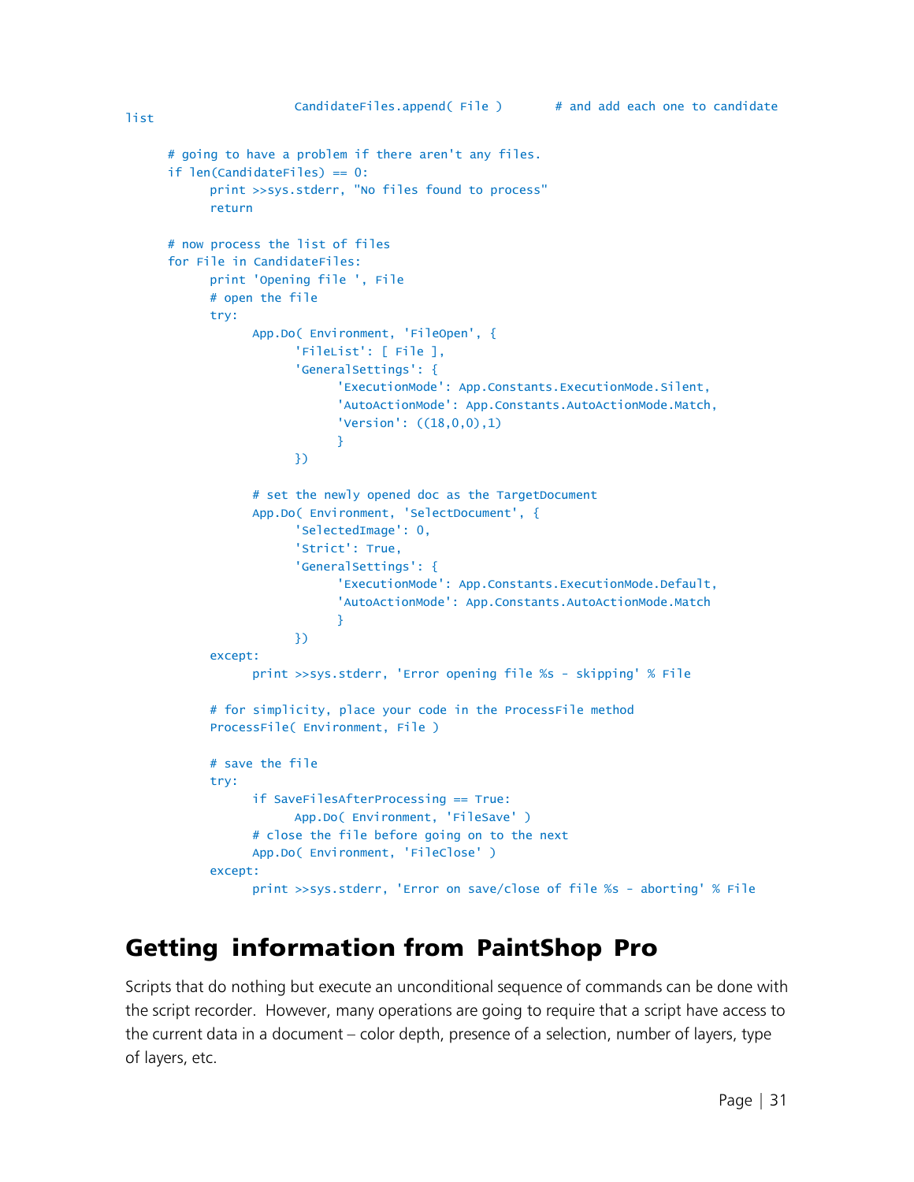```
                        CandidateFiles.append( File )       # and add each one to candidate
list

      # going to have a problem if there aren't any files.
      if len(CandidateFiles) == 0:
            print >>sys.stderr, "No files found to process"
            return

      # now process the list of files
      for File in CandidateFiles:
            print 'Opening file ', File
            # open the file
            try:
                  App.Do( Environment, 'FileOpen', {
                        'FileList': [ File ],
                        'GeneralSettings': {
                              'ExecutionMode': App.Constants.ExecutionMode.Silent,
                              'AutoActionMode': App.Constants.AutoActionMode.Match,
                              'Version': ((18,0,0),1)
                              }
                        })

                  # set the newly opened doc as the TargetDocument
                  App.Do( Environment, 'SelectDocument', {
                        'SelectedImage': 0,
                        'Strict': True,
                        'GeneralSettings': {
                              'ExecutionMode': App.Constants.ExecutionMode.Default,
                              'AutoActionMode': App.Constants.AutoActionMode.Match
                              }
                        })
            except:
                  print >>sys.stderr, 'Error opening file %s - skipping' % File

            # for simplicity, place your code in the ProcessFile method
            ProcessFile( Environment, File )

            # save the file
            try:
                  if SaveFilesAfterProcessing == True:
                        App.Do( Environment, 'FileSave' )
                  # close the file before going on to the next
                  App.Do( Environment, 'FileClose' )
            except:
                  print >>sys.stderr, 'Error on save/close of file %s - aborting' % File
```

## Getting information from PaintShop Pro

Scripts that do nothing but execute an unconditional sequence of commands can be done with the script recorder. However, many operations are going to require that a script have access to the current data in a document – color depth, presence of a selection, number of layers, type of layers, etc.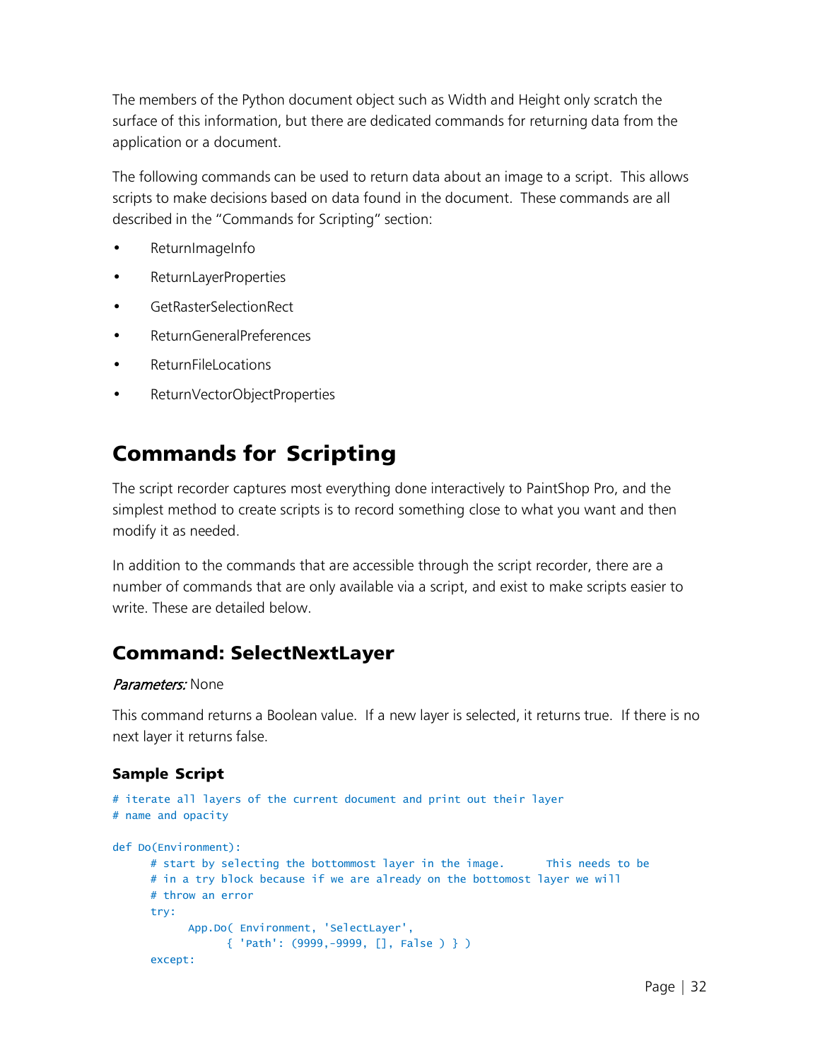The members of the Python document object such as Width and Height only scratch the surface of this information, but there are dedicated commands for returning data from the application or a document.

The following commands can be used to return data about an image to a script. This allows scripts to make decisions based on data found in the document. These commands are all described in the "Commands for Scripting" section:

- ReturnImageInfo
- ReturnLayerProperties
- GetRasterSelectionRect
- ReturnGeneralPreferences
- ReturnFileLocations
- ReturnVectorObjectProperties

# Commands for Scripting

The script recorder captures most everything done interactively to PaintShop Pro, and the simplest method to create scripts is to record something close to what you want and then modify it as needed.

In addition to the commands that are accessible through the script recorder, there are a number of commands that are only available via a script, and exist to make scripts easier to write. These are detailed below.

## Command: SelectNextLayer

*Parameters:* None

This command returns a Boolean value. If a new layer is selected, it returns true. If there is no next layer it returns false.

### Sample Script

```
# iterate all layers of the current document and print out their layer
# name and opacity

def Do(Environment):
      # start by selecting the bottommost layer in the image.      This needs to be
      # in a try block because if we are already on the bottomost layer we will
      # throw an error
      try:
            App.Do( Environment, 'SelectLayer',
                  { 'Path': (9999,-9999, [], False ) } )
      except:
```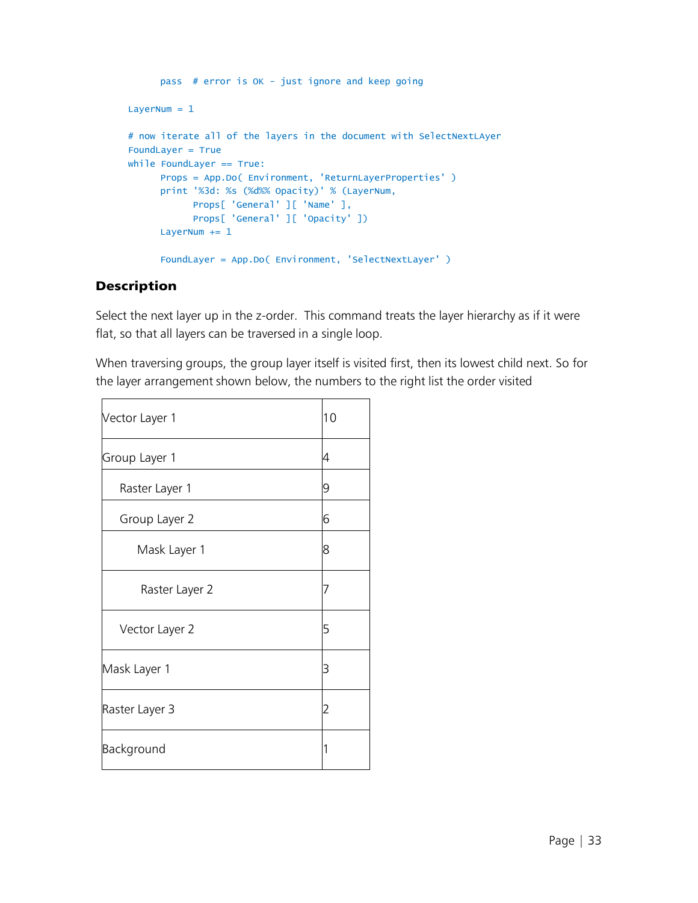```
        pass  # error is OK - just ignore and keep going

    LayerNum = 1

    # now iterate all of the layers in the document with SelectNextLAyer
    FoundLayer = True
    while FoundLayer == True:
        Props = App.Do( Environment, 'ReturnLayerProperties' )
        print '%3d: %s (%d%% Opacity)' % (LayerNum,
            Props[ 'General' ][ 'Name' ],
            Props[ 'General' ][ 'Opacity' ])
        LayerNum += 1

        FoundLayer = App.Do( Environment, 'SelectNextLayer' )
```

## Description

Select the next layer up in the z-order. This command treats the layer hierarchy as if it were flat, so that all layers can be traversed in a single loop.

When traversing groups, the group layer itself is visited first, then its lowest child next. So for the layer arrangement shown below, the numbers to the right list the order visited

| Layer | Order |
|---|---|
| Vector Layer 1 | 10 |
| Group Layer 1 | 4 |
| &nbsp;&nbsp;&nbsp;&nbsp;Raster Layer 1 | 9 |
| &nbsp;&nbsp;&nbsp;&nbsp;Group Layer 2 | 6 |
| &nbsp;&nbsp;&nbsp;&nbsp;&nbsp;&nbsp;&nbsp;&nbsp;Mask Layer 1 | 8 |
| &nbsp;&nbsp;&nbsp;&nbsp;&nbsp;&nbsp;&nbsp;&nbsp;Raster Layer 2 | 7 |
| &nbsp;&nbsp;&nbsp;&nbsp;Vector Layer 2 | 5 |
| Mask Layer 1 | 3 |
| Raster Layer 3 | 2 |
| Background | 1 |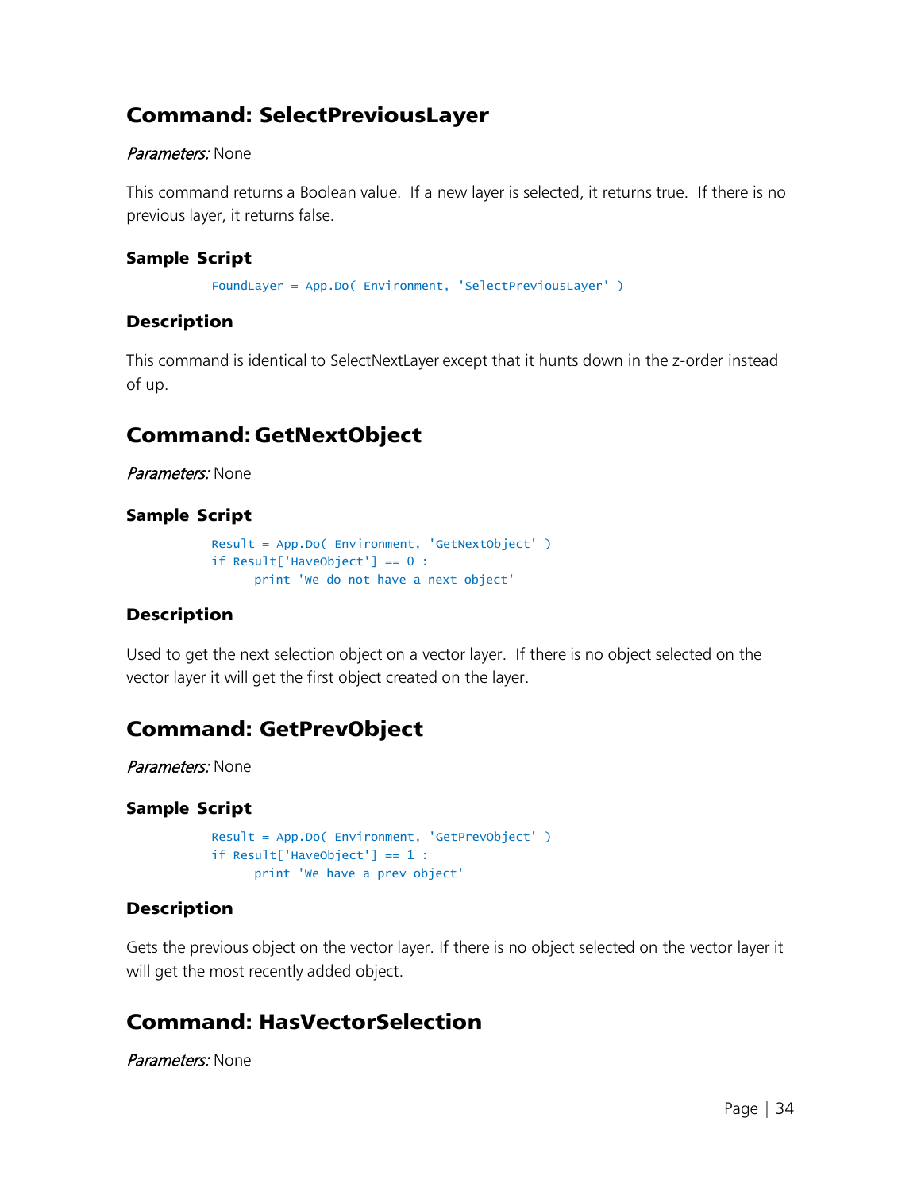## Command: SelectPreviousLayer

*Parameters:* None

This command returns a Boolean value. If a new layer is selected, it returns true. If there is no previous layer, it returns false.

### Sample Script

```
FoundLayer = App.Do( Environment, 'SelectPreviousLayer' )
```

### Description

This command is identical to SelectNextLayer except that it hunts down in the z-order instead of up.

## Command: GetNextObject

*Parameters:* None

### Sample Script

```
Result = App.Do( Environment, 'GetNextObject' )
if Result['HaveObject'] == 0 :
     print 'We do not have a next object'
```

### Description

Used to get the next selection object on a vector layer. If there is no object selected on the vector layer it will get the first object created on the layer.

## Command: GetPrevObject

*Parameters:* None

### Sample Script

```
Result = App.Do( Environment, 'GetPrevObject' )
if Result['HaveObject'] == 1 :
     print 'We have a prev object'
```

### Description

Gets the previous object on the vector layer. If there is no object selected on the vector layer it will get the most recently added object.

## Command: HasVectorSelection

*Parameters:* None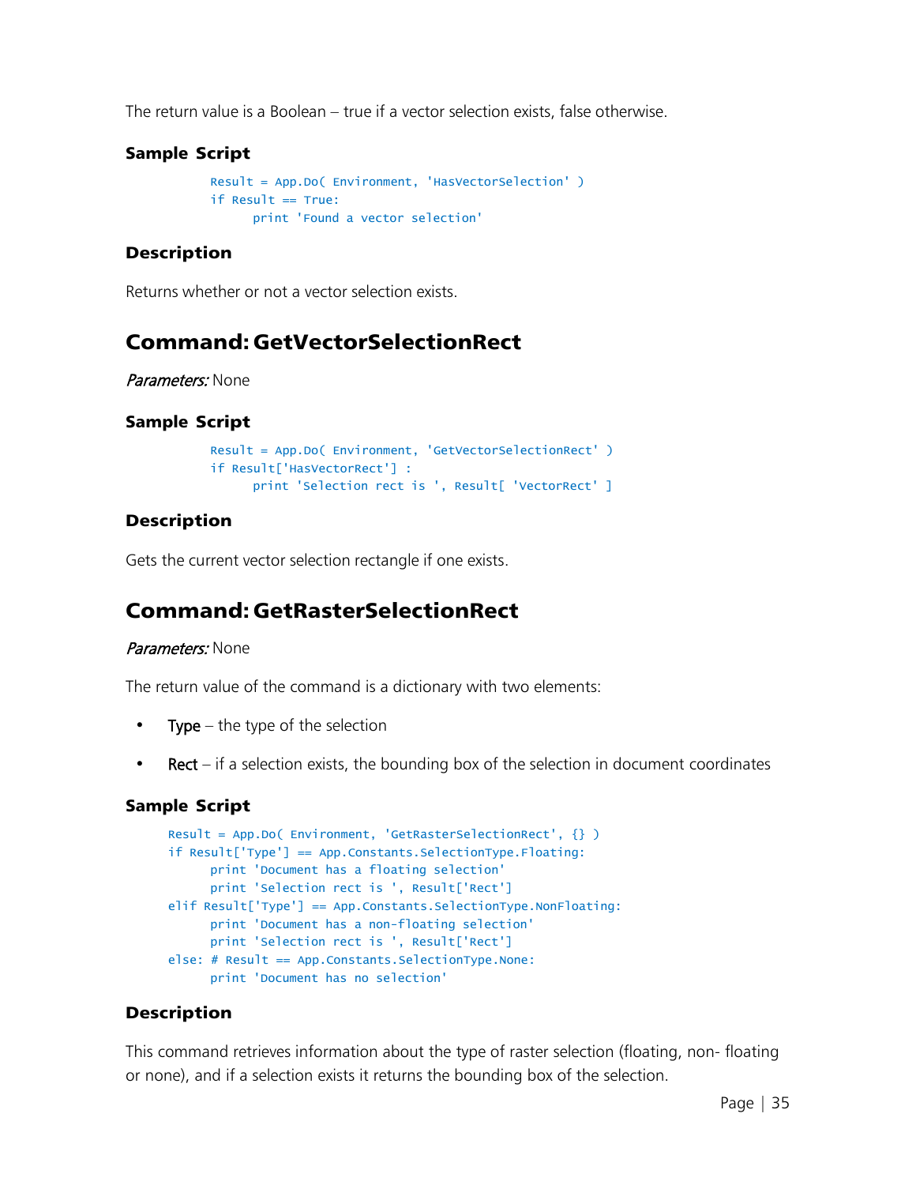The return value is a Boolean – true if a vector selection exists, false otherwise.

### Sample Script

```
Result = App.Do( Environment, 'HasVectorSelection' )
if Result == True:
     print 'Found a vector selection'
```

### Description

Returns whether or not a vector selection exists.

## Command: GetVectorSelectionRect

*Parameters:* None

### Sample Script

```
Result = App.Do( Environment, 'GetVectorSelectionRect' )
if Result['HasVectorRect'] :
     print 'Selection rect is ', Result[ 'VectorRect' ]
```

### Description

Gets the current vector selection rectangle if one exists.

## Command: GetRasterSelectionRect

*Parameters:* None

The return value of the command is a dictionary with two elements:

- Type – the type of the selection
- Rect – if a selection exists, the bounding box of the selection in document coordinates

### Sample Script

```
Result = App.Do( Environment, 'GetRasterSelectionRect', {} )
if Result['Type'] == App.Constants.SelectionType.Floating:
     print 'Document has a floating selection'
     print 'Selection rect is ', Result['Rect']
elif Result['Type'] == App.Constants.SelectionType.NonFloating:
     print 'Document has a non-floating selection'
     print 'Selection rect is ', Result['Rect']
else: # Result == App.Constants.SelectionType.None:
     print 'Document has no selection'
```

### Description

This command retrieves information about the type of raster selection (floating, non- floating or none), and if a selection exists it returns the bounding box of the selection.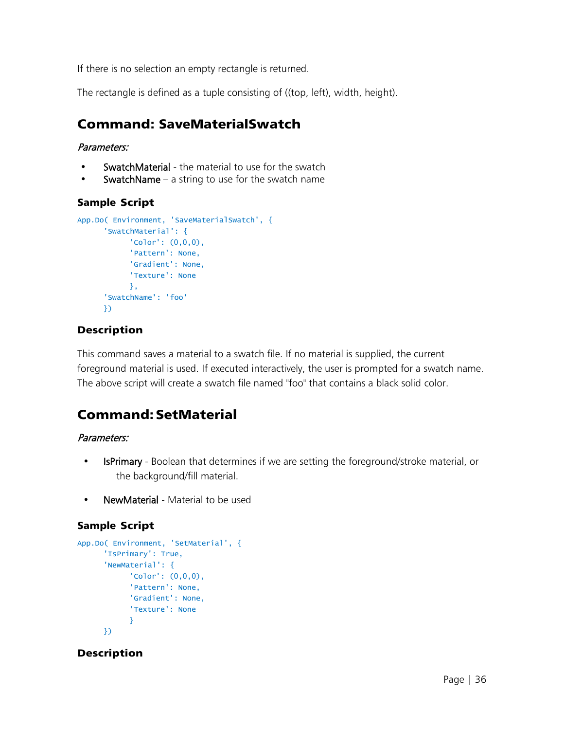If there is no selection an empty rectangle is returned.

The rectangle is defined as a tuple consisting of ((top, left), width, height).

## Command: SaveMaterialSwatch

*Parameters:*

- SwatchMaterial - the material to use for the swatch
- SwatchName – a string to use for the swatch name

### Sample Script

```
App.Do( Environment, 'SaveMaterialSwatch', {
      'SwatchMaterial': {
            'Color': (0,0,0),
            'Pattern': None,
            'Gradient': None,
            'Texture': None
            },
      'SwatchName': 'foo'
      })
```

### Description

This command saves a material to a swatch file. If no material is supplied, the current foreground material is used. If executed interactively, the user is prompted for a swatch name. The above script will create a swatch file named "foo" that contains a black solid color.

## Command: SetMaterial

*Parameters:*

- IsPrimary - Boolean that determines if we are setting the foreground/stroke material, or the background/fill material.
- NewMaterial - Material to be used

### Sample Script

```
App.Do( Environment, 'SetMaterial', {
      'IsPrimary': True,
      'NewMaterial': {
            'Color': (0,0,0),
            'Pattern': None,
            'Gradient': None,
            'Texture': None
            }
      })
```

### Description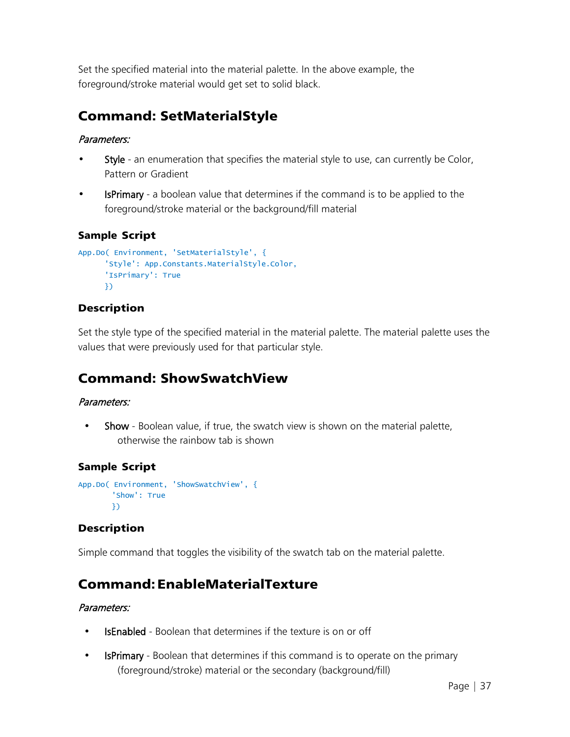Set the specified material into the material palette. In the above example, the foreground/stroke material would get set to solid black.

## Command: SetMaterialStyle

*Parameters:*

- Style - an enumeration that specifies the material style to use, can currently be Color, Pattern or Gradient
- IsPrimary - a boolean value that determines if the command is to be applied to the foreground/stroke material or the background/fill material

### Sample Script

```
App.Do( Environment, 'SetMaterialStyle', {
      'Style': App.Constants.MaterialStyle.Color,
      'IsPrimary': True
      })
```

### Description

Set the style type of the specified material in the material palette. The material palette uses the values that were previously used for that particular style.

## Command: ShowSwatchView

*Parameters:*

- Show - Boolean value, if true, the swatch view is shown on the material palette, otherwise the rainbow tab is shown

### Sample Script

```
App.Do( Environment, 'ShowSwatchView', {
       'Show': True
       })
```

### Description

Simple command that toggles the visibility of the swatch tab on the material palette.

## Command: EnableMaterialTexture

*Parameters:*

- IsEnabled - Boolean that determines if the texture is on or off
- IsPrimary - Boolean that determines if this command is to operate on the primary (foreground/stroke) material or the secondary (background/fill)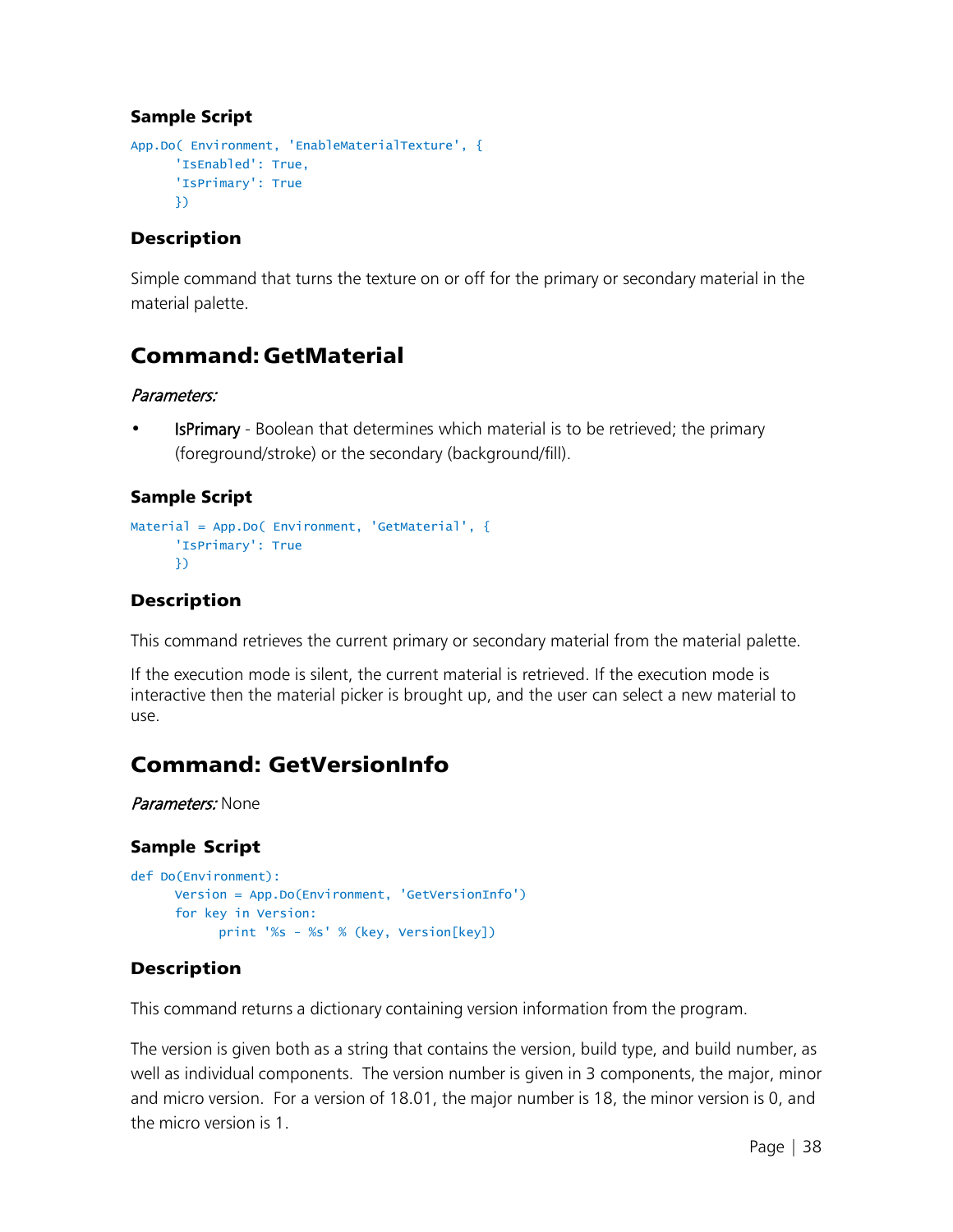### Sample Script

```
App.Do( Environment, 'EnableMaterialTexture', {
      'IsEnabled': True,
      'IsPrimary': True
      })
```

### Description

Simple command that turns the texture on or off for the primary or secondary material in the material palette.

## Command: GetMaterial

*Parameters:*

- IsPrimary - Boolean that determines which material is to be retrieved; the primary (foreground/stroke) or the secondary (background/fill).

### Sample Script

```
Material = App.Do( Environment, 'GetMaterial', {
      'IsPrimary': True
      })
```

### Description

This command retrieves the current primary or secondary material from the material palette.

If the execution mode is silent, the current material is retrieved. If the execution mode is interactive then the material picker is brought up, and the user can select a new material to use.

## Command: GetVersionInfo

*Parameters:* None

### Sample Script

```
def Do(Environment):
      Version = App.Do(Environment, 'GetVersionInfo')
      for key in Version:
            print '%s - %s' % (key, Version[key])
```

### Description

This command returns a dictionary containing version information from the program.

The version is given both as a string that contains the version, build type, and build number, as well as individual components. The version number is given in 3 components, the major, minor and micro version. For a version of 18.01, the major number is 18, the minor version is 0, and the micro version is 1.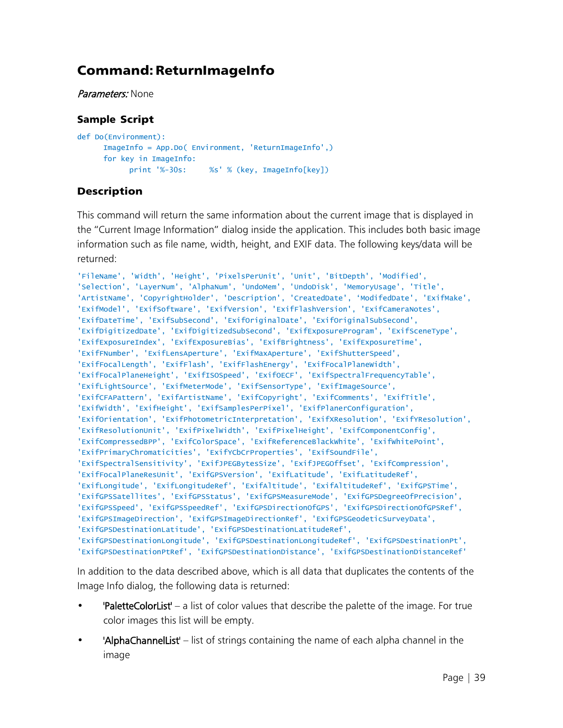## Command: ReturnImageInfo

*Parameters:* None

### Sample Script

```
def Do(Environment):
      ImageInfo = App.Do( Environment, 'ReturnImageInfo',)
      for key in ImageInfo:
            print '%-30s:     %s' % (key, ImageInfo[key])
```

### Description

This command will return the same information about the current image that is displayed in the “Current Image Information” dialog inside the application. This includes both basic image information such as file name, width, height, and EXIF data. The following keys/data will be returned:

```
'FileName', 'Width', 'Height', 'PixelsPerUnit', 'Unit', 'BitDepth', 'Modified',
'Selection', 'LayerNum', 'AlphaNum', 'UndoMem', 'UndoDisk', 'MemoryUsage', 'Title',
'ArtistName', 'CopyrightHolder', 'Description', 'CreatedDate', ‘ModifedDate', 'ExifMake',
'ExifModel', 'ExifSoftware', 'ExifVersion', 'ExifFlashVersion', 'ExifCameraNotes',
'ExifDateTime', 'ExifSubSecond', 'ExifOriginalDate', 'ExifOriginalSubSecond',
'ExifDigitizedDate', 'ExifDigitizedSubSecond', 'ExifExposureProgram', 'ExifSceneType',
'ExifExposureIndex', 'ExifExposureBias', 'ExifBrightness', 'ExifExposureTime',
'ExifFNumber', 'ExifLensAperture', 'ExifMaxAperture', 'ExifShutterSpeed',
'ExifFocalLength', 'ExifFlash', 'ExifFlashEnergy', 'ExifFocalPlaneWidth',
'ExifFocalPlaneHeight', 'ExifISOSpeed', 'ExifOECF', 'ExifSpectralFrequencyTable',
'ExifLightSource', 'ExifMeterMode', 'ExifSensorType', 'ExifImageSource',
'ExifCFAPattern', 'ExifArtistName', 'ExifCopyright', 'ExifComments', 'ExifTitle',
'ExifWidth', 'ExifHeight', 'ExifSamplesPerPixel', 'ExifPlanerConfiguration',
'ExifOrientation', 'ExifPhotometricInterpretation', 'ExifXResolution', 'ExifYResolution',
'ExifResolutionUnit', 'ExifPixelWidth', 'ExifPixelHeight', 'ExifComponentConfig',
'ExifCompressedBPP', 'ExifColorSpace', 'ExifReferenceBlackWhite', 'ExifWhitePoint',
'ExifPrimaryChromaticities', 'ExifYCbCrProperties', 'ExifSoundFile',
'ExifSpectralSensitivity', 'ExifJPEGBytesSize', 'ExifJPEGOffset', 'ExifCompression',
'ExifFocalPlaneResUnit', 'ExifGPSVersion', 'ExifLatitude', 'ExifLatitudeRef',
'ExifLongitude', 'ExifLongitudeRef', 'ExifAltitude', 'ExifAltitudeRef', 'ExifGPSTime',
'ExifGPSSatellites', 'ExifGPSStatus', 'ExifGPSMeasureMode', 'ExifGPSDegreeOfPrecision',
'ExifGPSSpeed', 'ExifGPSSpeedRef', 'ExifGPSDirectionOfGPS', 'ExifGPSDirectionOfGPSRef',
'ExifGPSImageDirection', 'ExifGPSImageDirectionRef', 'ExifGPSGeodeticSurveyData',
'ExifGPSDestinationLatitude', 'ExifGPSDestinationLatitudeRef',
'ExifGPSDestinationLongitude', 'ExifGPSDestinationLongitudeRef', 'ExifGPSDestinationPt',
'ExifGPSDestinationPtRef', 'ExifGPSDestinationDistance', 'ExifGPSDestinationDistanceRef'
```

In addition to the data described above, which is all data that duplicates the contents of the Image Info dialog, the following data is returned:

- 'PaletteColorList' – a list of color values that describe the palette of the image. For true color images this list will be empty.
- 'AlphaChannelList' – list of strings containing the name of each alpha channel in the image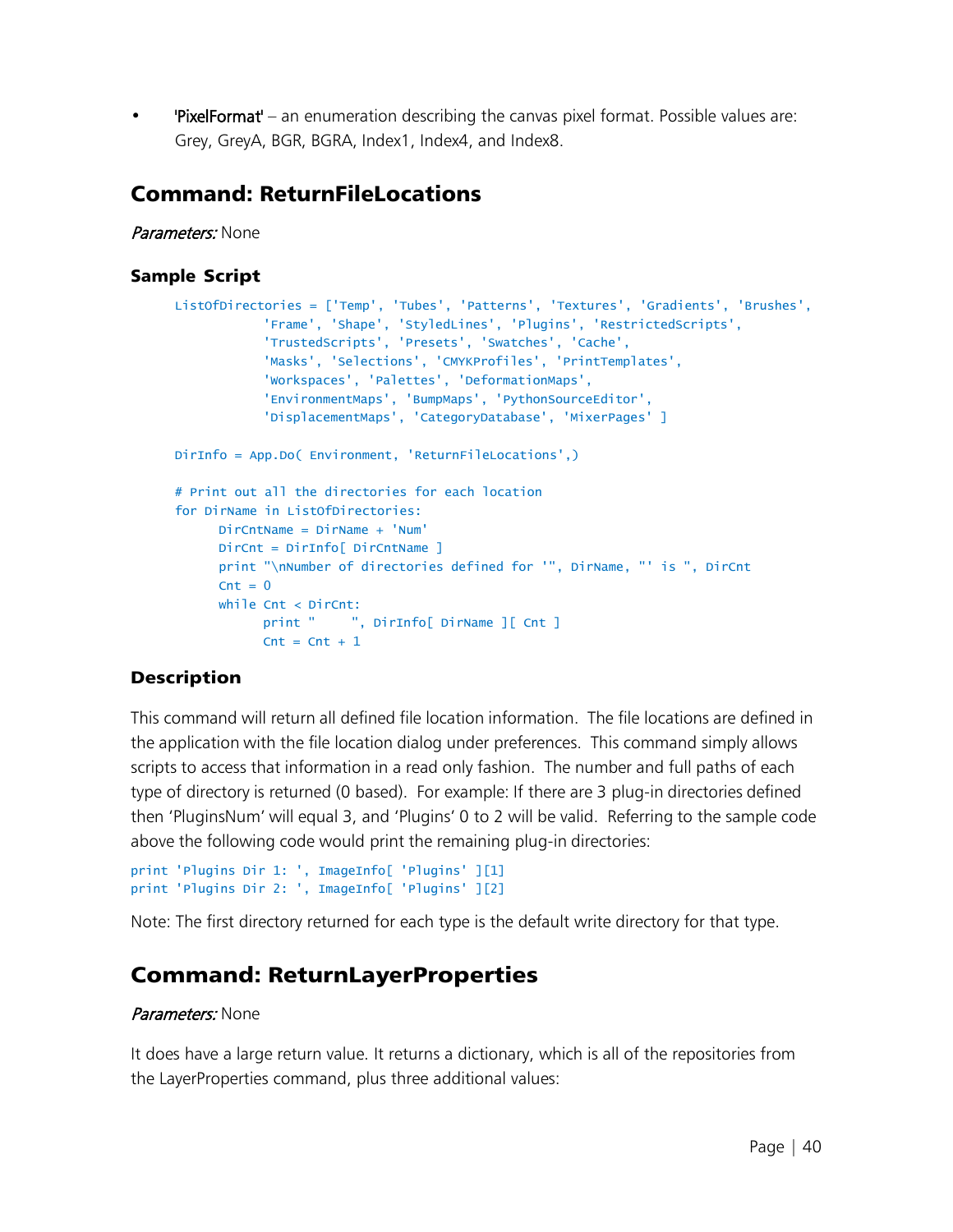- 'PixelFormat' – an enumeration describing the canvas pixel format. Possible values are: Grey, GreyA, BGR, BGRA, Index1, Index4, and Index8.

## Command: ReturnFileLocations

*Parameters:* None

### Sample Script

```
ListOfDirectories = ['Temp', 'Tubes', 'Patterns', 'Textures', 'Gradients', 'Brushes',
            'Frame', 'Shape', 'StyledLines', 'Plugins', 'RestrictedScripts',
            'TrustedScripts', 'Presets', 'Swatches', 'Cache',
            'Masks', 'Selections', 'CMYKProfiles', 'PrintTemplates',
            'Workspaces', 'Palettes', 'DeformationMaps',
            'EnvironmentMaps', 'BumpMaps', 'PythonSourceEditor',
            'DisplacementMaps', 'CategoryDatabase', 'MixerPages' ]

DirInfo = App.Do( Environment, 'ReturnFileLocations',)

# Print out all the directories for each location
for DirName in ListOfDirectories:
      DirCntName = DirName + 'Num'
      DirCnt = DirInfo[ DirCntName ]
      print "\nNumber of directories defined for '", DirName, "' is ", DirCnt
      Cnt = 0
      while Cnt < DirCnt:
            print "     ", DirInfo[ DirName ][ Cnt ]
            Cnt = Cnt + 1
```

### Description

This command will return all defined file location information. The file locations are defined in the application with the file location dialog under preferences. This command simply allows scripts to access that information in a read only fashion. The number and full paths of each type of directory is returned (0 based). For example: If there are 3 plug-in directories defined then 'PluginsNum' will equal 3, and 'Plugins' 0 to 2 will be valid. Referring to the sample code above the following code would print the remaining plug-in directories:

```
print 'Plugins Dir 1: ', ImageInfo[ 'Plugins' ][1]
print 'Plugins Dir 2: ', ImageInfo[ 'Plugins' ][2]
```

Note: The first directory returned for each type is the default write directory for that type.

## Command: ReturnLayerProperties

*Parameters:* None

It does have a large return value. It returns a dictionary, which is all of the repositories from the LayerProperties command, plus three additional values: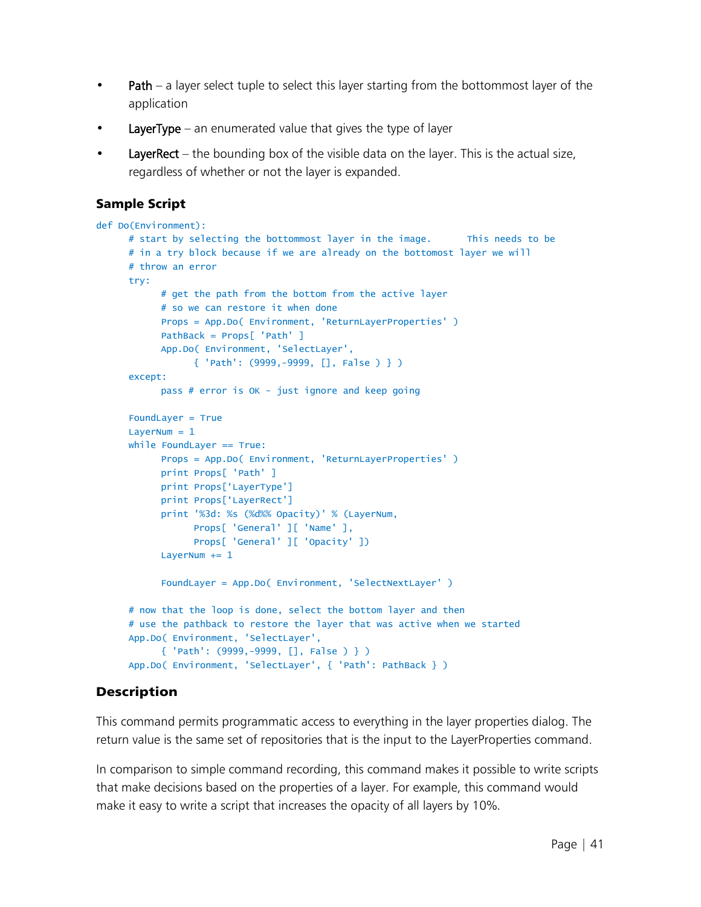- **Path** – a layer select tuple to select this layer starting from the bottommost layer of the application
- **LayerType** – an enumerated value that gives the type of layer
- **LayerRect** – the bounding box of the visible data on the layer. This is the actual size, regardless of whether or not the layer is expanded.

### Sample Script

```
def Do(Environment):
      # start by selecting the bottommost layer in the image.      This needs to be
      # in a try block because if we are already on the bottomost layer we will
      # throw an error
      try:
            # get the path from the bottom from the active layer
            # so we can restore it when done
            Props = App.Do( Environment, 'ReturnLayerProperties' )
            PathBack = Props[ 'Path' ]
            App.Do( Environment, 'SelectLayer',
                  { 'Path': (9999,-9999, [], False ) } )
      except:
            pass # error is OK - just ignore and keep going

      FoundLayer = True
      LayerNum = 1
      while FoundLayer == True:
            Props = App.Do( Environment, 'ReturnLayerProperties' )
            print Props[ 'Path' ]
            print Props['LayerType']
            print Props['LayerRect']
            print '%3d: %s (%d%% Opacity)' % (LayerNum,
                  Props[ 'General' ][ 'Name' ],
                  Props[ 'General' ][ 'Opacity' ])
            LayerNum += 1

            FoundLayer = App.Do( Environment, 'SelectNextLayer' )

      # now that the loop is done, select the bottom layer and then
      # use the pathback to restore the layer that was active when we started
      App.Do( Environment, 'SelectLayer',
            { 'Path': (9999,-9999, [], False ) } )
      App.Do( Environment, 'SelectLayer', { 'Path': PathBack } )
```

### Description

This command permits programmatic access to everything in the layer properties dialog. The return value is the same set of repositories that is the input to the LayerProperties command.

In comparison to simple command recording, this command makes it possible to write scripts that make decisions based on the properties of a layer. For example, this command would make it easy to write a script that increases the opacity of all layers by 10%.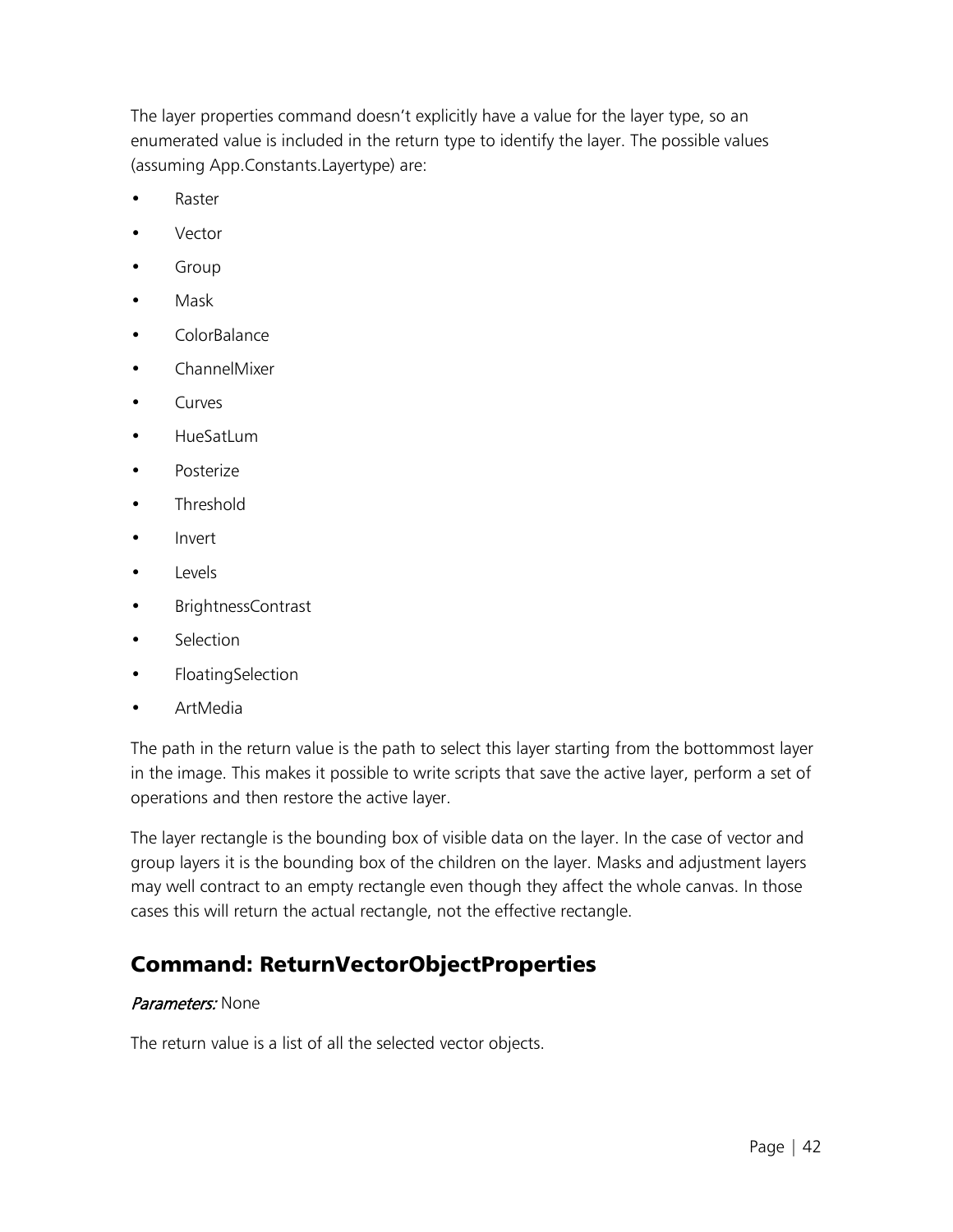The layer properties command doesn't explicitly have a value for the layer type, so an enumerated value is included in the return type to identify the layer. The possible values (assuming App.Constants.Layertype) are:

- Raster
- Vector
- Group
- Mask
- ColorBalance
- ChannelMixer
- Curves
- HueSatLum
- Posterize
- Threshold
- Invert
- Levels
- BrightnessContrast
- Selection
- FloatingSelection
- ArtMedia

The path in the return value is the path to select this layer starting from the bottommost layer in the image. This makes it possible to write scripts that save the active layer, perform a set of operations and then restore the active layer.

The layer rectangle is the bounding box of visible data on the layer. In the case of vector and group layers it is the bounding box of the children on the layer. Masks and adjustment layers may well contract to an empty rectangle even though they affect the whole canvas. In those cases this will return the actual rectangle, not the effective rectangle.

## Command: ReturnVectorObjectProperties

*Parameters:* None

The return value is a list of all the selected vector objects.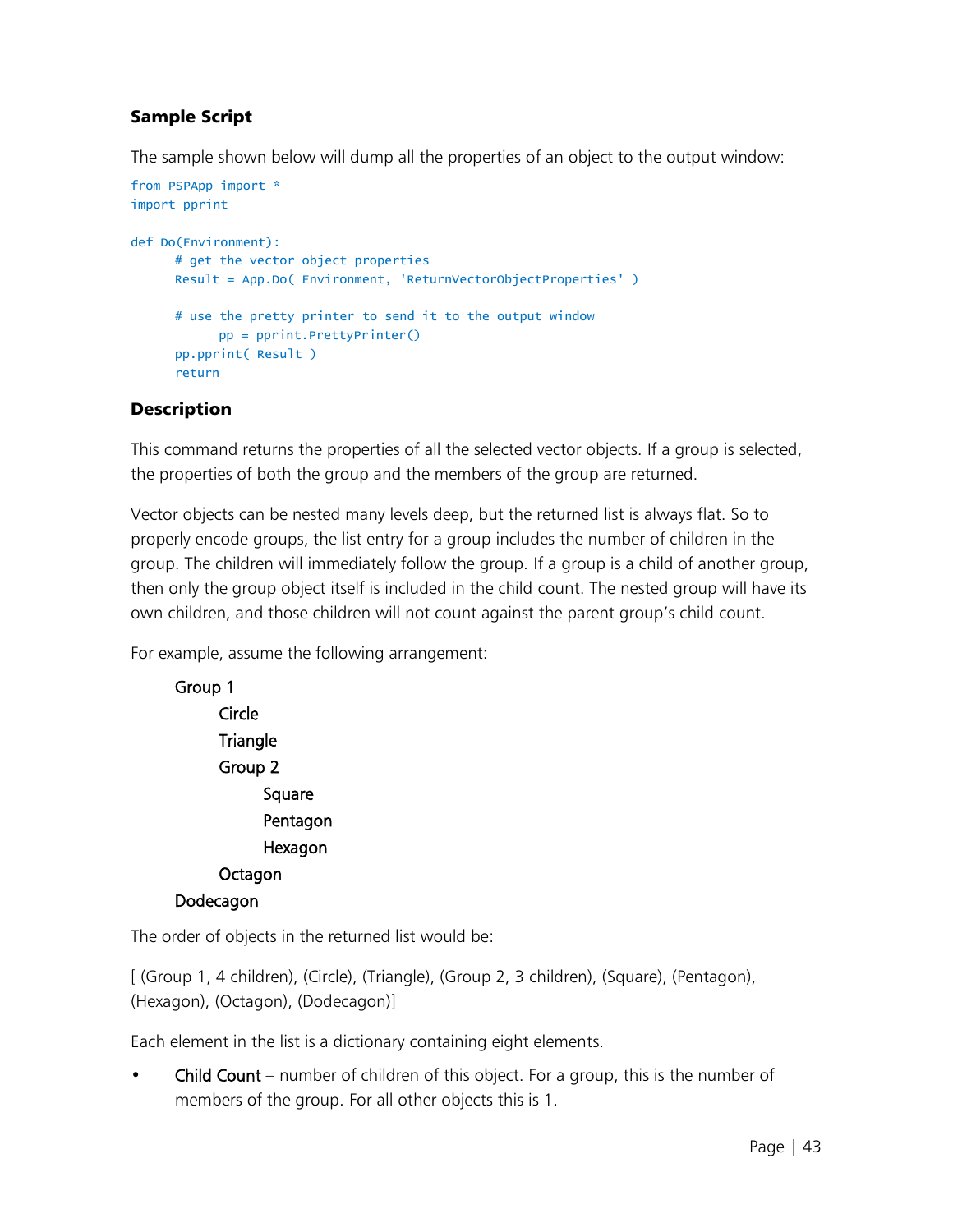### Sample Script

The sample shown below will dump all the properties of an object to the output window:

```
from PSPApp import *
import pprint

def Do(Environment):
      # get the vector object properties
      Result = App.Do( Environment, 'ReturnVectorObjectProperties' )

      # use the pretty printer to send it to the output window
            pp = pprint.PrettyPrinter()
      pp.pprint( Result )
      return
```

### Description

This command returns the properties of all the selected vector objects. If a group is selected, the properties of both the group and the members of the group are returned.

Vector objects can be nested many levels deep, but the returned list is always flat. So to properly encode groups, the list entry for a group includes the number of children in the group. The children will immediately follow the group. If a group is a child of another group, then only the group object itself is included in the child count. The nested group will have its own children, and those children will not count against the parent group's child count.

For example, assume the following arrangement:

- Group 1
  - Circle
  - Triangle
  - Group 2
    - Square
    - Pentagon
    - Hexagon
  - Octagon
- Dodecagon

The order of objects in the returned list would be:

[ (Group 1, 4 children), (Circle), (Triangle), (Group 2, 3 children), (Square), (Pentagon), (Hexagon), (Octagon), (Dodecagon)]

Each element in the list is a dictionary containing eight elements.

- Child Count – number of children of this object. For a group, this is the number of members of the group. For all other objects this is 1.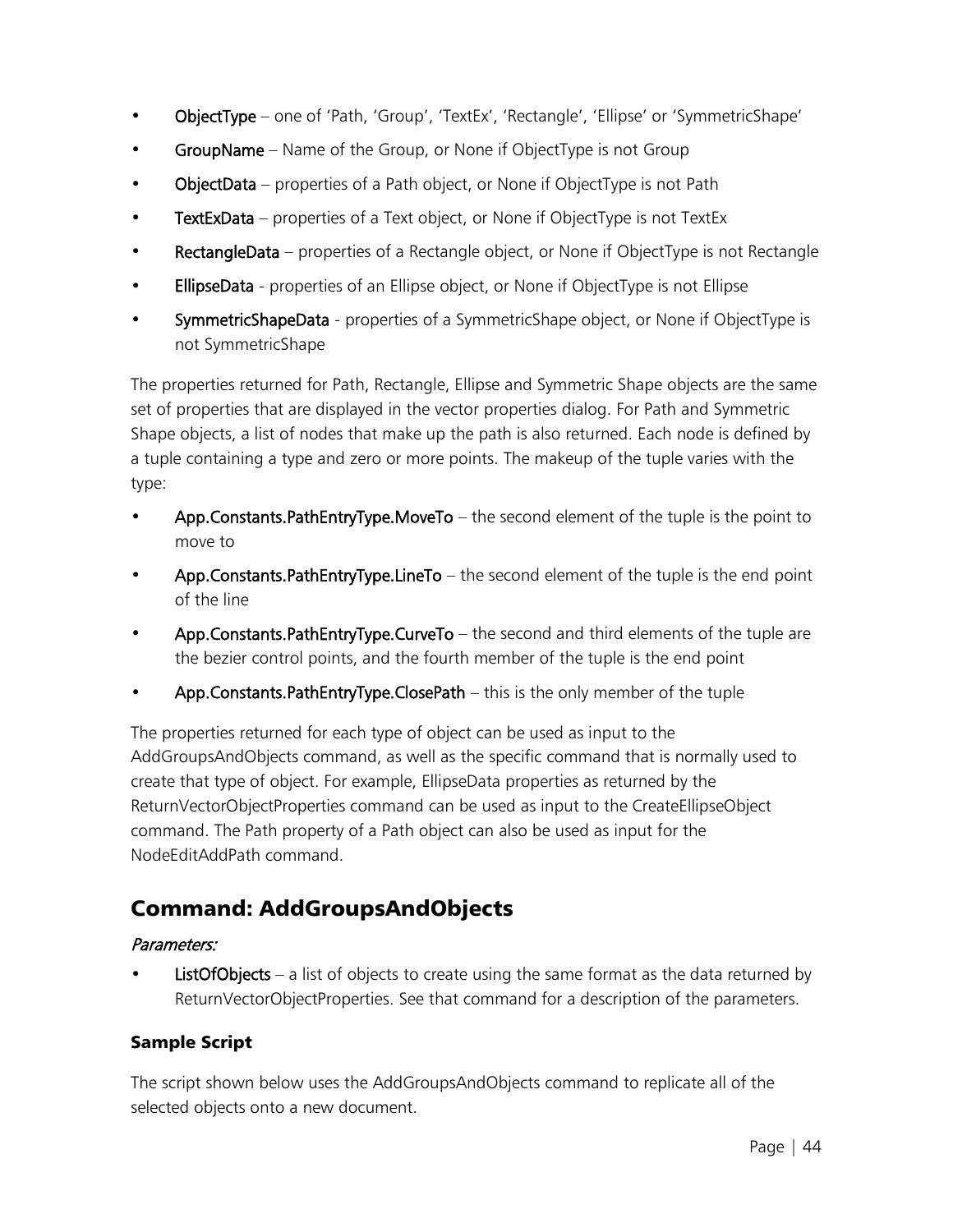- **ObjectType** – one of 'Path, 'Group', 'TextEx', 'Rectangle', 'Ellipse' or 'SymmetricShape'
- **GroupName** – Name of the Group, or None if ObjectType is not Group
- **ObjectData** – properties of a Path object, or None if ObjectType is not Path
- **TextExData** – properties of a Text object, or None if ObjectType is not TextEx
- **RectangleData** – properties of a Rectangle object, or None if ObjectType is not Rectangle
- **EllipseData** - properties of an Ellipse object, or None if ObjectType is not Ellipse
- **SymmetricShapeData** - properties of a SymmetricShape object, or None if ObjectType is not SymmetricShape

The properties returned for Path, Rectangle, Ellipse and Symmetric Shape objects are the same set of properties that are displayed in the vector properties dialog. For Path and Symmetric Shape objects, a list of nodes that make up the path is also returned. Each node is defined by a tuple containing a type and zero or more points. The makeup of the tuple varies with the type:

- **App.Constants.PathEntryType.MoveTo** – the second element of the tuple is the point to move to
- **App.Constants.PathEntryType.LineTo** – the second element of the tuple is the end point of the line
- **App.Constants.PathEntryType.CurveTo** – the second and third elements of the tuple are the bezier control points, and the fourth member of the tuple is the end point
- **App.Constants.PathEntryType.ClosePath** – this is the only member of the tuple

The properties returned for each type of object can be used as input to the AddGroupsAndObjects command, as well as the specific command that is normally used to create that type of object. For example, EllipseData properties as returned by the ReturnVectorObjectProperties command can be used as input to the CreateEllipseObject command. The Path property of a Path object can also be used as input for the NodeEditAddPath command.

## Command: AddGroupsAndObjects

*Parameters:*

- **ListOfObjects** – a list of objects to create using the same format as the data returned by ReturnVectorObjectProperties. See that command for a description of the parameters.

### Sample Script

The script shown below uses the AddGroupsAndObjects command to replicate all of the selected objects onto a new document.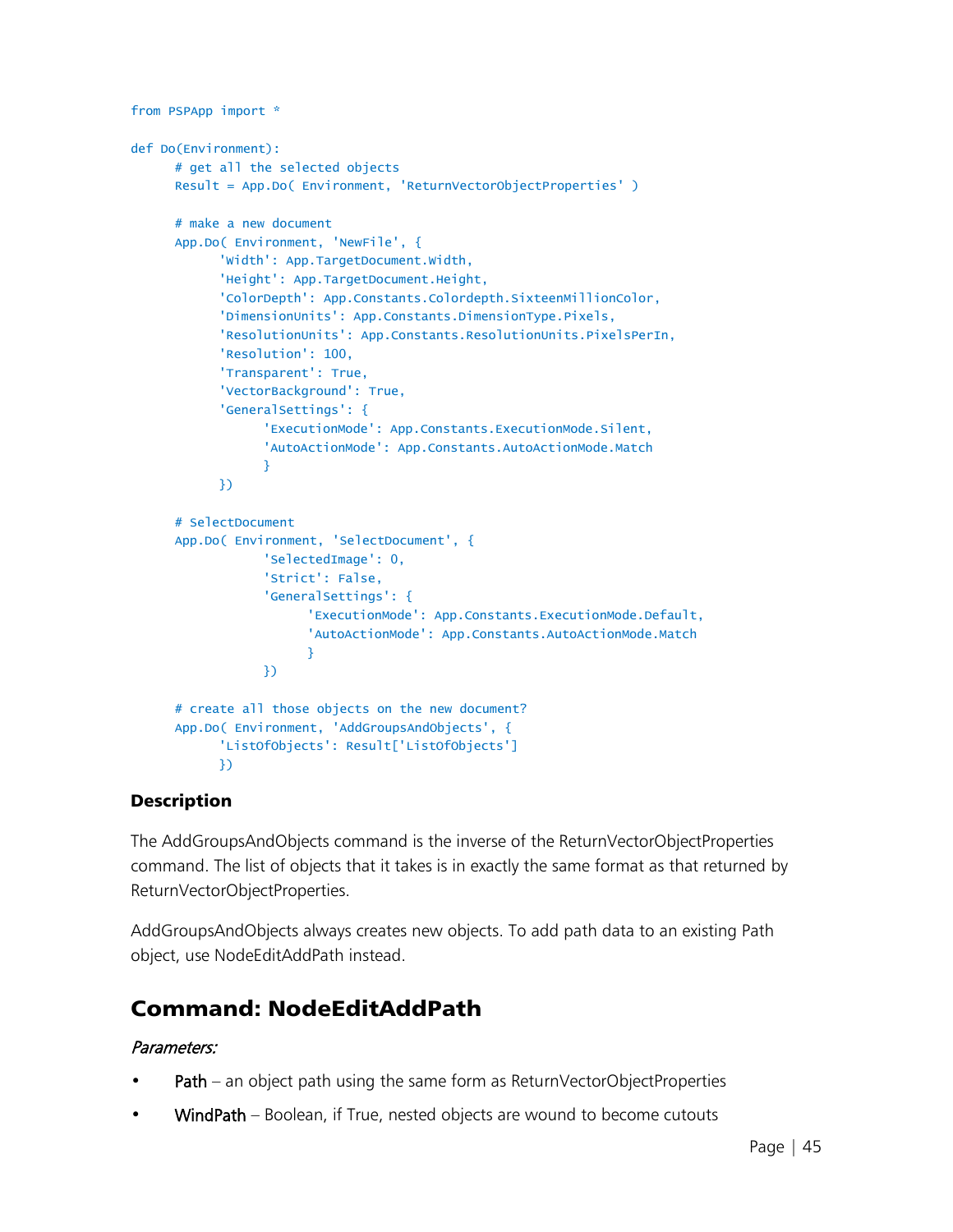```
from PSPApp import *

def Do(Environment):
      # get all the selected objects
      Result = App.Do( Environment, 'ReturnVectorObjectProperties' )

      # make a new document
      App.Do( Environment, 'NewFile', {
            'Width': App.TargetDocument.Width,
            'Height': App.TargetDocument.Height,
            'ColorDepth': App.Constants.Colordepth.SixteenMillionColor,
            'DimensionUnits': App.Constants.DimensionType.Pixels,
            'ResolutionUnits': App.Constants.ResolutionUnits.PixelsPerIn,
            'Resolution': 100,
            'Transparent': True,
            'VectorBackground': True,
            'GeneralSettings': {
                  'ExecutionMode': App.Constants.ExecutionMode.Silent,
                  'AutoActionMode': App.Constants.AutoActionMode.Match
                  }
            })

      # SelectDocument
      App.Do( Environment, 'SelectDocument', {
                  'SelectedImage': 0,
                  'Strict': False,
                  'GeneralSettings': {
                        'ExecutionMode': App.Constants.ExecutionMode.Default,
                        'AutoActionMode': App.Constants.AutoActionMode.Match
                        }
                  })

      # create all those objects on the new document?
      App.Do( Environment, 'AddGroupsAndObjects', {
            'ListOfObjects': Result['ListOfObjects']
            })
```

**Description**

The AddGroupsAndObjects command is the inverse of the ReturnVectorObjectProperties command. The list of objects that it takes is in exactly the same format as that returned by ReturnVectorObjectProperties.

AddGroupsAndObjects always creates new objects. To add path data to an existing Path object, use NodeEditAddPath instead.

## Command: NodeEditAddPath

*Parameters:*

- Path – an object path using the same form as ReturnVectorObjectProperties
- WindPath – Boolean, if True, nested objects are wound to become cutouts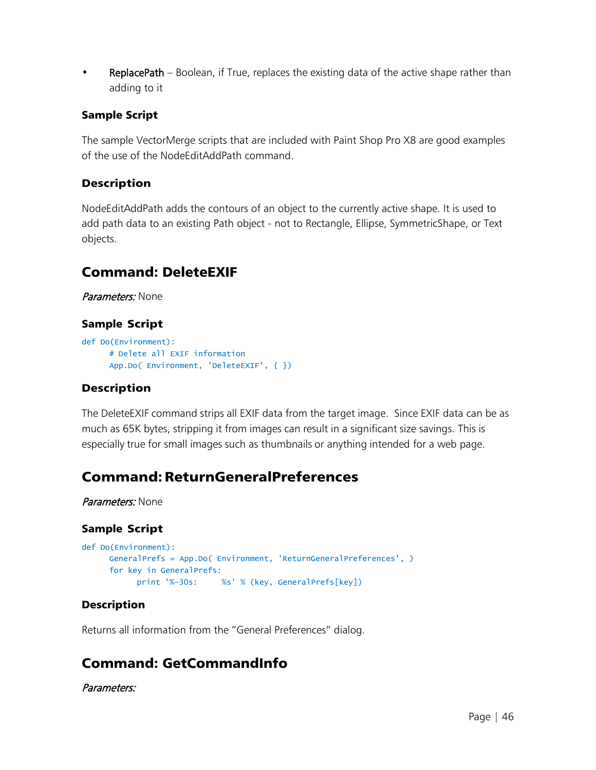- **ReplacePath** – Boolean, if True, replaces the existing data of the active shape rather than adding to it

### Sample Script

The sample VectorMerge scripts that are included with Paint Shop Pro X8 are good examples of the use of the NodeEditAddPath command.

### Description

NodeEditAddPath adds the contours of an object to the currently active shape. It is used to add path data to an existing Path object - not to Rectangle, Ellipse, SymmetricShape, or Text objects.

## Command: DeleteEXIF

*Parameters:* None

### Sample Script

```
def Do(Environment):
      # Delete all EXIF information
      App.Do( Environment, 'DeleteEXIF', { })
```

### Description

The DeleteEXIF command strips all EXIF data from the target image.  Since EXIF data can be as much as 65K bytes, stripping it from images can result in a significant size savings. This is especially true for small images such as thumbnails or anything intended for a web page.

## Command: ReturnGeneralPreferences

*Parameters:* None

### Sample Script

```
def Do(Environment):
      GeneralPrefs = App.Do( Environment, 'ReturnGeneralPreferences', )
      for key in GeneralPrefs:
            print '%-30s:     %s' % (key, GeneralPrefs[key])
```

### Description

Returns all information from the “General Preferences” dialog.

## Command: GetCommandInfo

*Parameters:*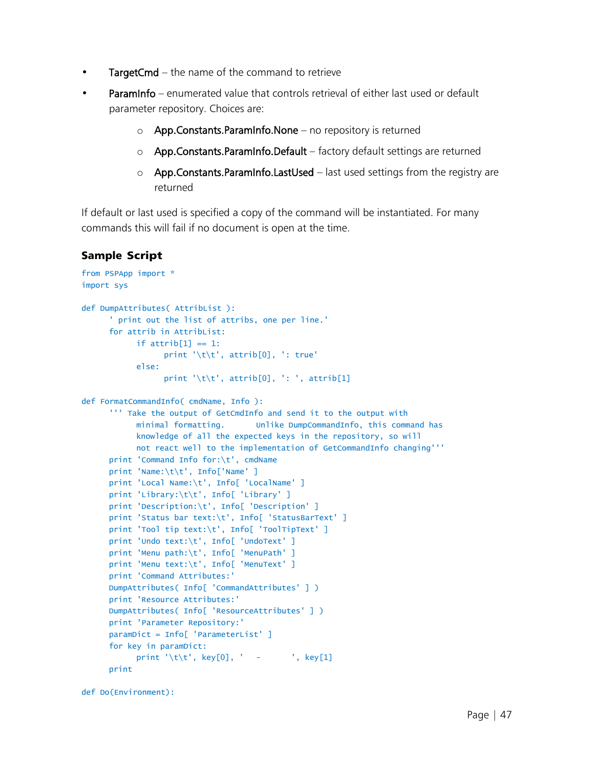- **TargetCmd** – the name of the command to retrieve
- **ParamInfo** – enumerated value that controls retrieval of either last used or default parameter repository. Choices are:
    - **App.Constants.ParamInfo.None** – no repository is returned
    - **App.Constants.ParamInfo.Default** – factory default settings are returned
    - **App.Constants.ParamInfo.LastUsed** – last used settings from the registry are returned

If default or last used is specified a copy of the command will be instantiated. For many commands this will fail if no document is open at the time.

### Sample Script

```
from PSPApp import *
import sys

def DumpAttributes( AttribList ):
      ' print out the list of attribs, one per line.'
      for attrib in AttribList:
            if attrib[1] == 1:
                  print '\t\t', attrib[0], ': true'
            else:
                  print '\t\t', attrib[0], ': ', attrib[1]

def FormatCommandInfo( cmdName, Info ):
      ''' Take the output of GetCmdInfo and send it to the output with
            minimal formatting.       Unlike DumpCommandInfo, this command has
            knowledge of all the expected keys in the repository, so will
            not react well to the implementation of GetCommandInfo changing'''
      print 'Command Info for:\t', cmdName
      print 'Name:\t\t', Info['Name' ]
      print 'Local Name:\t', Info[ 'LocalName' ]
      print 'Library:\t\t', Info[ 'Library' ]
      print 'Description:\t', Info[ 'Description' ]
      print 'Status bar text:\t', Info[ 'StatusBarText' ]
      print 'Tool tip text:\t', Info[ 'ToolTipText' ]
      print 'Undo text:\t', Info[ 'UndoText' ]
      print 'Menu path:\t', Info[ 'MenuPath' ]
      print 'Menu text:\t', Info[ 'MenuText' ]
      print 'Command Attributes:'
      DumpAttributes( Info[ 'CommandAttributes' ] )
      print 'Resource Attributes:'
      DumpAttributes( Info[ 'ResourceAttributes' ] )
      print 'Parameter Repository:'
      paramDict = Info[ 'ParameterList' ]
      for key in paramDict:
            print '\t\t', key[0], '   -       ', key[1]
      print

def Do(Environment):
```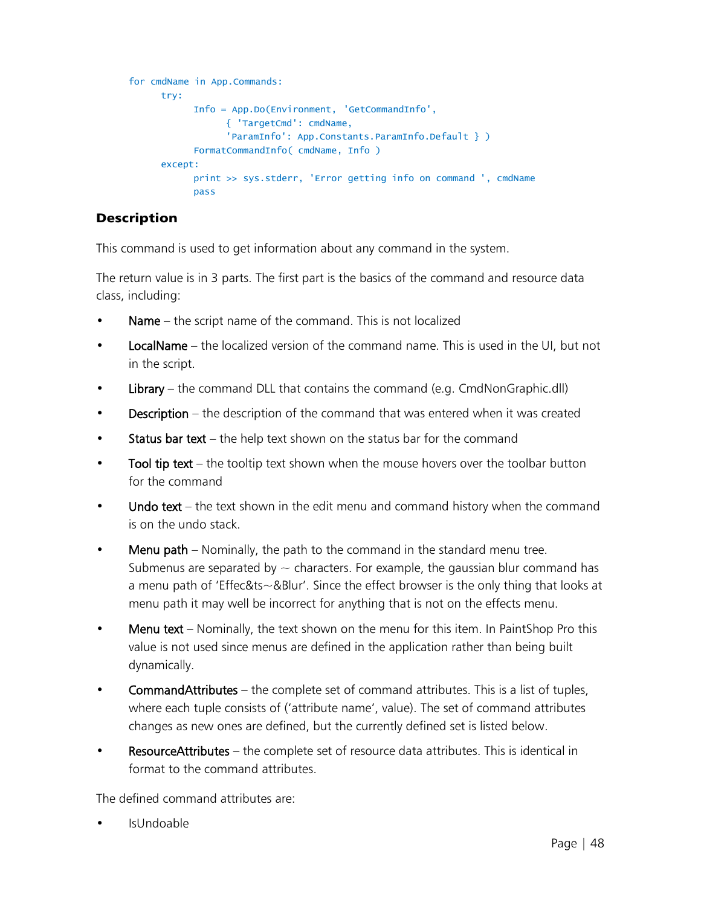```
for cmdName in App.Commands:
      try:
            Info = App.Do(Environment, 'GetCommandInfo',
                  { 'TargetCmd': cmdName,
                  'ParamInfo': App.Constants.ParamInfo.Default } )
            FormatCommandInfo( cmdName, Info )
      except:
            print >> sys.stderr, 'Error getting info on command ', cmdName
            pass
```

### Description

This command is used to get information about any command in the system.

The return value is in 3 parts. The first part is the basics of the command and resource data class, including:

- Name – the script name of the command. This is not localized
- LocalName – the localized version of the command name. This is used in the UI, but not in the script.
- Library – the command DLL that contains the command (e.g. CmdNonGraphic.dll)
- Description – the description of the command that was entered when it was created
- Status bar text – the help text shown on the status bar for the command
- Tool tip text – the tooltip text shown when the mouse hovers over the toolbar button for the command
- Undo text – the text shown in the edit menu and command history when the command is on the undo stack.
- Menu path – Nominally, the path to the command in the standard menu tree. Submenus are separated by ~ characters. For example, the gaussian blur command has a menu path of 'Effec&ts~&Blur'. Since the effect browser is the only thing that looks at menu path it may well be incorrect for anything that is not on the effects menu.
- Menu text – Nominally, the text shown on the menu for this item. In PaintShop Pro this value is not used since menus are defined in the application rather than being built dynamically.
- CommandAttributes – the complete set of command attributes. This is a list of tuples, where each tuple consists of ('attribute name', value). The set of command attributes changes as new ones are defined, but the currently defined set is listed below.
- ResourceAttributes – the complete set of resource data attributes. This is identical in format to the command attributes.

The defined command attributes are:

- IsUndoable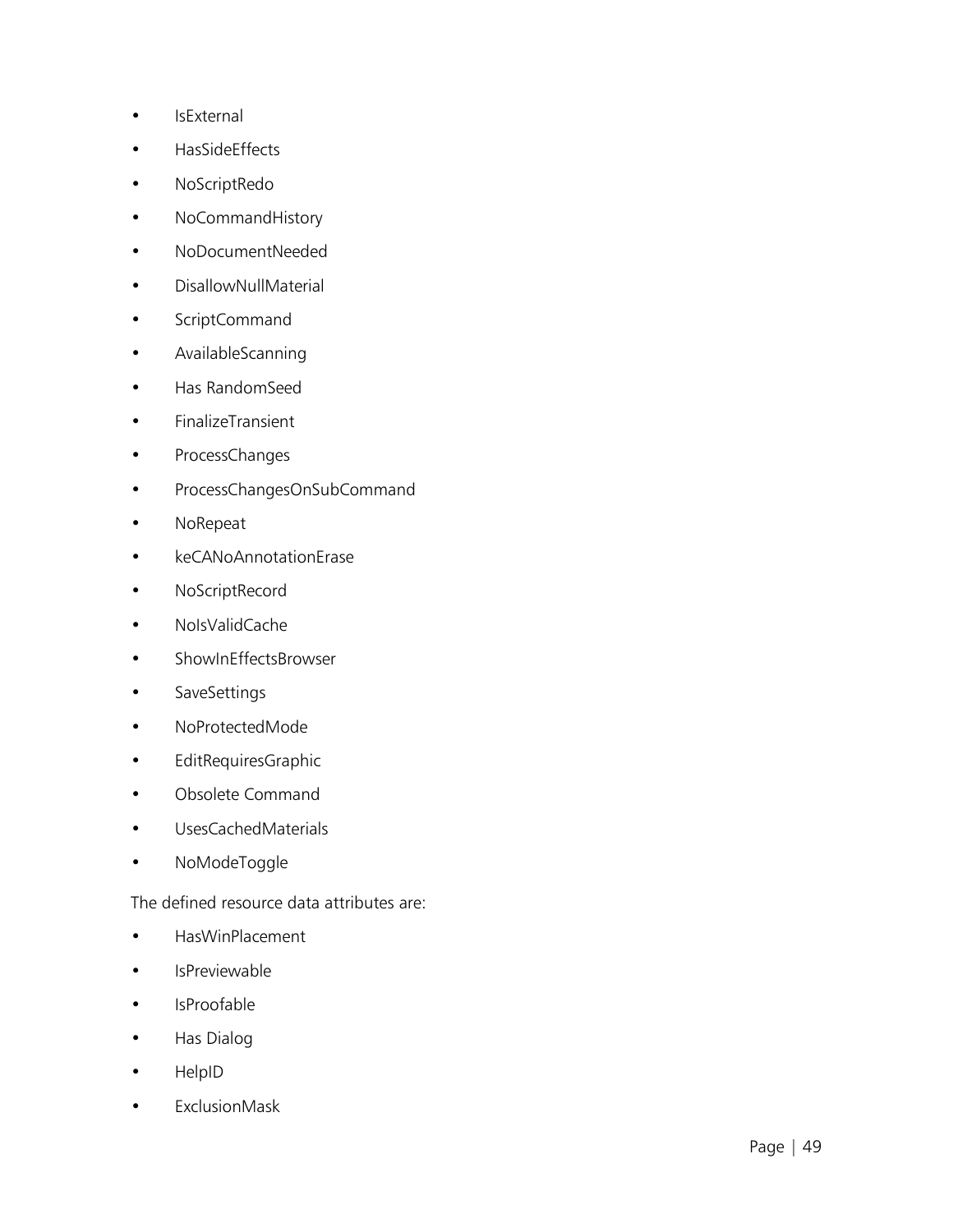- IsExternal
- HasSideEffects
- NoScriptRedo
- NoCommandHistory
- NoDocumentNeeded
- DisallowNullMaterial
- ScriptCommand
- AvailableScanning
- Has RandomSeed
- FinalizeTransient
- ProcessChanges
- ProcessChangesOnSubCommand
- NoRepeat
- keCANoAnnotationErase
- NoScriptRecord
- NoIsValidCache
- ShowInEffectsBrowser
- SaveSettings
- NoProtectedMode
- EditRequiresGraphic
- Obsolete Command
- UsesCachedMaterials
- NoModeToggle

The defined resource data attributes are:

- HasWinPlacement
- IsPreviewable
- IsProofable
- Has Dialog
- HelpID
- ExclusionMask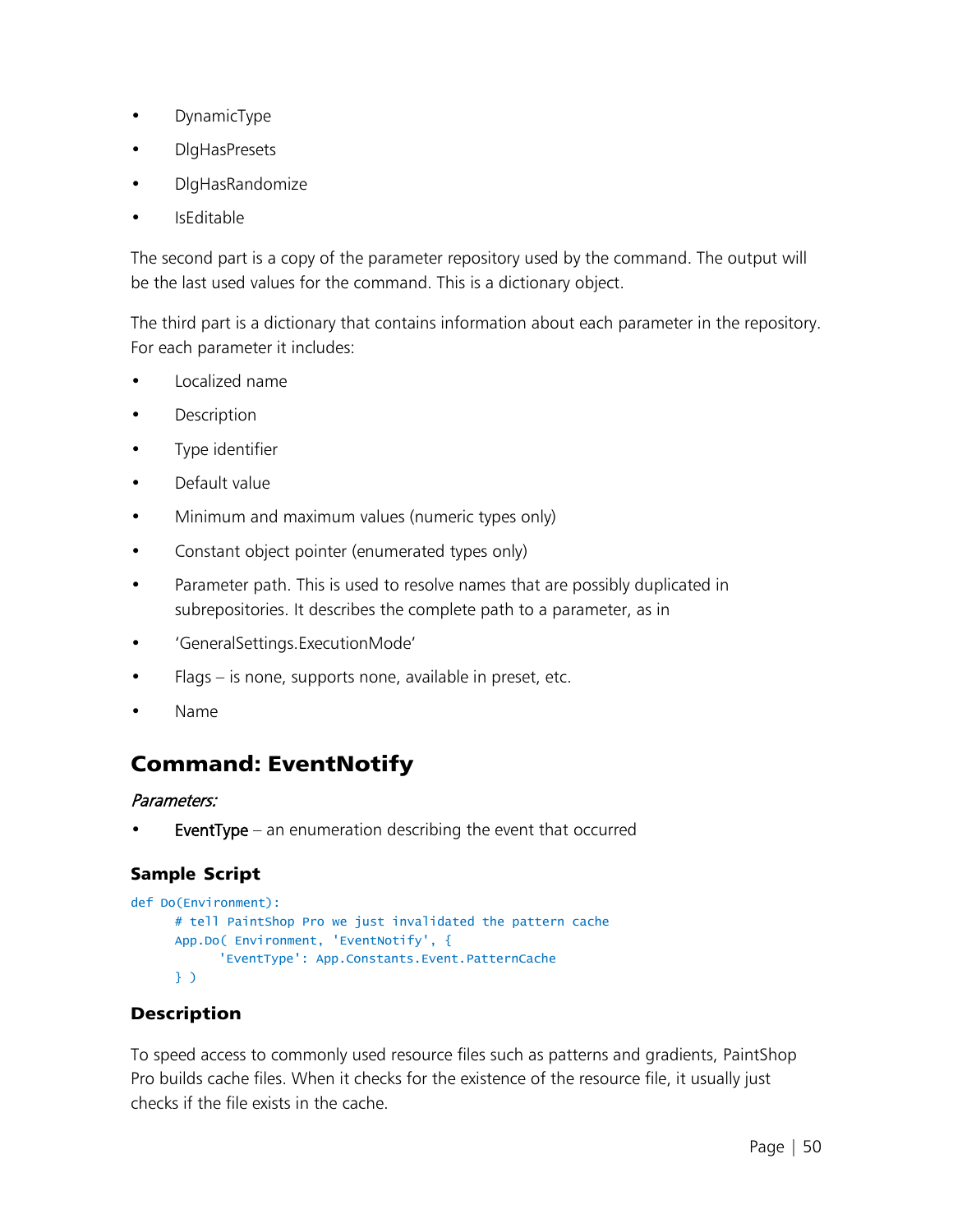- DynamicType
- DlgHasPresets
- DlgHasRandomize
- IsEditable

The second part is a copy of the parameter repository used by the command. The output will be the last used values for the command. This is a dictionary object.

The third part is a dictionary that contains information about each parameter in the repository. For each parameter it includes:

- Localized name
- Description
- Type identifier
- Default value
- Minimum and maximum values (numeric types only)
- Constant object pointer (enumerated types only)
- Parameter path. This is used to resolve names that are possibly duplicated in subrepositories. It describes the complete path to a parameter, as in
- 'GeneralSettings.ExecutionMode'
- Flags – is none, supports none, available in preset, etc.
- Name

## Command: EventNotify

*Parameters:*

- EventType – an enumeration describing the event that occurred

### Sample Script

```
def Do(Environment):
      # tell PaintShop Pro we just invalidated the pattern cache
      App.Do( Environment, 'EventNotify', {
            'EventType': App.Constants.Event.PatternCache
      } )
```

### Description

To speed access to commonly used resource files such as patterns and gradients, PaintShop Pro builds cache files. When it checks for the existence of the resource file, it usually just checks if the file exists in the cache.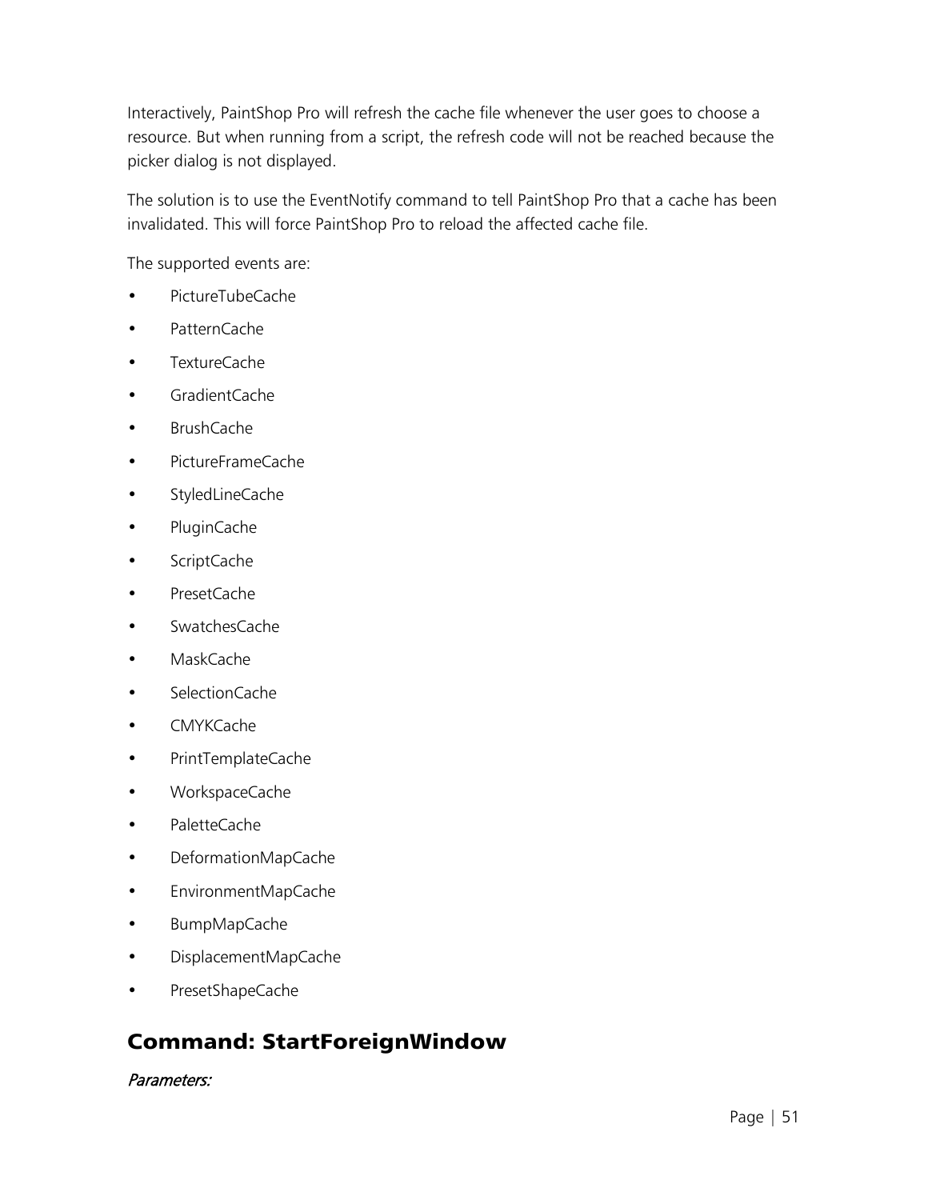Interactively, PaintShop Pro will refresh the cache file whenever the user goes to choose a resource. But when running from a script, the refresh code will not be reached because the picker dialog is not displayed.

The solution is to use the EventNotify command to tell PaintShop Pro that a cache has been invalidated. This will force PaintShop Pro to reload the affected cache file.

The supported events are:

- PictureTubeCache
- PatternCache
- TextureCache
- GradientCache
- BrushCache
- PictureFrameCache
- StyledLineCache
- PluginCache
- ScriptCache
- PresetCache
- SwatchesCache
- MaskCache
- SelectionCache
- CMYKCache
- PrintTemplateCache
- WorkspaceCache
- PaletteCache
- DeformationMapCache
- EnvironmentMapCache
- BumpMapCache
- DisplacementMapCache
- PresetShapeCache

## Command: StartForeignWindow

*Parameters:*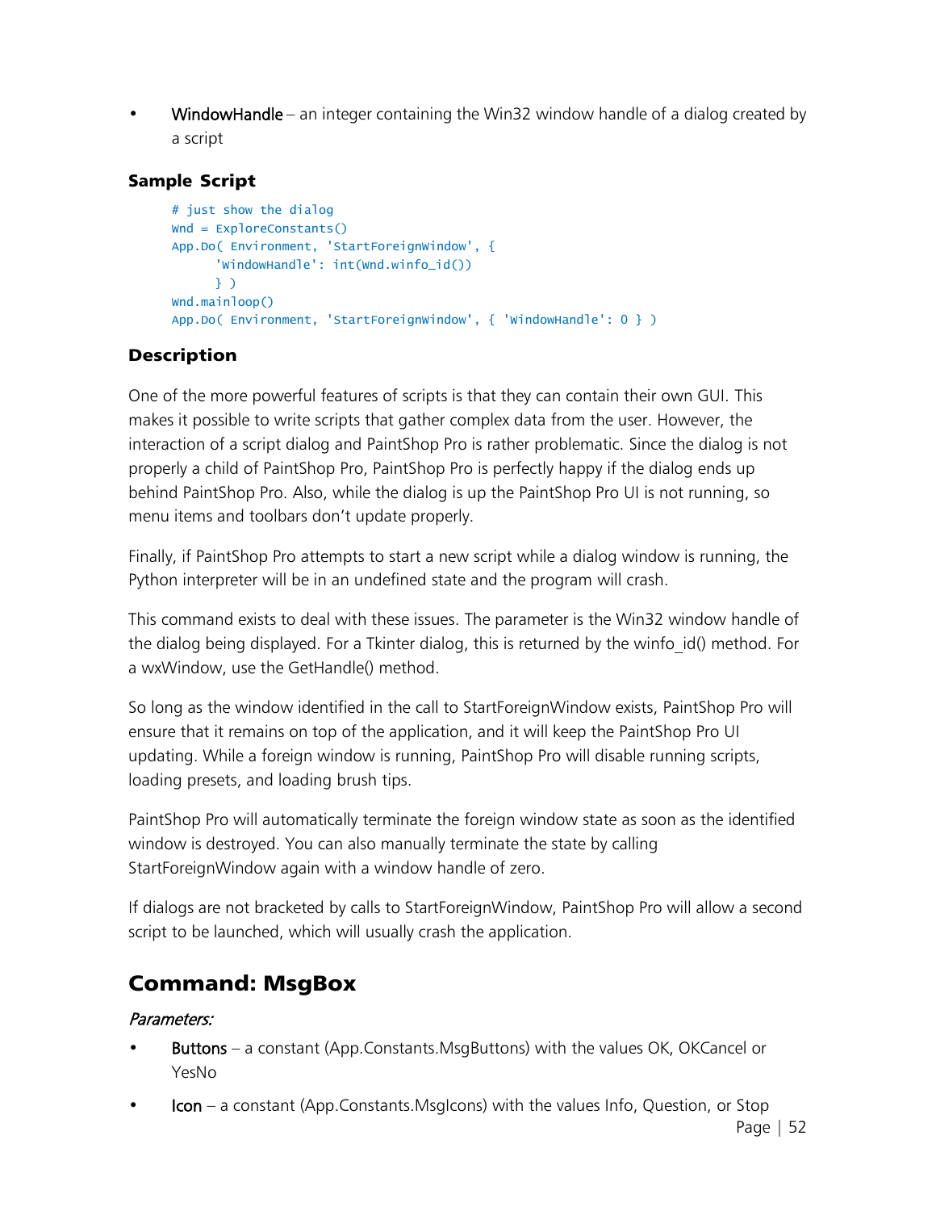- **WindowHandle** – an integer containing the Win32 window handle of a dialog created by a script

### Sample Script

```
# just show the dialog
Wnd = ExploreConstants()
App.Do( Environment, 'StartForeignWindow', {
      'WindowHandle': int(Wnd.winfo_id())
      } )
Wnd.mainloop()
App.Do( Environment, 'StartForeignWindow', { 'WindowHandle': 0 } )
```

### Description

One of the more powerful features of scripts is that they can contain their own GUI. This makes it possible to write scripts that gather complex data from the user. However, the interaction of a script dialog and PaintShop Pro is rather problematic. Since the dialog is not properly a child of PaintShop Pro, PaintShop Pro is perfectly happy if the dialog ends up behind PaintShop Pro. Also, while the dialog is up the PaintShop Pro UI is not running, so menu items and toolbars don't update properly.

Finally, if PaintShop Pro attempts to start a new script while a dialog window is running, the Python interpreter will be in an undefined state and the program will crash.

This command exists to deal with these issues. The parameter is the Win32 window handle of the dialog being displayed. For a Tkinter dialog, this is returned by the winfo_id() method. For a wxWindow, use the GetHandle() method.

So long as the window identified in the call to StartForeignWindow exists, PaintShop Pro will ensure that it remains on top of the application, and it will keep the PaintShop Pro UI updating. While a foreign window is running, PaintShop Pro will disable running scripts, loading presets, and loading brush tips.

PaintShop Pro will automatically terminate the foreign window state as soon as the identified window is destroyed. You can also manually terminate the state by calling StartForeignWindow again with a window handle of zero.

If dialogs are not bracketed by calls to StartForeignWindow, PaintShop Pro will allow a second script to be launched, which will usually crash the application.

## Command: MsgBox

*Parameters:*

- **Buttons** – a constant (App.Constants.MsgButtons) with the values OK, OKCancel or YesNo
- **Icon** – a constant (App.Constants.MsgIcons) with the values Info, Question, or Stop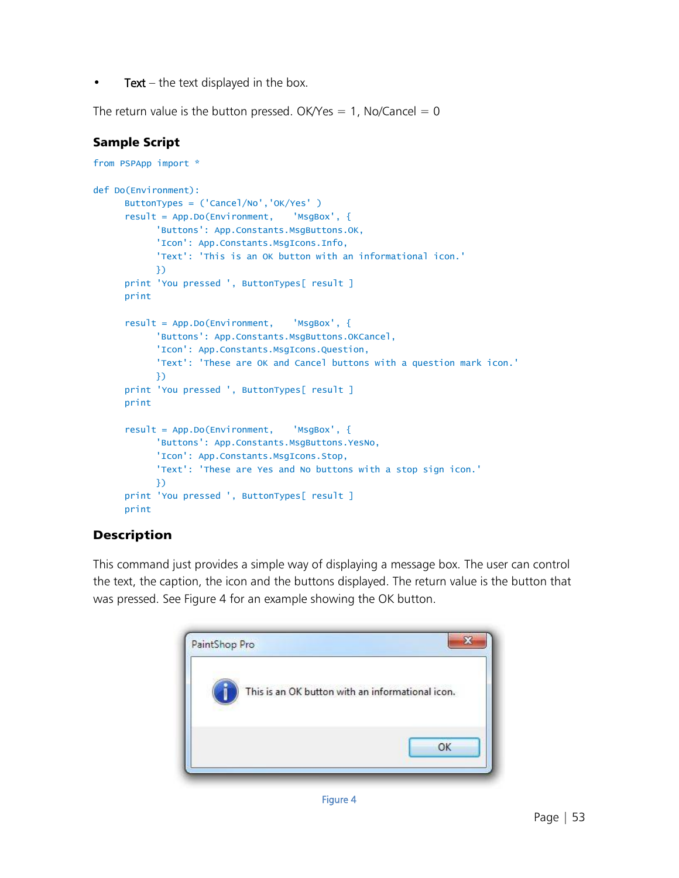- **Text** – the text displayed in the box.

The return value is the button pressed. OK/Yes = 1, No/Cancel = 0

### Sample Script

```
from PSPApp import *

def Do(Environment):
      ButtonTypes = ('Cancel/No','OK/Yes' )
      result = App.Do(Environment,   'MsgBox', {
            'Buttons': App.Constants.MsgButtons.OK,
            'Icon': App.Constants.MsgIcons.Info,
            'Text': 'This is an OK button with an informational icon.'
            })
      print 'You pressed ', ButtonTypes[ result ]
      print

      result = App.Do(Environment,   'MsgBox', {
            'Buttons': App.Constants.MsgButtons.OKCancel,
            'Icon': App.Constants.MsgIcons.Question,
            'Text': 'These are OK and Cancel buttons with a question mark icon.'
            })
      print 'You pressed ', ButtonTypes[ result ]
      print

      result = App.Do(Environment,   'MsgBox', {
            'Buttons': App.Constants.MsgButtons.YesNo,
            'Icon': App.Constants.MsgIcons.Stop,
            'Text': 'These are Yes and No buttons with a stop sign icon.'
            })
      print 'You pressed ', ButtonTypes[ result ]
      print
```

### Description

This command just provides a simple way of displaying a message box. The user can control the text, the caption, the icon and the buttons displayed. The return value is the button that was pressed. See Figure 4 for an example showing the OK button.

Figure 4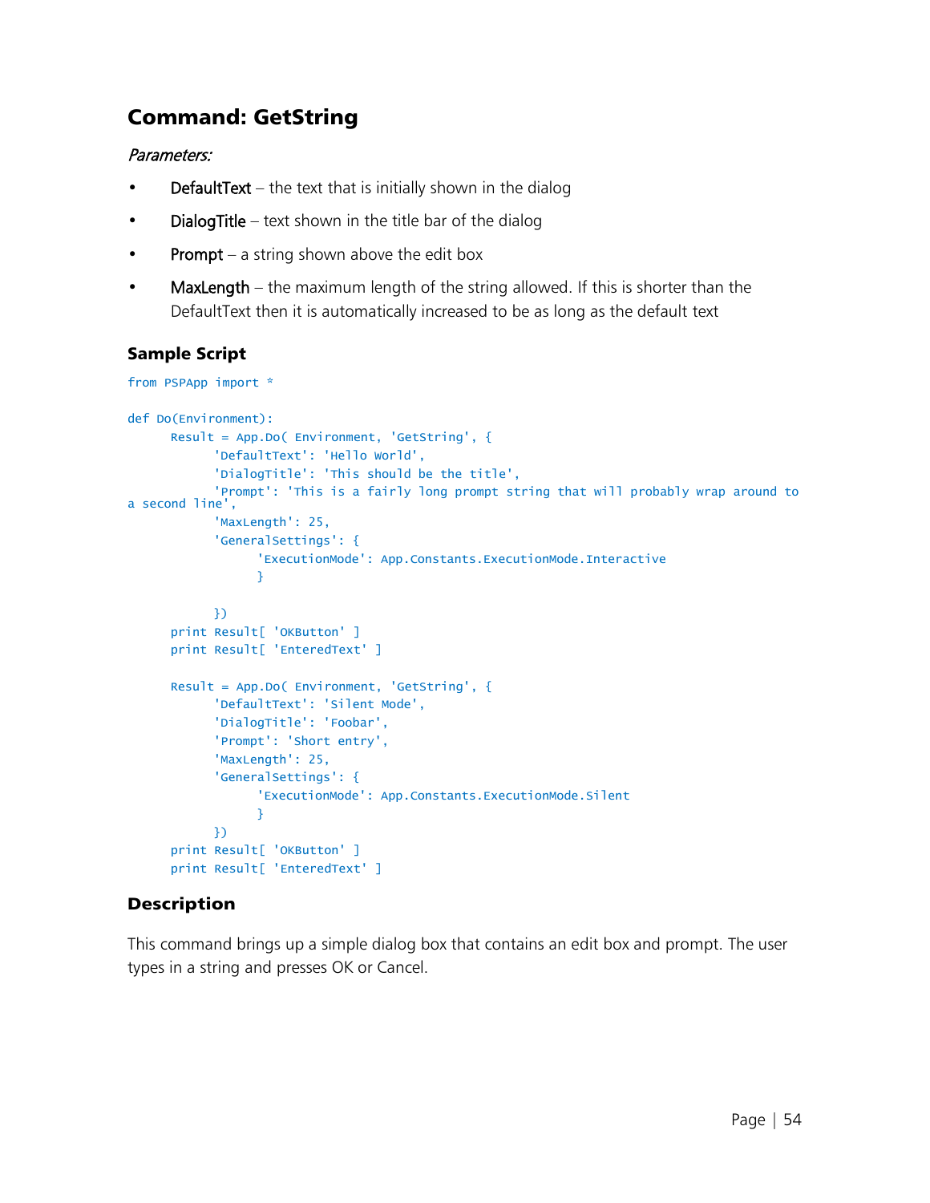## Command: GetString

*Parameters:*

- DefaultText – the text that is initially shown in the dialog
- DialogTitle – text shown in the title bar of the dialog
- Prompt – a string shown above the edit box
- MaxLength – the maximum length of the string allowed. If this is shorter than the DefaultText then it is automatically increased to be as long as the default text

### Sample Script

```
from PSPApp import *

def Do(Environment):
      Result = App.Do( Environment, 'GetString', {
            'DefaultText': 'Hello World',
            'DialogTitle': 'This should be the title',
            'Prompt': 'This is a fairly long prompt string that will probably wrap around to 
a second line',
            'MaxLength': 25,
            'GeneralSettings': {
                  'ExecutionMode': App.Constants.ExecutionMode.Interactive
                  }

            })
      print Result[ 'OKButton' ]
      print Result[ 'EnteredText' ]

      Result = App.Do( Environment, 'GetString', {
            'DefaultText': 'Silent Mode',
            'DialogTitle': 'Foobar',
            'Prompt': 'Short entry',
            'MaxLength': 25,
            'GeneralSettings': {
                  'ExecutionMode': App.Constants.ExecutionMode.Silent
                  }
            })
      print Result[ 'OKButton' ]
      print Result[ 'EnteredText' ]
```

### Description

This command brings up a simple dialog box that contains an edit box and prompt. The user types in a string and presses OK or Cancel.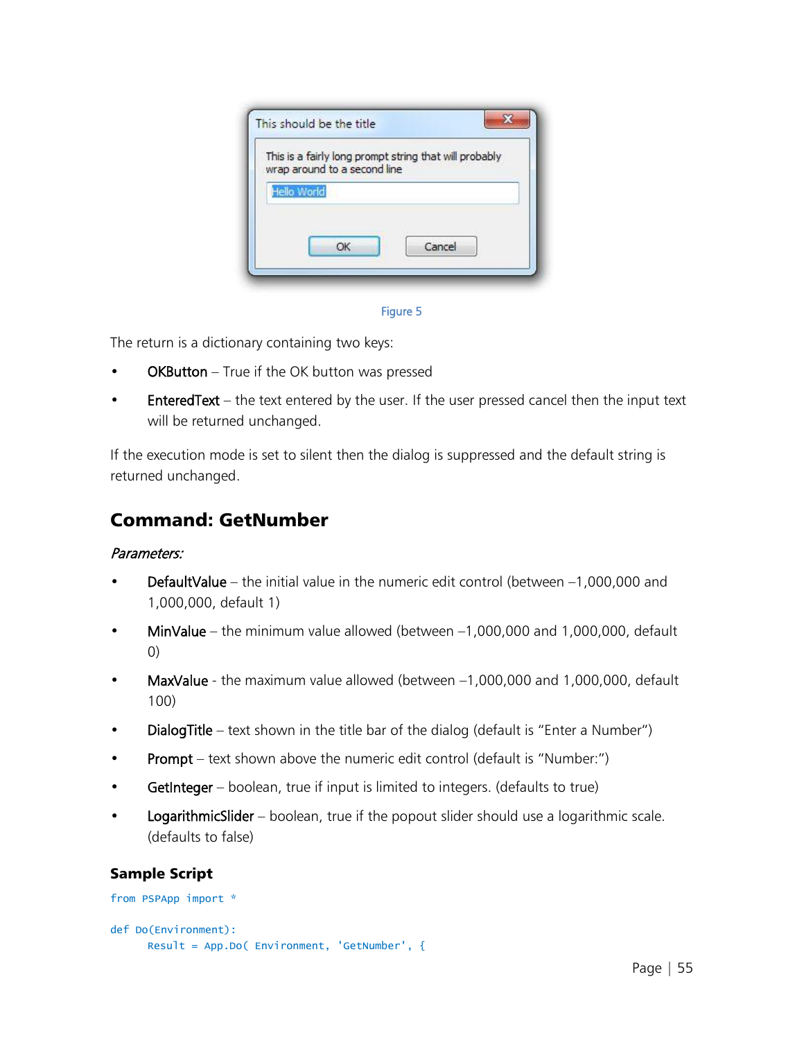Figure 5

The return is a dictionary containing two keys:

- OKButton – True if the OK button was pressed
- EnteredText – the text entered by the user. If the user pressed cancel then the input text will be returned unchanged.

If the execution mode is set to silent then the dialog is suppressed and the default string is returned unchanged.

## Command: GetNumber

*Parameters:*

- DefaultValue – the initial value in the numeric edit control (between –1,000,000 and 1,000,000, default 1)
- MinValue – the minimum value allowed (between –1,000,000 and 1,000,000, default 0)
- MaxValue - the maximum value allowed (between –1,000,000 and 1,000,000, default 100)
- DialogTitle – text shown in the title bar of the dialog (default is "Enter a Number")
- Prompt – text shown above the numeric edit control (default is "Number:")
- GetInteger – boolean, true if input is limited to integers. (defaults to true)
- LogarithmicSlider – boolean, true if the popout slider should use a logarithmic scale. (defaults to false)

### Sample Script

```
from PSPApp import *

def Do(Environment):
    Result = App.Do( Environment, 'GetNumber', {
```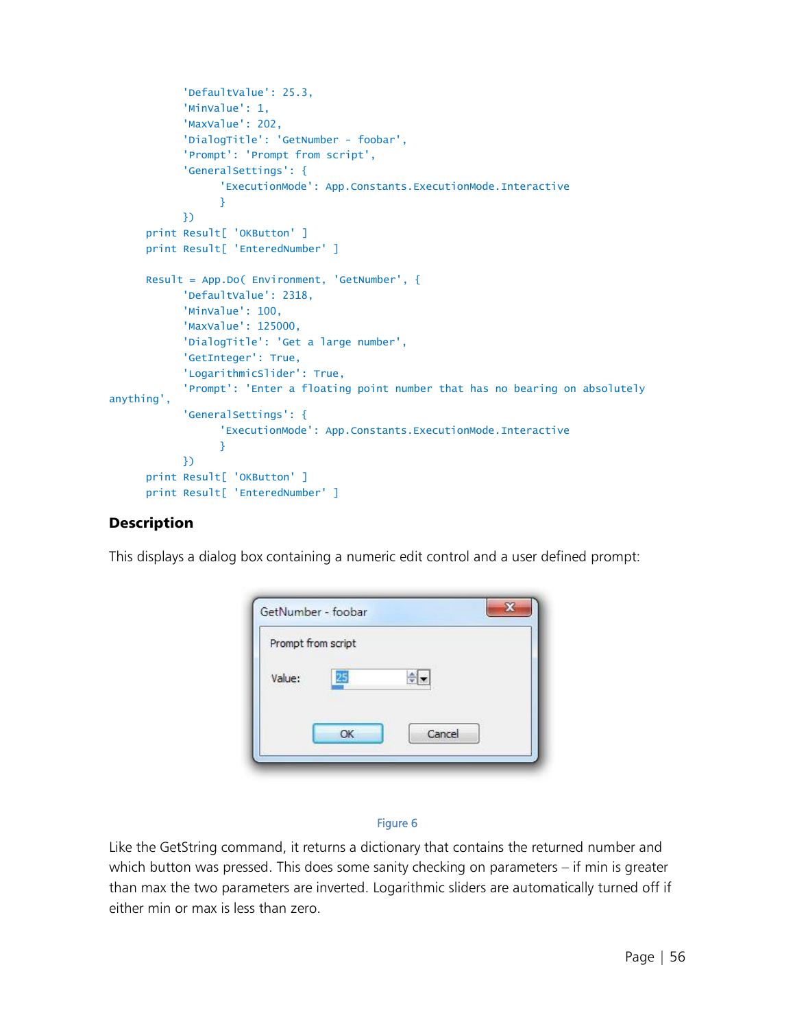```
        'DefaultValue': 25.3,
        'MinValue': 1,
        'MaxValue': 202,
        'DialogTitle': 'GetNumber - foobar',
        'Prompt': 'Prompt from script',
        'GeneralSettings': {
              'ExecutionMode': App.Constants.ExecutionMode.Interactive
              }
        })
    print Result[ 'OKButton' ]
    print Result[ 'EnteredNumber' ]

    Result = App.Do( Environment, 'GetNumber', {
        'DefaultValue': 2318,
        'MinValue': 100,
        'MaxValue': 125000,
        'DialogTitle': 'Get a large number',
        'GetInteger': True,
        'LogarithmicSlider': True,
        'Prompt': 'Enter a floating point number that has no bearing on absolutely
anything',
        'GeneralSettings': {
              'ExecutionMode': App.Constants.ExecutionMode.Interactive
              }
        })
    print Result[ 'OKButton' ]
    print Result[ 'EnteredNumber' ]
```

### Description

This displays a dialog box containing a numeric edit control and a user defined prompt:

Figure 6

Like the GetString command, it returns a dictionary that contains the returned number and which button was pressed. This does some sanity checking on parameters – if min is greater than max the two parameters are inverted. Logarithmic sliders are automatically turned off if either min or max is less than zero.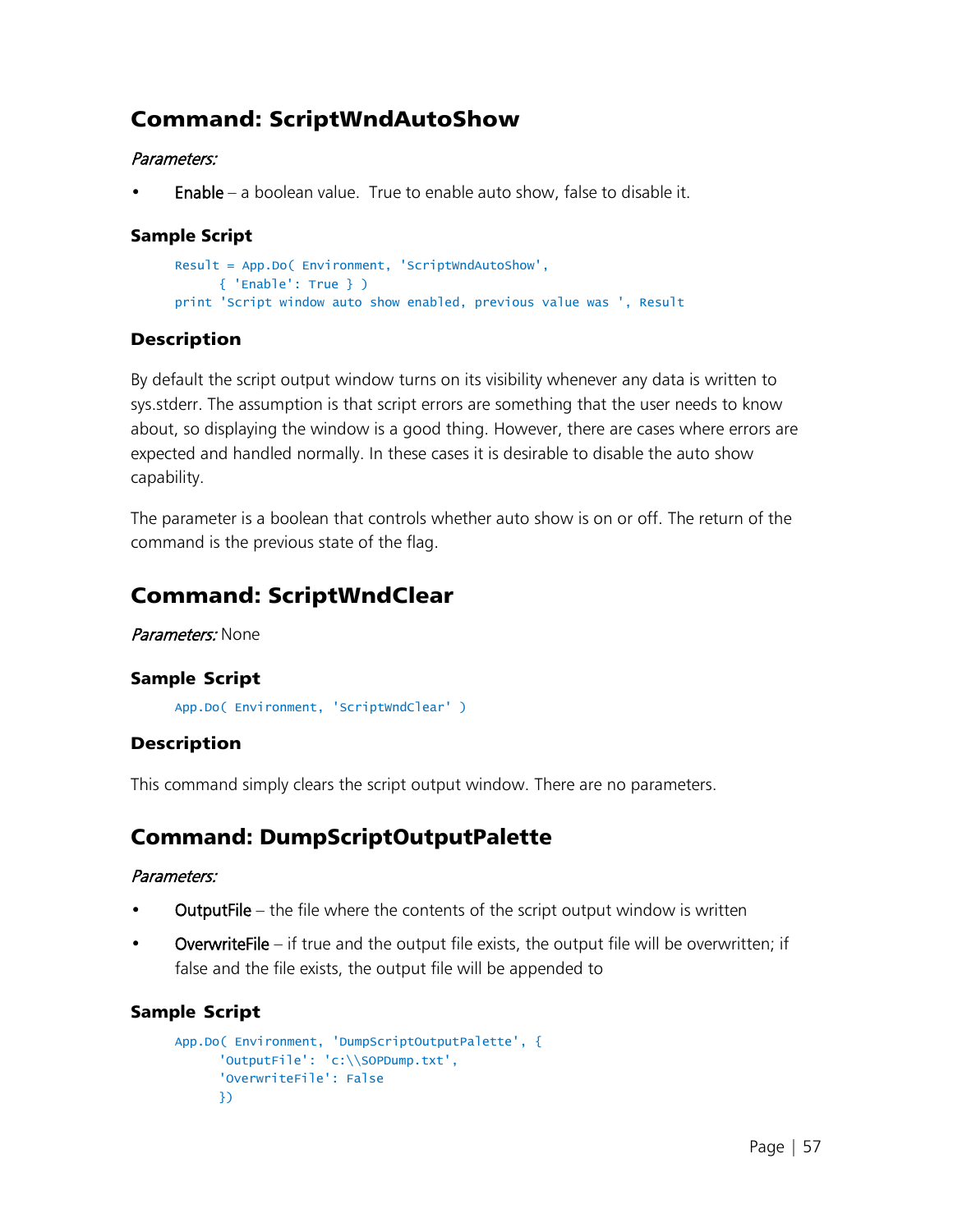## Command: ScriptWndAutoShow

*Parameters:*

- Enable – a boolean value. True to enable auto show, false to disable it.

### Sample Script

```
Result = App.Do( Environment, 'ScriptWndAutoShow',
      { 'Enable': True } )
print 'Script window auto show enabled, previous value was ', Result
```

### Description

By default the script output window turns on its visibility whenever any data is written to sys.stderr. The assumption is that script errors are something that the user needs to know about, so displaying the window is a good thing. However, there are cases where errors are expected and handled normally. In these cases it is desirable to disable the auto show capability.

The parameter is a boolean that controls whether auto show is on or off. The return of the command is the previous state of the flag.

## Command: ScriptWndClear

*Parameters:* None

### Sample Script

```
App.Do( Environment, 'ScriptWndClear' )
```

### Description

This command simply clears the script output window. There are no parameters.

## Command: DumpScriptOutputPalette

*Parameters:*

- OutputFile – the file where the contents of the script output window is written
- OverwriteFile – if true and the output file exists, the output file will be overwritten; if false and the file exists, the output file will be appended to

### Sample Script

```
App.Do( Environment, 'DumpScriptOutputPalette', {
      'OutputFile': 'c:\\SOPDump.txt',
      'OverwriteFile': False
      })
```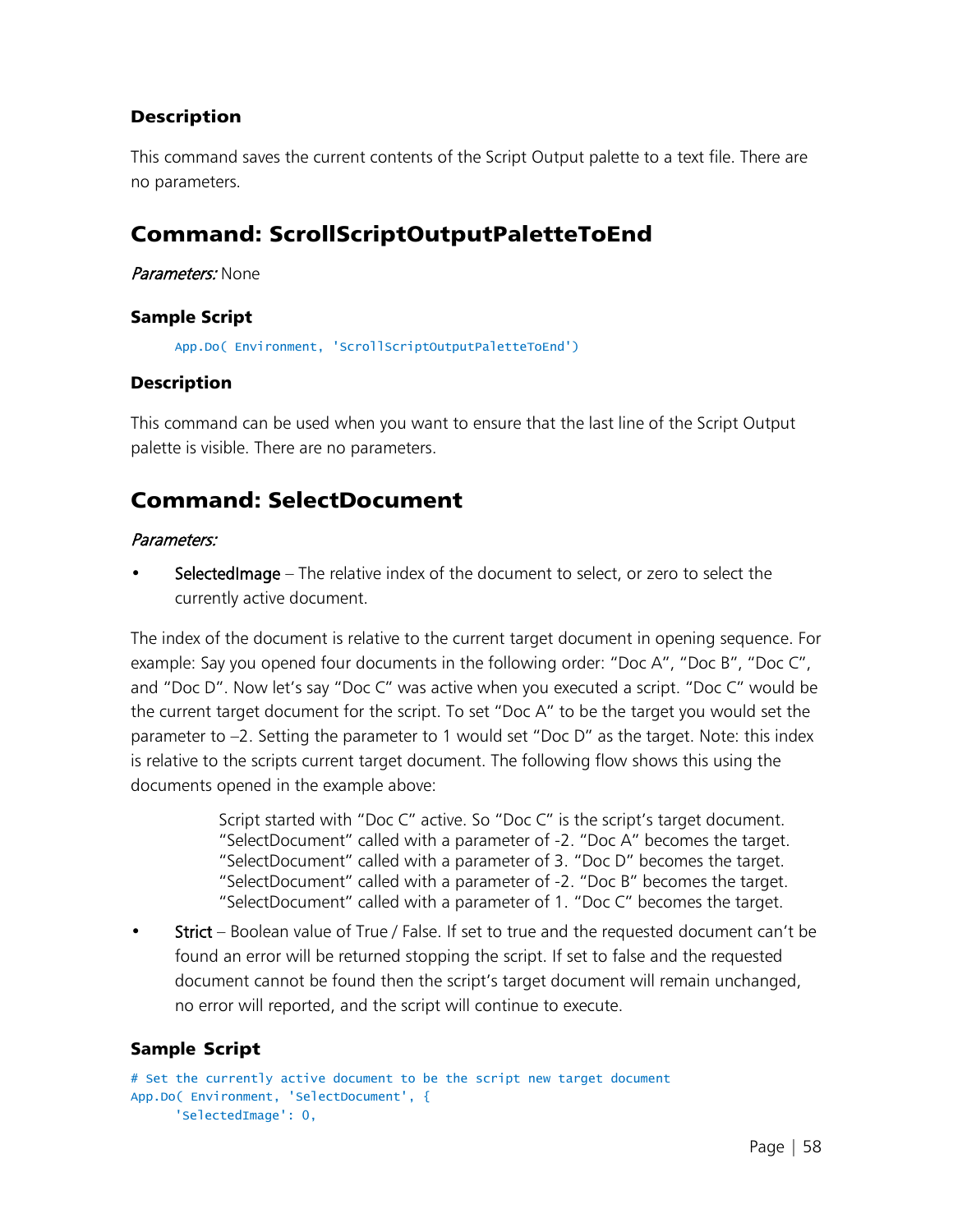### Description

This command saves the current contents of the Script Output palette to a text file. There are no parameters.

## Command: ScrollScriptOutputPaletteToEnd

*Parameters:* None

### Sample Script

```
App.Do( Environment, 'ScrollScriptOutputPaletteToEnd')
```

### Description

This command can be used when you want to ensure that the last line of the Script Output palette is visible. There are no parameters.

## Command: SelectDocument

*Parameters:*

- SelectedImage – The relative index of the document to select, or zero to select the currently active document.

The index of the document is relative to the current target document in opening sequence. For example: Say you opened four documents in the following order: "Doc A", "Doc B", "Doc C", and "Doc D". Now let's say "Doc C" was active when you executed a script. "Doc C" would be the current target document for the script. To set "Doc A" to be the target you would set the parameter to –2. Setting the parameter to 1 would set "Doc D" as the target. Note: this index is relative to the scripts current target document. The following flow shows this using the documents opened in the example above:

> Script started with "Doc C" active. So "Doc C" is the script's target document.
> "SelectDocument" called with a parameter of -2. "Doc A" becomes the target.
> "SelectDocument" called with a parameter of 3. "Doc D" becomes the target.
> "SelectDocument" called with a parameter of -2. "Doc B" becomes the target.
> "SelectDocument" called with a parameter of 1. "Doc C" becomes the target.

- Strict – Boolean value of True / False. If set to true and the requested document can't be found an error will be returned stopping the script. If set to false and the requested document cannot be found then the script's target document will remain unchanged, no error will reported, and the script will continue to execute.

### Sample Script

```
# Set the currently active document to be the script new target document
App.Do( Environment, 'SelectDocument', {
      'SelectedImage': 0,
```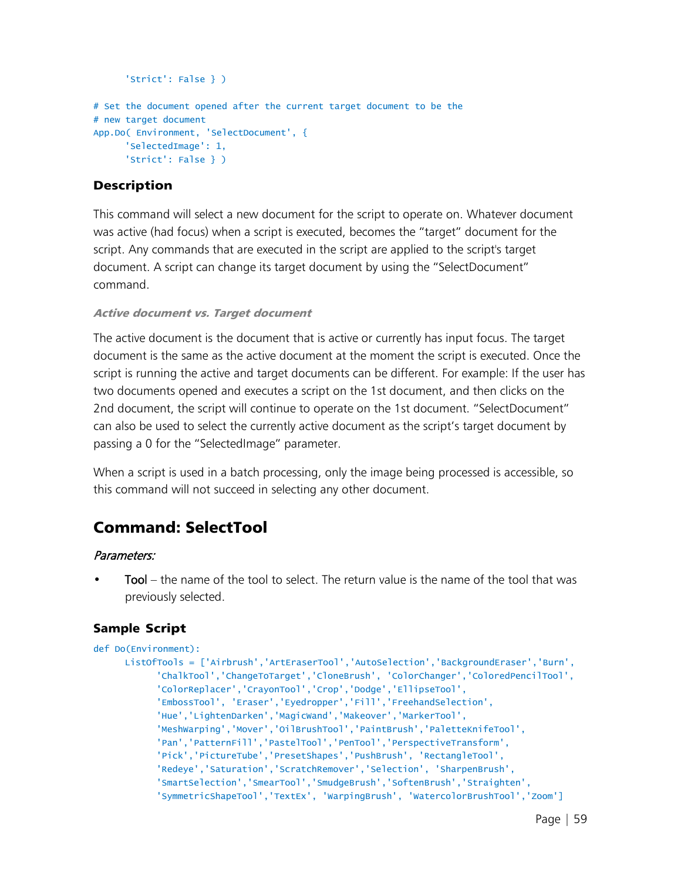```
      'Strict': False } )

# Set the document opened after the current target document to be the
# new target document
App.Do( Environment, 'SelectDocument', {
      'SelectedImage': 1,
      'Strict': False } )
```

### Description

This command will select a new document for the script to operate on. Whatever document was active (had focus) when a script is executed, becomes the "target" document for the script. Any commands that are executed in the script are applied to the script's target document. A script can change its target document by using the "SelectDocument" command.

#### *Active document vs. Target document*

The active document is the document that is active or currently has input focus. The target document is the same as the active document at the moment the script is executed. Once the script is running the active and target documents can be different. For example: If the user has two documents opened and executes a script on the 1st document, and then clicks on the 2nd document, the script will continue to operate on the 1st document. "SelectDocument" can also be used to select the currently active document as the script's target document by passing a 0 for the "SelectedImage" parameter.

When a script is used in a batch processing, only the image being processed is accessible, so this command will not succeed in selecting any other document.

## Command: SelectTool

*Parameters:*

- Tool – the name of the tool to select. The return value is the name of the tool that was previously selected.

### Sample Script

```
def Do(Environment):
      ListOfTools = ['Airbrush','ArtEraserTool','AutoSelection','BackgroundEraser','Burn',
            'ChalkTool','ChangeToTarget','CloneBrush', 'ColorChanger','ColoredPencilTool',
            'ColorReplacer','CrayonTool','Crop','Dodge','EllipseTool',
            'EmbossTool', 'Eraser','Eyedropper','Fill','FreehandSelection',
            'Hue','LightenDarken','MagicWand','Makeover','MarkerTool',
            'MeshWarping','Mover','OilBrushTool','PaintBrush','PaletteKnifeTool',
            'Pan','PatternFill','PastelTool','PenTool','PerspectiveTransform',
            'Pick','PictureTube','PresetShapes','PushBrush', 'RectangleTool',
            'Redeye','Saturation','ScratchRemover','Selection', 'SharpenBrush',
            'SmartSelection','SmearTool','SmudgeBrush','SoftenBrush','Straighten',
            'SymmetricShapeTool','TextEx', 'WarpingBrush', 'WatercolorBrushTool','Zoom']
```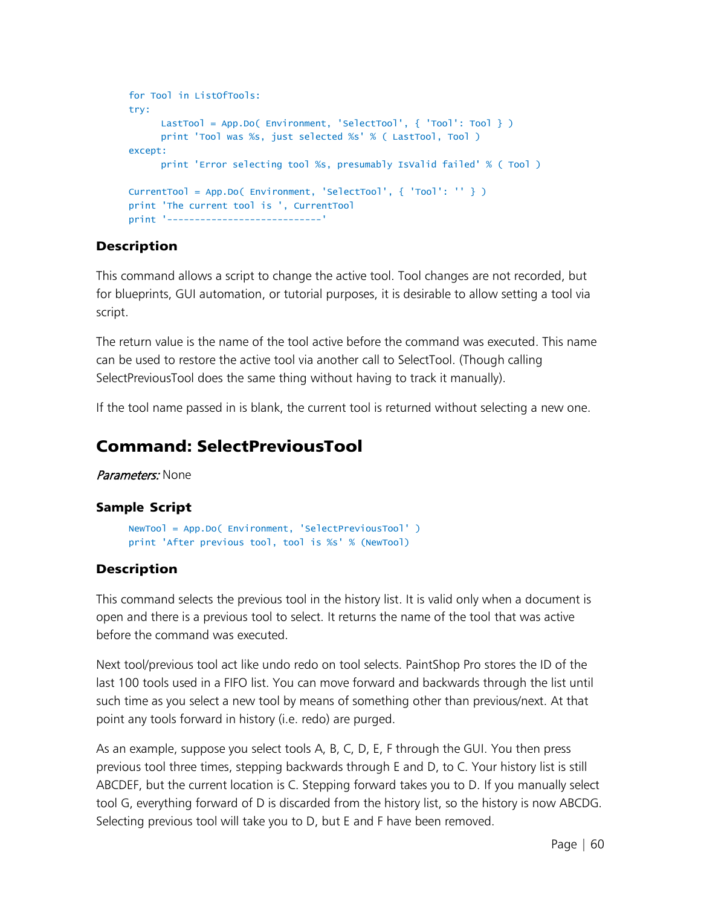```
for Tool in ListOfTools:
try:
      LastTool = App.Do( Environment, 'SelectTool', { 'Tool': Tool } )
      print 'Tool was %s, just selected %s' % ( LastTool, Tool )
except:
      print 'Error selecting tool %s, presumably IsValid failed' % ( Tool )

CurrentTool = App.Do( Environment, 'SelectTool', { 'Tool': '' } )
print 'The current tool is ', CurrentTool
print '---------------------------'
```

### Description

This command allows a script to change the active tool. Tool changes are not recorded, but for blueprints, GUI automation, or tutorial purposes, it is desirable to allow setting a tool via script.

The return value is the name of the tool active before the command was executed. This name can be used to restore the active tool via another call to SelectTool. (Though calling SelectPreviousTool does the same thing without having to track it manually).

If the tool name passed in is blank, the current tool is returned without selecting a new one.

## Command: SelectPreviousTool

*Parameters:* None

### Sample Script

```
NewTool = App.Do( Environment, 'SelectPreviousTool' )
print 'After previous tool, tool is %s' % (NewTool)
```

### Description

This command selects the previous tool in the history list. It is valid only when a document is open and there is a previous tool to select. It returns the name of the tool that was active before the command was executed.

Next tool/previous tool act like undo redo on tool selects. PaintShop Pro stores the ID of the last 100 tools used in a FIFO list. You can move forward and backwards through the list until such time as you select a new tool by means of something other than previous/next. At that point any tools forward in history (i.e. redo) are purged.

As an example, suppose you select tools A, B, C, D, E, F through the GUI. You then press previous tool three times, stepping backwards through E and D, to C. Your history list is still ABCDEF, but the current location is C. Stepping forward takes you to D. If you manually select tool G, everything forward of D is discarded from the history list, so the history is now ABCDG. Selecting previous tool will take you to D, but E and F have been removed.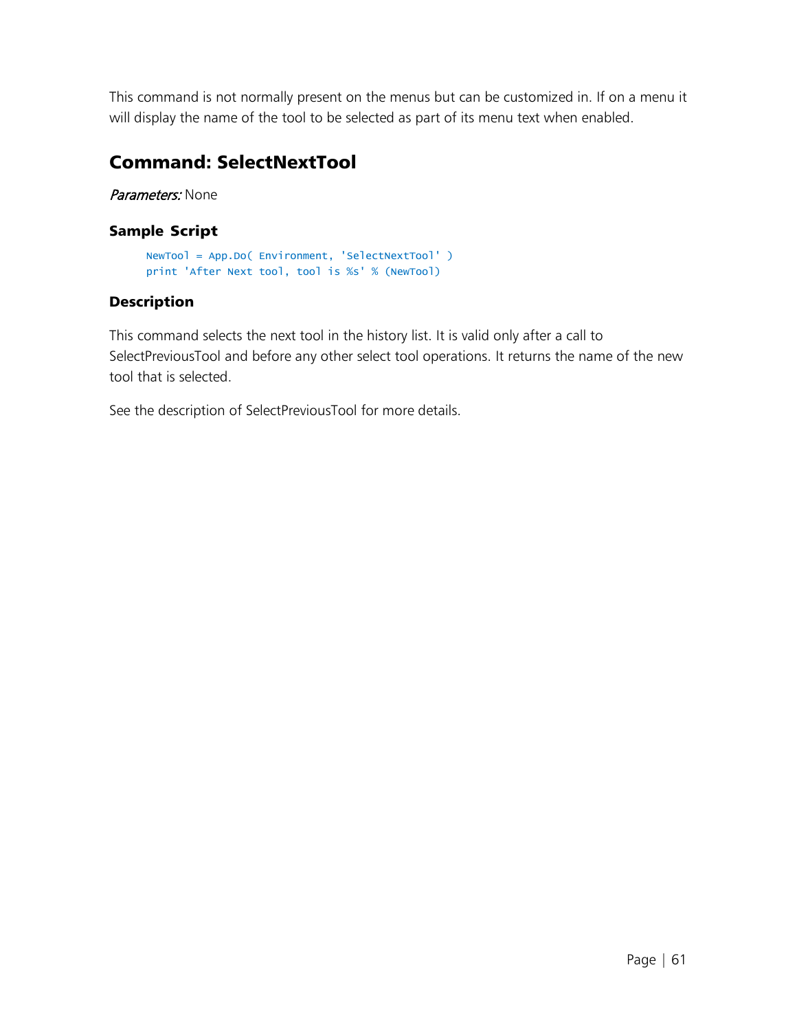This command is not normally present on the menus but can be customized in. If on a menu it will display the name of the tool to be selected as part of its menu text when enabled.

## Command: SelectNextTool

*Parameters:* None

### Sample Script

```
NewTool = App.Do( Environment, 'SelectNextTool' )
print 'After Next tool, tool is %s' % (NewTool)
```

### Description

This command selects the next tool in the history list. It is valid only after a call to SelectPreviousTool and before any other select tool operations. It returns the name of the new tool that is selected.

See the description of SelectPreviousTool for more details.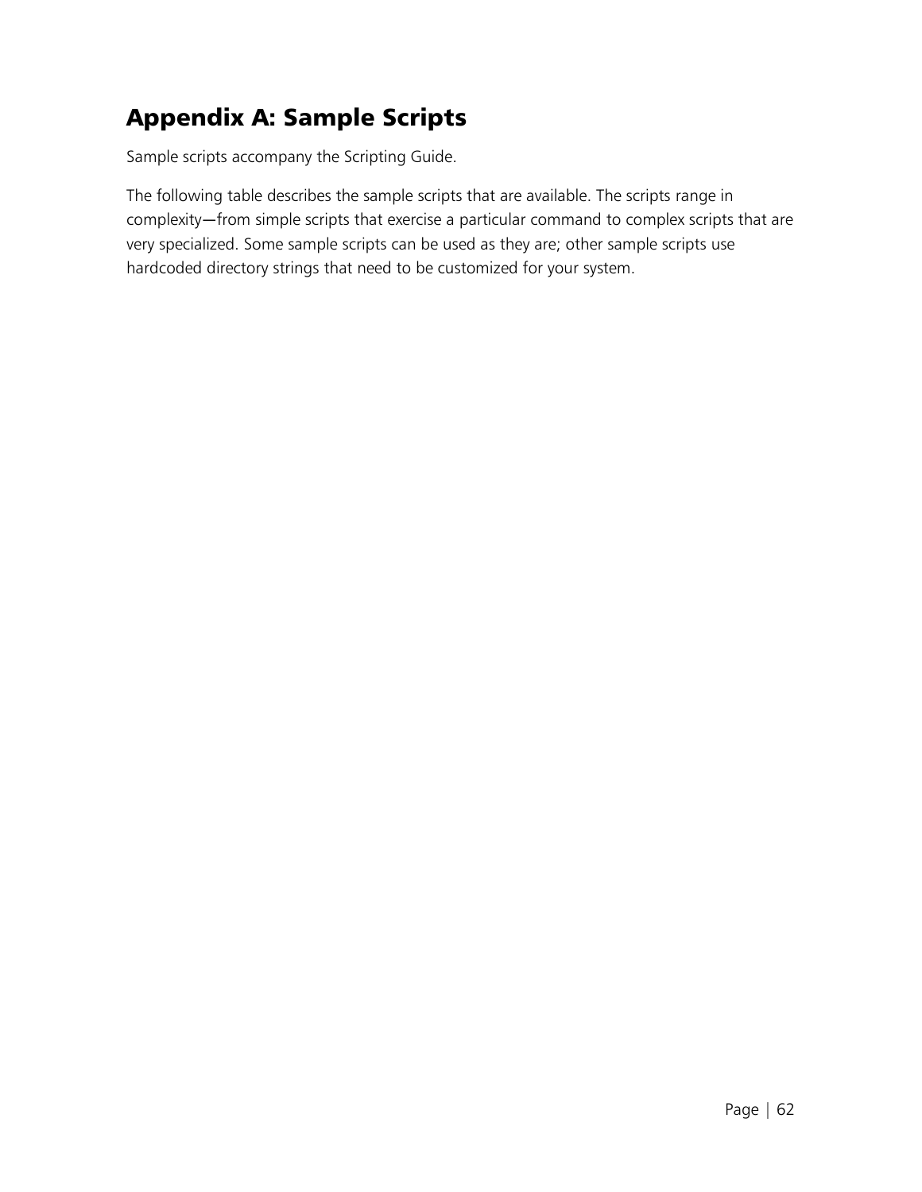# Appendix A: Sample Scripts

Sample scripts accompany the Scripting Guide.

The following table describes the sample scripts that are available. The scripts range in complexity—from simple scripts that exercise a particular command to complex scripts that are very specialized. Some sample scripts can be used as they are; other sample scripts use hardcoded directory strings that need to be customized for your system.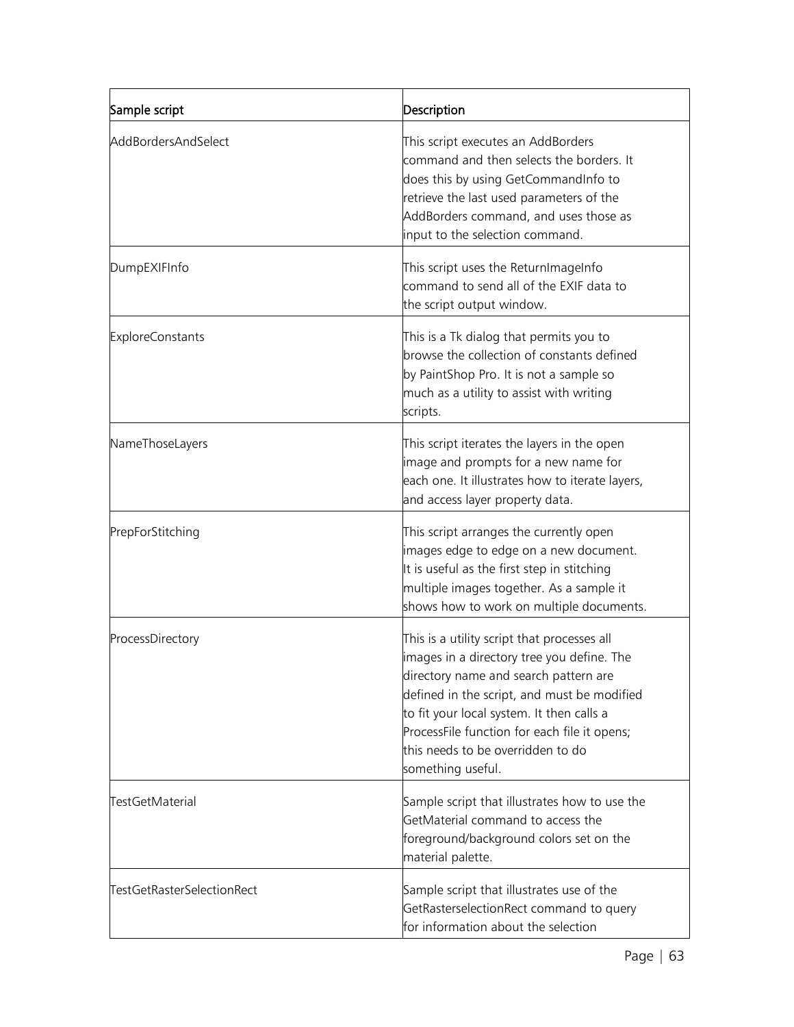| Sample script | Description |
| --- | --- |
| AddBordersAndSelect | This script executes an AddBorders command and then selects the borders. It does this by using GetCommandInfo to retrieve the last used parameters of the AddBorders command, and uses those as input to the selection command. |
| DumpEXIFInfo | This script uses the ReturnImageInfo command to send all of the EXIF data to the script output window. |
| ExploreConstants | This is a Tk dialog that permits you to browse the collection of constants defined by PaintShop Pro. It is not a sample so much as a utility to assist with writing scripts. |
| NameThoseLayers | This script iterates the layers in the open image and prompts for a new name for each one. It illustrates how to iterate layers, and access layer property data. |
| PrepForStitching | This script arranges the currently open images edge to edge on a new document. It is useful as the first step in stitching multiple images together. As a sample it shows how to work on multiple documents. |
| ProcessDirectory | This is a utility script that processes all images in a directory tree you define. The directory name and search pattern are defined in the script, and must be modified to fit your local system. It then calls a ProcessFile function for each file it opens; this needs to be overridden to do something useful. |
| TestGetMaterial | Sample script that illustrates how to use the GetMaterial command to access the foreground/background colors set on the material palette. |
| TestGetRasterSelectionRect | Sample script that illustrates use of the GetRasterselectionRect command to query for information about the selection |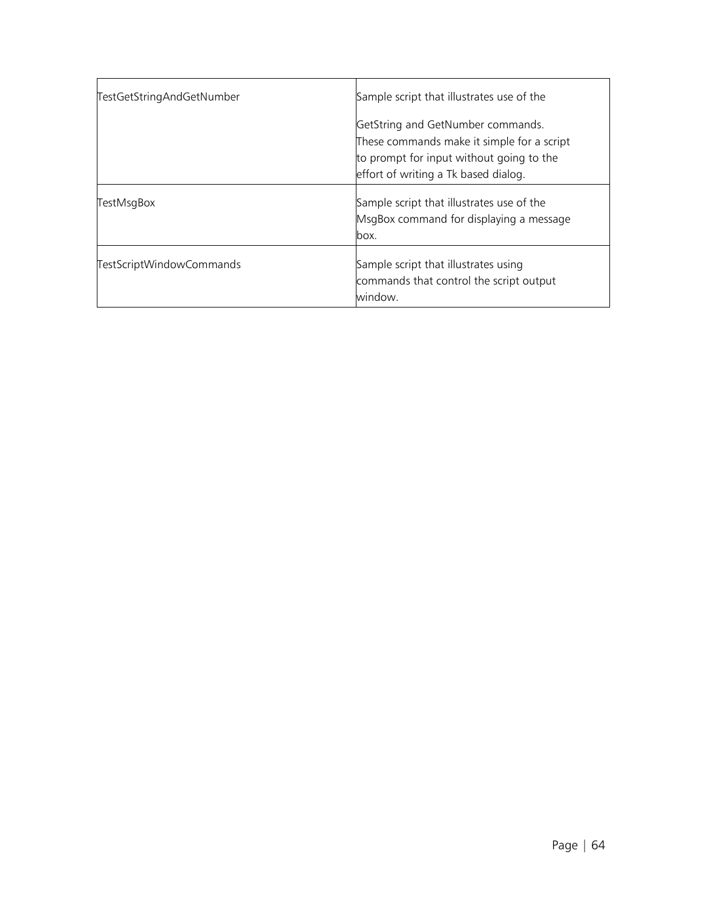| | |
|---|---|
| TestGetStringAndGetNumber | Sample script that illustrates use of the GetString and GetNumber commands. These commands make it simple for a script to prompt for input without going to the effort of writing a Tk based dialog. |
| TestMsgBox | Sample script that illustrates use of the MsgBox command for displaying a message box. |
| TestScriptWindowCommands | Sample script that illustrates using commands that control the script output window. |